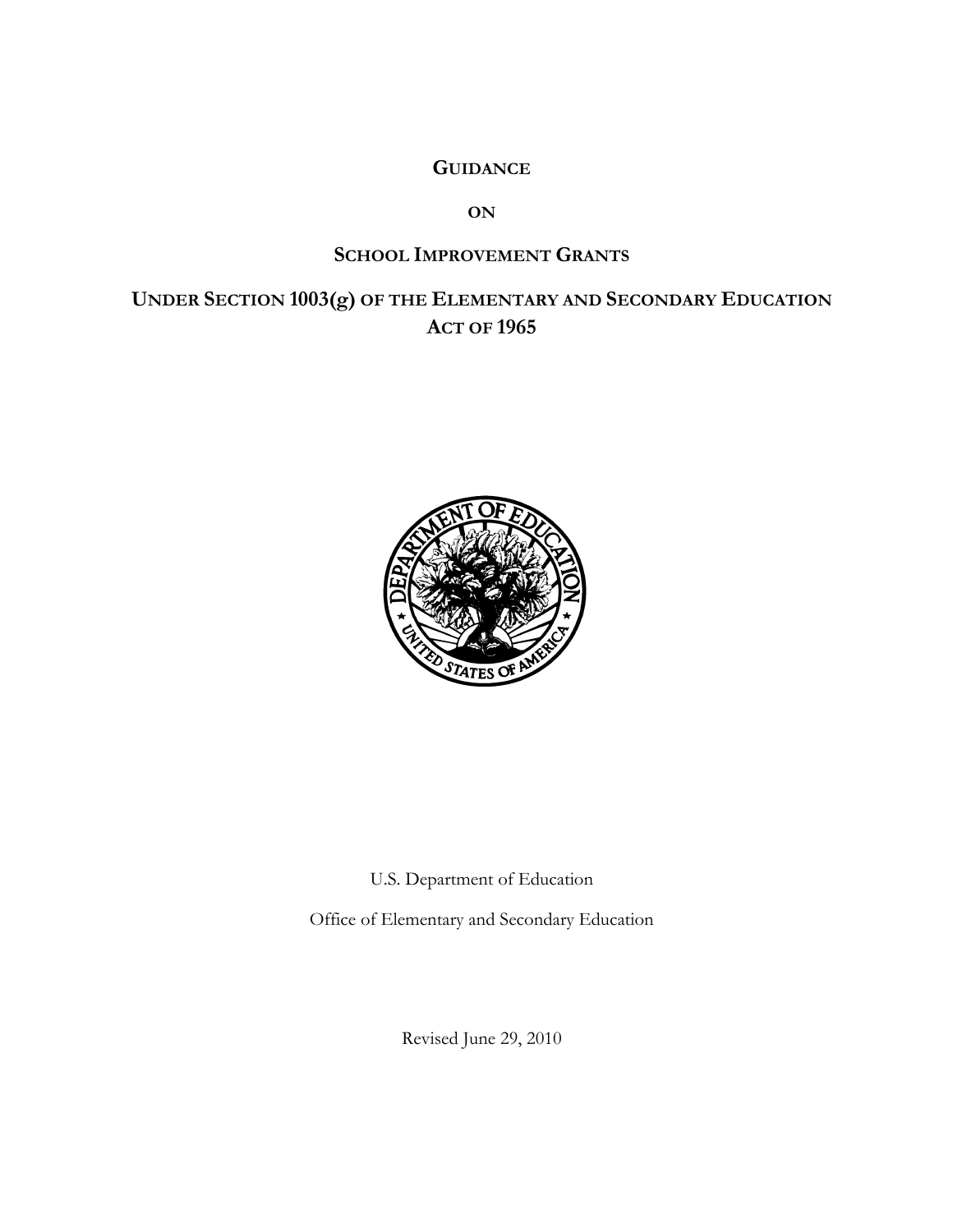# GUIDANCE

# ON

# SCHOOL IMPROVEMENT GRANTS

# UNDER SECTION 1003(g) OF THE ELEMENTARY AND SECONDARY EDUCATION ACT OF 1965

U.S. Department of Education

Office of Elementary and Secondary Education

Revised June 29, 2010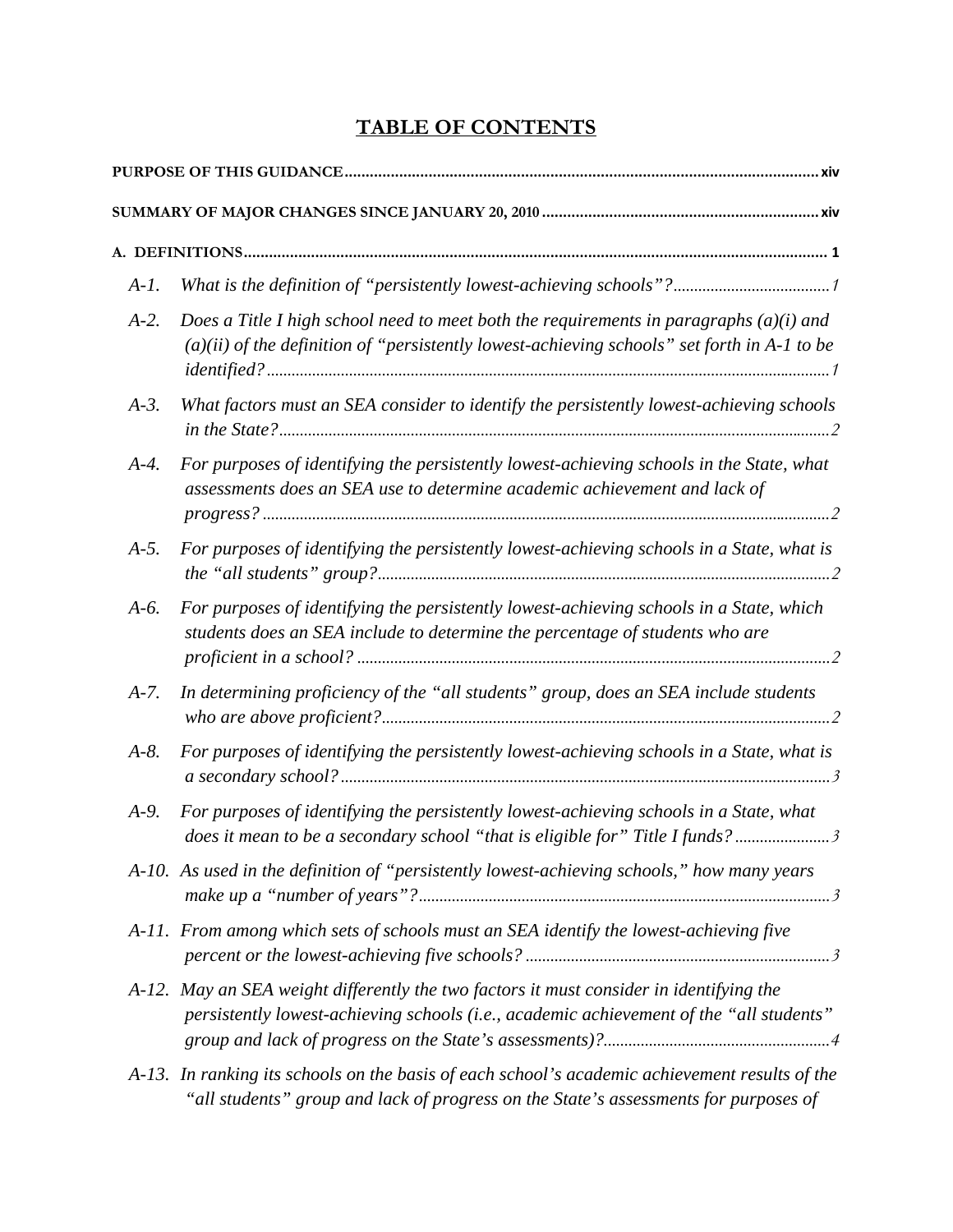# TABLE OF CONTENTS

**PURPOSE OF THIS GUIDANCE** ..... xiv

**SUMMARY OF MAJOR CHANGES SINCE JANUARY 20, 2010** ..... xiv

**A. DEFINITIONS** ..... 1

*A-1. What is the definition of "persistently lowest-achieving schools"?* ..... *1*

*A-2. Does a Title I high school need to meet both the requirements in paragraphs (a)(i) and (a)(ii) of the definition of "persistently lowest-achieving schools" set forth in A-1 to be identified?* ..... *1*

*A-3. What factors must an SEA consider to identify the persistently lowest-achieving schools in the State?* ..... *2*

*A-4. For purposes of identifying the persistently lowest-achieving schools in the State, what assessments does an SEA use to determine academic achievement and lack of progress?* ..... *2*

*A-5. For purposes of identifying the persistently lowest-achieving schools in a State, what is the "all students" group?* ..... *2*

*A-6. For purposes of identifying the persistently lowest-achieving schools in a State, which students does an SEA include to determine the percentage of students who are proficient in a school?* ..... *2*

*A-7. In determining proficiency of the "all students" group, does an SEA include students who are above proficient?* ..... *2*

*A-8. For purposes of identifying the persistently lowest-achieving schools in a State, what is a secondary school?* ..... *3*

*A-9. For purposes of identifying the persistently lowest-achieving schools in a State, what does it mean to be a secondary school "that is eligible for" Title I funds?* ..... *3*

*A-10. As used in the definition of "persistently lowest-achieving schools," how many years make up a "number of years"?* ..... *3*

*A-11. From among which sets of schools must an SEA identify the lowest-achieving five percent or the lowest-achieving five schools?* ..... *3*

*A-12. May an SEA weight differently the two factors it must consider in identifying the persistently lowest-achieving schools (i.e., academic achievement of the "all students" group and lack of progress on the State's assessments)?* ..... *4*

*A-13. In ranking its schools on the basis of each school's academic achievement results of the "all students" group and lack of progress on the State's assessments for purposes of*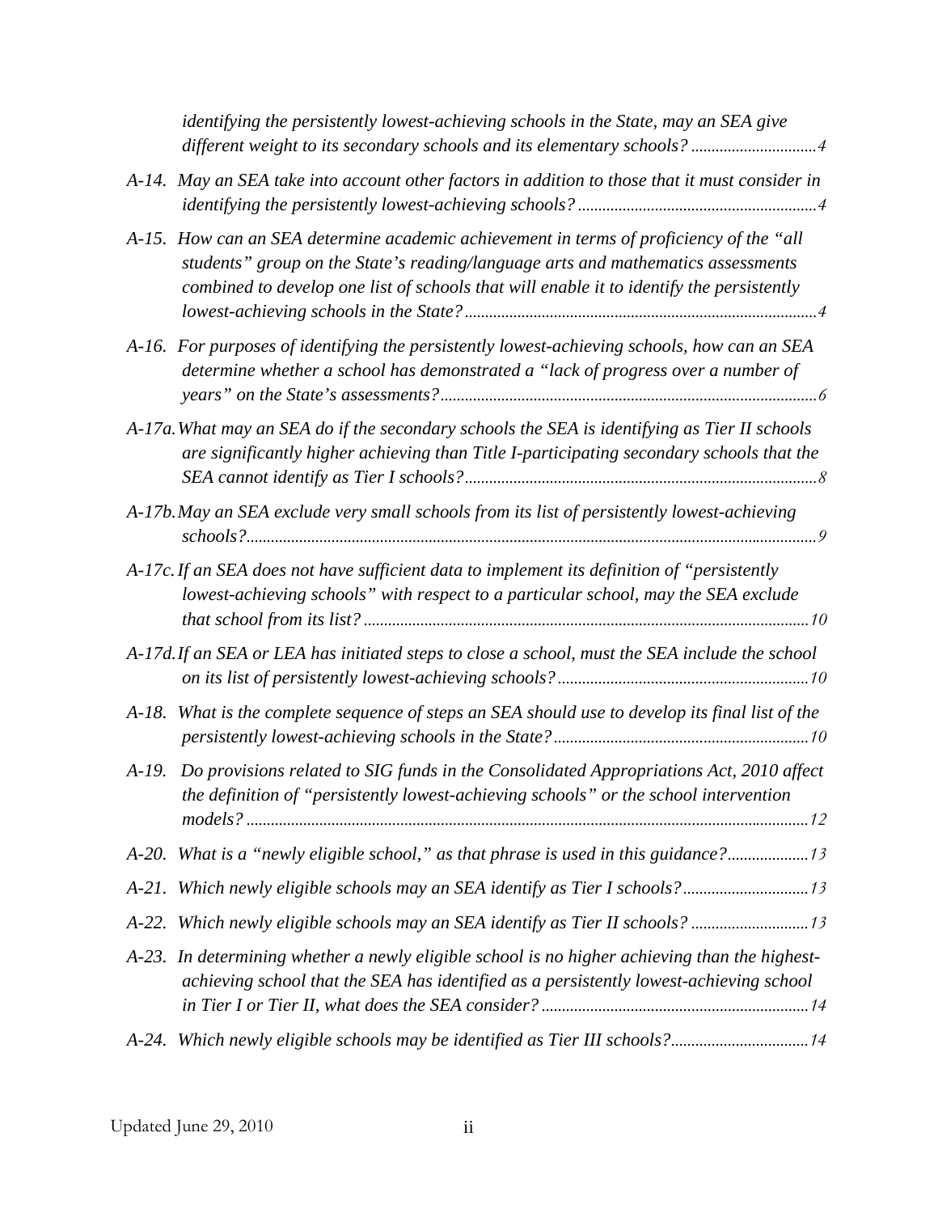*identifying the persistently lowest-achieving schools in the State, may an SEA give different weight to its secondary schools and its elementary schools?* ..............................*4*

*A-14. May an SEA take into account other factors in addition to those that it must consider in identifying the persistently lowest-achieving schools?* ..........................................................*4*

*A-15. How can an SEA determine academic achievement in terms of proficiency of the "all students" group on the State's reading/language arts and mathematics assessments combined to develop one list of schools that will enable it to identify the persistently lowest-achieving schools in the State?* ......................................................................................*4*

*A-16. For purposes of identifying the persistently lowest-achieving schools, how can an SEA determine whether a school has demonstrated a "lack of progress over a number of years" on the State's assessments?* ............................................................................................*6*

*A-17a. What may an SEA do if the secondary schools the SEA is identifying as Tier II schools are significantly higher achieving than Title I-participating secondary schools that the SEA cannot identify as Tier I schools?* ......................................................................................*8*

*A-17b. May an SEA exclude very small schools from its list of persistently lowest-achieving schools?* ...........................................................................................................................................*9*

*A-17c. If an SEA does not have sufficient data to implement its definition of "persistently lowest-achieving schools" with respect to a particular school, may the SEA exclude that school from its list?* ............................................................................................................*10*

*A-17d. If an SEA or LEA has initiated steps to close a school, must the SEA include the school on its list of persistently lowest-achieving schools?* .............................................................*10*

*A-18. What is the complete sequence of steps an SEA should use to develop its final list of the persistently lowest-achieving schools in the State?* ..............................................................*10*

*A-19. Do provisions related to SIG funds in the Consolidated Appropriations Act, 2010 affect the definition of "persistently lowest-achieving schools" or the school intervention models?* .........................................................................................................................................*12*

*A-20. What is a "newly eligible school," as that phrase is used in this guidance?* ....................*13*

*A-21. Which newly eligible schools may an SEA identify as Tier I schools?* ..............................*13*

*A-22. Which newly eligible schools may an SEA identify as Tier II schools?* ............................*13*

*A-23. In determining whether a newly eligible school is no higher achieving than the highest-achieving school that the SEA has identified as a persistently lowest-achieving school in Tier I or Tier II, what does the SEA consider?* .................................................................*14*

*A-24. Which newly eligible schools may be identified as Tier III schools?* .................................*14*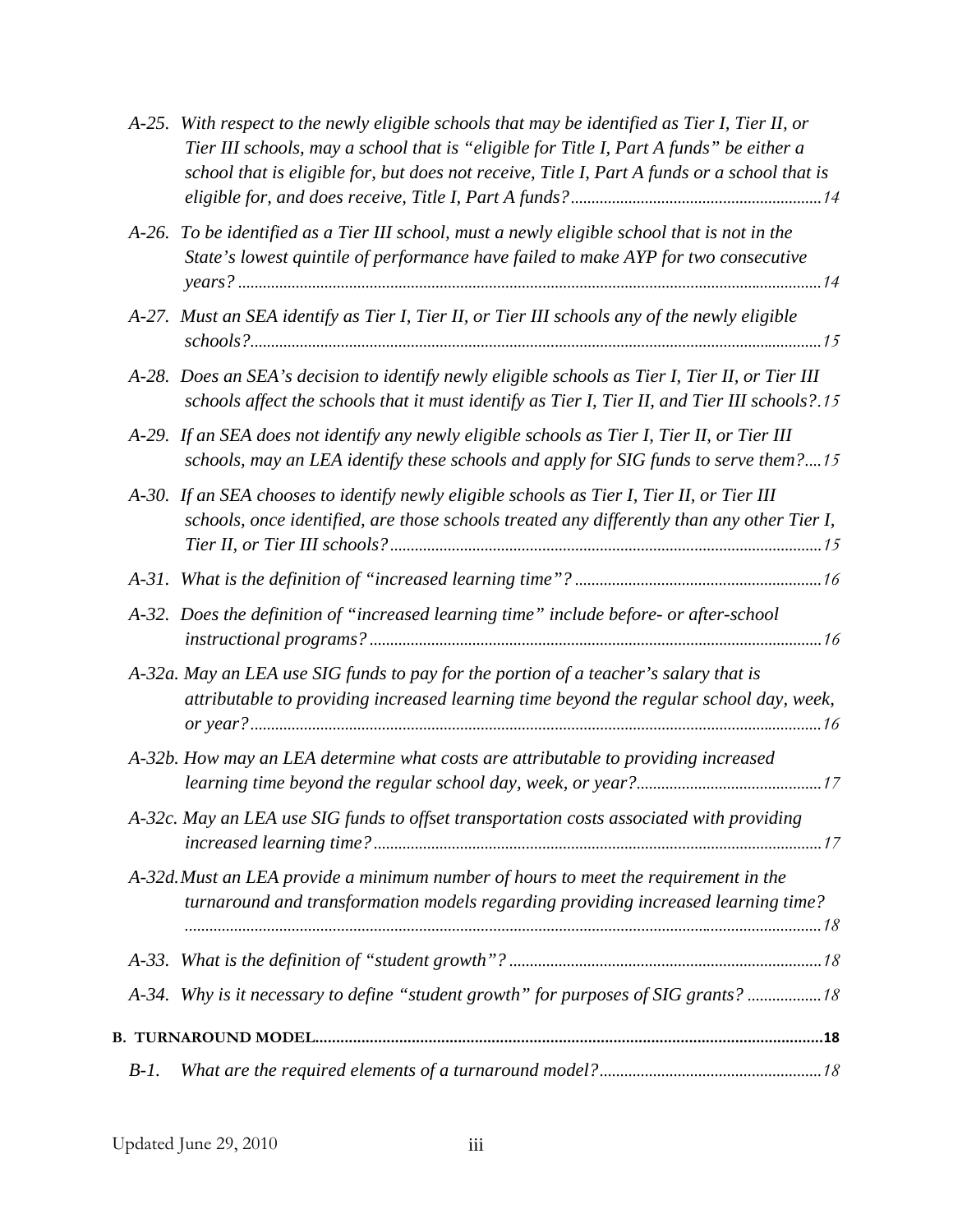*A-25. With respect to the newly eligible schools that may be identified as Tier I, Tier II, or Tier III schools, may a school that is "eligible for Title I, Part A funds" be either a school that is eligible for, but does not receive, Title I, Part A funds or a school that is eligible for, and does receive, Title I, Part A funds?*............14

*A-26. To be identified as a Tier III school, must a newly eligible school that is not in the State's lowest quintile of performance have failed to make AYP for two consecutive years?*............14

*A-27. Must an SEA identify as Tier I, Tier II, or Tier III schools any of the newly eligible schools?*............15

*A-28. Does an SEA's decision to identify newly eligible schools as Tier I, Tier II, or Tier III schools affect the schools that it must identify as Tier I, Tier II, and Tier III schools?*.15

*A-29. If an SEA does not identify any newly eligible schools as Tier I, Tier II, or Tier III schools, may an LEA identify these schools and apply for SIG funds to serve them?*....15

*A-30. If an SEA chooses to identify newly eligible schools as Tier I, Tier II, or Tier III schools, once identified, are those schools treated any differently than any other Tier I, Tier II, or Tier III schools?*............15

*A-31. What is the definition of "increased learning time"?*............16

*A-32. Does the definition of "increased learning time" include before- or after-school instructional programs?*............16

*A-32a. May an LEA use SIG funds to pay for the portion of a teacher's salary that is attributable to providing increased learning time beyond the regular school day, week, or year?*............16

*A-32b. How may an LEA determine what costs are attributable to providing increased learning time beyond the regular school day, week, or year?*............17

*A-32c. May an LEA use SIG funds to offset transportation costs associated with providing increased learning time?*............17

*A-32d. Must an LEA provide a minimum number of hours to meet the requirement in the turnaround and transformation models regarding providing increased learning time?*............18

*A-33. What is the definition of "student growth"?*............18

*A-34. Why is it necessary to define "student growth" for purposes of SIG grants?*............18

**B. TURNAROUND MODEL............18**

*B-1. What are the required elements of a turnaround model?*............18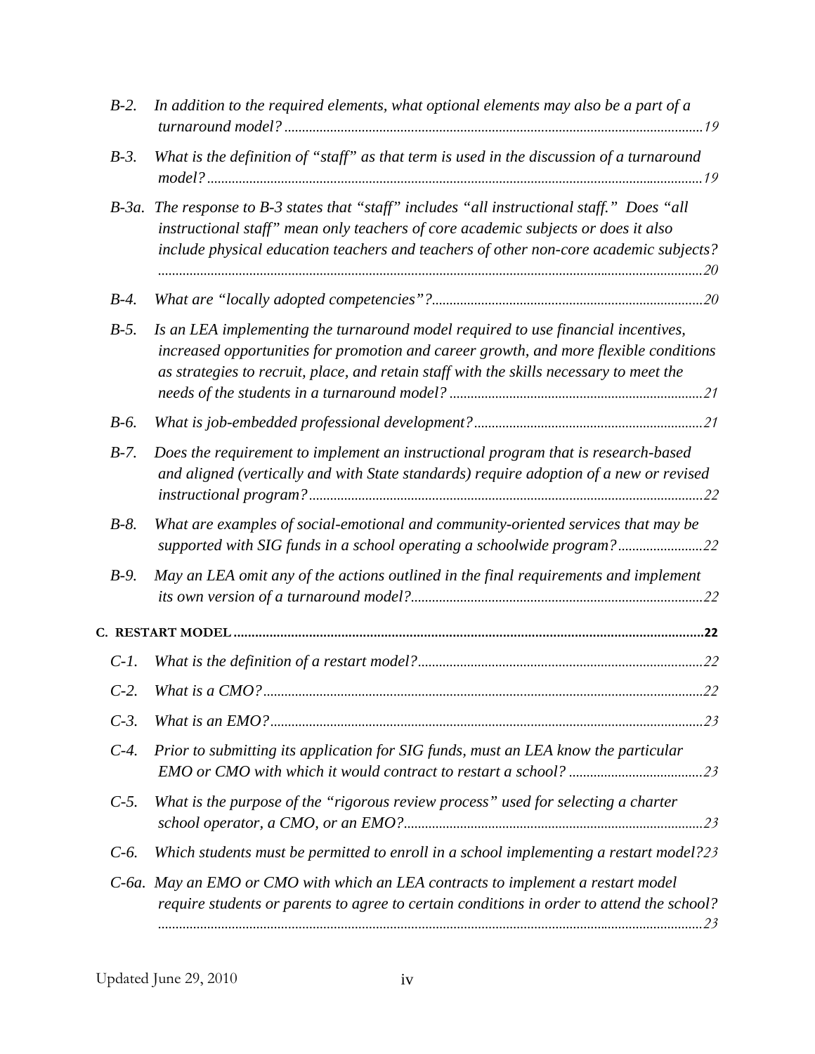*B-2. In addition to the required elements, what optional elements may also be a part of a turnaround model?* ..... 19

*B-3. What is the definition of "staff" as that term is used in the discussion of a turnaround model?* ..... 19

*B-3a. The response to B-3 states that "staff" includes "all instructional staff." Does "all instructional staff" mean only teachers of core academic subjects or does it also include physical education teachers and teachers of other non-core academic subjects?* ..... 20

*B-4. What are "locally adopted competencies"?* ..... 20

*B-5. Is an LEA implementing the turnaround model required to use financial incentives, increased opportunities for promotion and career growth, and more flexible conditions as strategies to recruit, place, and retain staff with the skills necessary to meet the needs of the students in a turnaround model?* ..... 21

*B-6. What is job-embedded professional development?* ..... 21

*B-7. Does the requirement to implement an instructional program that is research-based and aligned (vertically and with State standards) require adoption of a new or revised instructional program?* ..... 22

*B-8. What are examples of social-emotional and community-oriented services that may be supported with SIG funds in a school operating a schoolwide program?* ..... 22

*B-9. May an LEA omit any of the actions outlined in the final requirements and implement its own version of a turnaround model?* ..... 22

**C. RESTART MODEL** ..... **22**

*C-1. What is the definition of a restart model?* ..... 22

*C-2. What is a CMO?* ..... 22

*C-3. What is an EMO?* ..... 23

*C-4. Prior to submitting its application for SIG funds, must an LEA know the particular EMO or CMO with which it would contract to restart a school?* ..... 23

*C-5. What is the purpose of the "rigorous review process" used for selecting a charter school operator, a CMO, or an EMO?* ..... 23

*C-6. Which students must be permitted to enroll in a school implementing a restart model?* 23

*C-6a. May an EMO or CMO with which an LEA contracts to implement a restart model require students or parents to agree to certain conditions in order to attend the school?* ..... 23

Updated June 29, 2010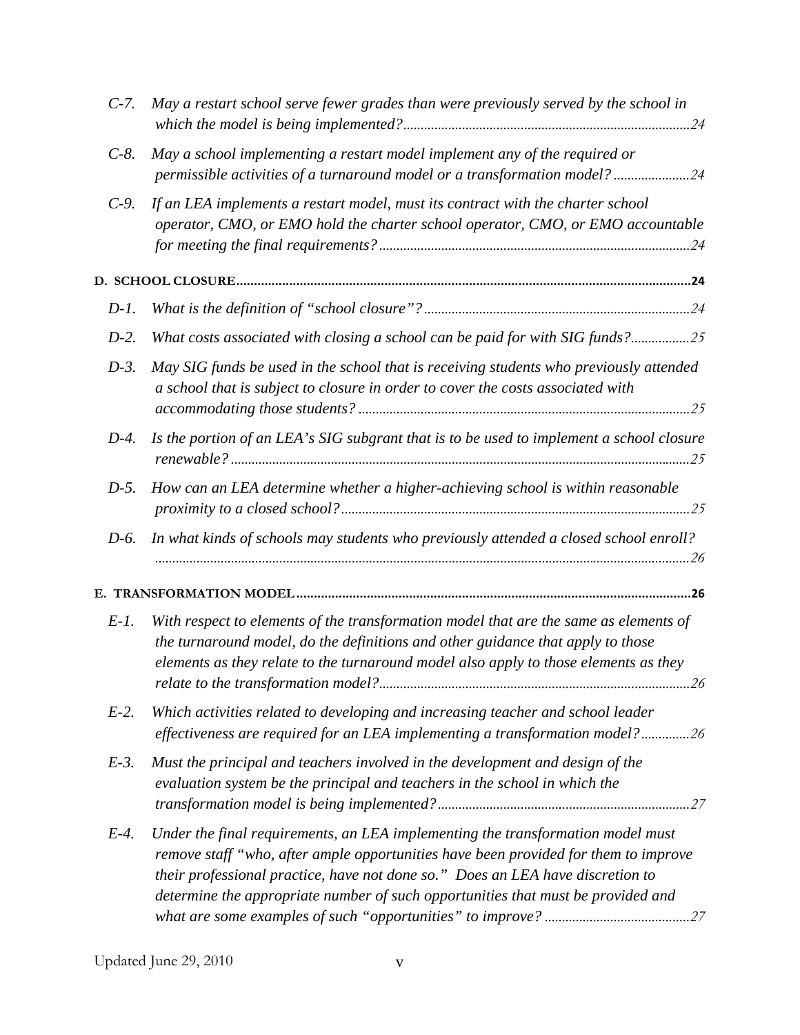*C-7. May a restart school serve fewer grades than were previously served by the school in which the model is being implemented?*...24

*C-8. May a school implementing a restart model implement any of the required or permissible activities of a turnaround model or a transformation model?*...24

*C-9. If an LEA implements a restart model, must its contract with the charter school operator, CMO, or EMO hold the charter school operator, CMO, or EMO accountable for meeting the final requirements?*...24

**D. SCHOOL CLOSURE**...24

*D-1. What is the definition of "school closure"?*...24

*D-2. What costs associated with closing a school can be paid for with SIG funds?*...25

*D-3. May SIG funds be used in the school that is receiving students who previously attended a school that is subject to closure in order to cover the costs associated with accommodating those students?*...25

*D-4. Is the portion of an LEA's SIG subgrant that is to be used to implement a school closure renewable?*...25

*D-5. How can an LEA determine whether a higher-achieving school is within reasonable proximity to a closed school?*...25

*D-6. In what kinds of schools may students who previously attended a closed school enroll?*...26

**E. TRANSFORMATION MODEL**...26

*E-1. With respect to elements of the transformation model that are the same as elements of the turnaround model, do the definitions and other guidance that apply to those elements as they relate to the turnaround model also apply to those elements as they relate to the transformation model?*...26

*E-2. Which activities related to developing and increasing teacher and school leader effectiveness are required for an LEA implementing a transformation model?*...26

*E-3. Must the principal and teachers involved in the development and design of the evaluation system be the principal and teachers in the school in which the transformation model is being implemented?*...27

*E-4. Under the final requirements, an LEA implementing the transformation model must remove staff "who, after ample opportunities have been provided for them to improve their professional practice, have not done so." Does an LEA have discretion to determine the appropriate number of such opportunities that must be provided and what are some examples of such "opportunities" to improve?*...27

Updated June 29, 2010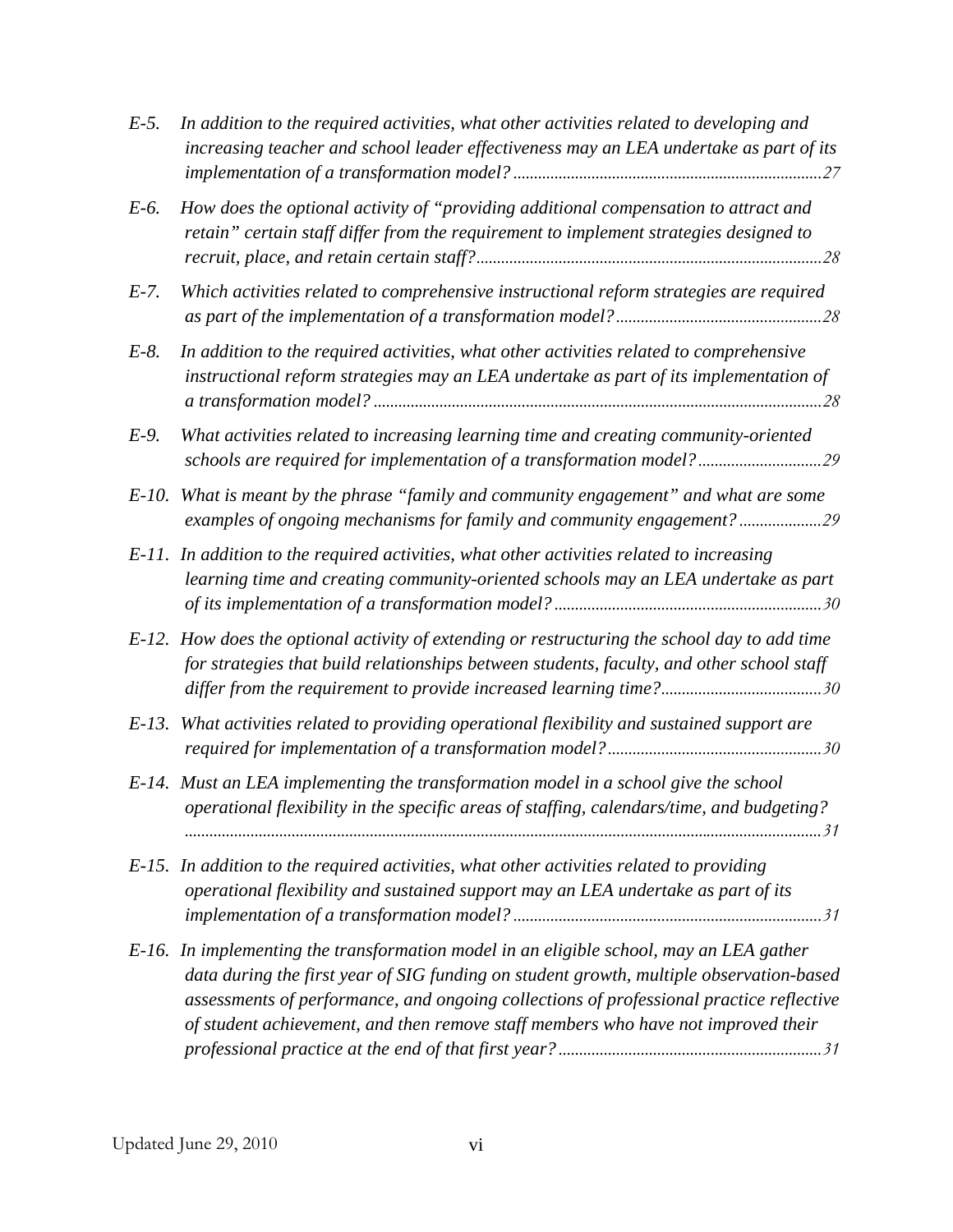*E-5. In addition to the required activities, what other activities related to developing and increasing teacher and school leader effectiveness may an LEA undertake as part of its implementation of a transformation model?*......27

*E-6. How does the optional activity of "providing additional compensation to attract and retain" certain staff differ from the requirement to implement strategies designed to recruit, place, and retain certain staff?*......28

*E-7. Which activities related to comprehensive instructional reform strategies are required as part of the implementation of a transformation model?*......28

*E-8. In addition to the required activities, what other activities related to comprehensive instructional reform strategies may an LEA undertake as part of its implementation of a transformation model?*......28

*E-9. What activities related to increasing learning time and creating community-oriented schools are required for implementation of a transformation model?*......29

*E-10. What is meant by the phrase "family and community engagement" and what are some examples of ongoing mechanisms for family and community engagement?*......29

*E-11. In addition to the required activities, what other activities related to increasing learning time and creating community-oriented schools may an LEA undertake as part of its implementation of a transformation model?*......30

*E-12. How does the optional activity of extending or restructuring the school day to add time for strategies that build relationships between students, faculty, and other school staff differ from the requirement to provide increased learning time?*......30

*E-13. What activities related to providing operational flexibility and sustained support are required for implementation of a transformation model?*......30

*E-14. Must an LEA implementing the transformation model in a school give the school operational flexibility in the specific areas of staffing, calendars/time, and budgeting?*......31

*E-15. In addition to the required activities, what other activities related to providing operational flexibility and sustained support may an LEA undertake as part of its implementation of a transformation model?*......31

*E-16. In implementing the transformation model in an eligible school, may an LEA gather data during the first year of SIG funding on student growth, multiple observation-based assessments of performance, and ongoing collections of professional practice reflective of student achievement, and then remove staff members who have not improved their professional practice at the end of that first year?*......31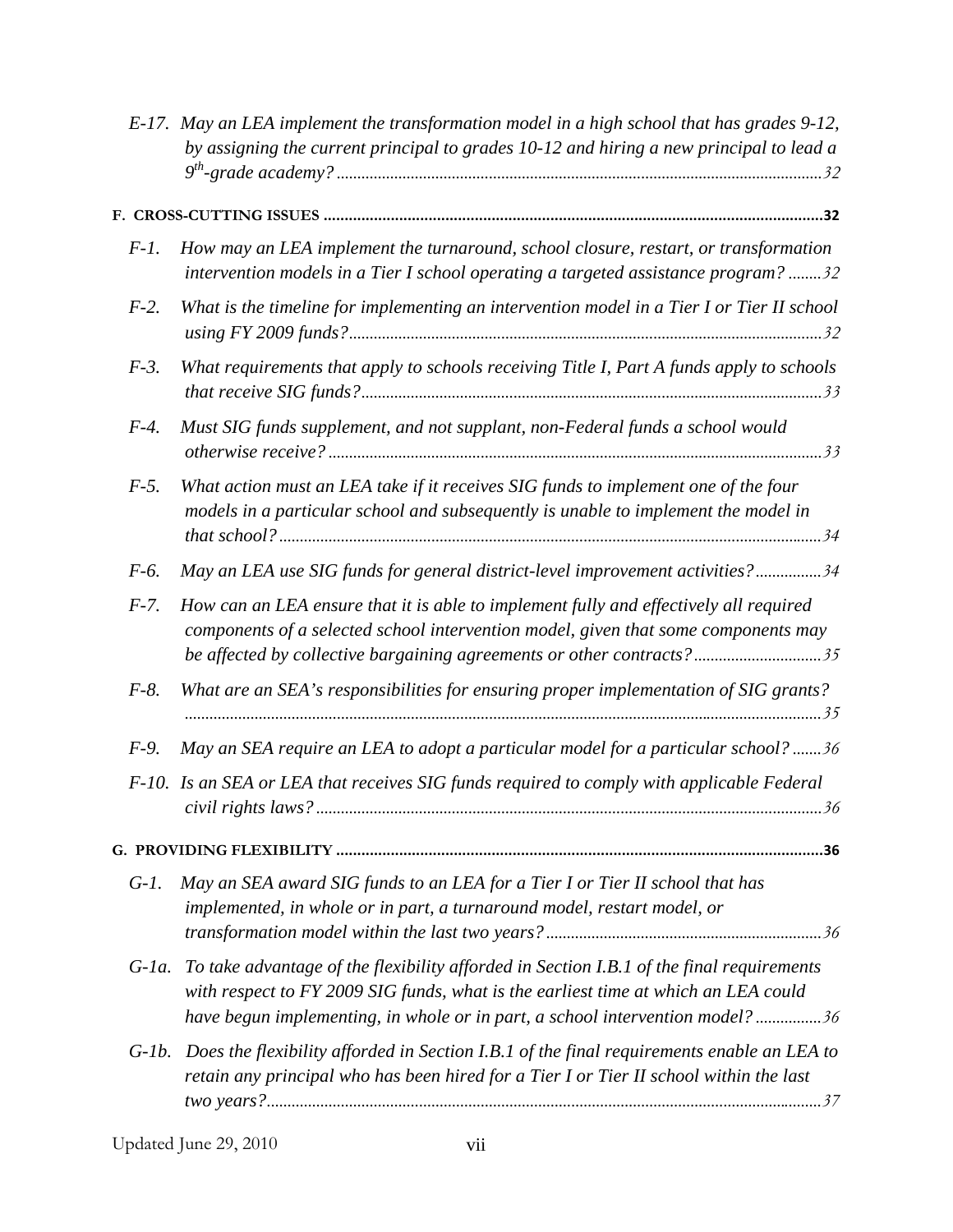*E-17. May an LEA implement the transformation model in a high school that has grades 9-12, by assigning the current principal to grades 10-12 and hiring a new principal to lead a 9th-grade academy?* ....................................................................................................................32

**F. CROSS-CUTTING ISSUES** ......................................................................................................................32

*F-1. How may an LEA implement the turnaround, school closure, restart, or transformation intervention models in a Tier I school operating a targeted assistance program?* ........32

*F-2. What is the timeline for implementing an intervention model in a Tier I or Tier II school using FY 2009 funds?*.................................................................................................................32

*F-3. What requirements that apply to schools receiving Title I, Part A funds apply to schools that receive SIG funds?*..............................................................................................................33

*F-4. Must SIG funds supplement, and not supplant, non-Federal funds a school would otherwise receive?* .....................................................................................................................33

*F-5. What action must an LEA take if it receives SIG funds to implement one of the four models in a particular school and subsequently is unable to implement the model in that school?*.................................................................................................................................34

*F-6. May an LEA use SIG funds for general district-level improvement activities?*................34

*F-7. How can an LEA ensure that it is able to implement fully and effectively all required components of a selected school intervention model, given that some components may be affected by collective bargaining agreements or other contracts?*..............................35

*F-8. What are an SEA's responsibilities for ensuring proper implementation of SIG grants?* ........................................................................................................................................35

*F-9. May an SEA require an LEA to adopt a particular model for a particular school?* .......36

*F-10. Is an SEA or LEA that receives SIG funds required to comply with applicable Federal civil rights laws?*.........................................................................................................................36

**G. PROVIDING FLEXIBILITY** ..................................................................................................................36

*G-1. May an SEA award SIG funds to an LEA for a Tier I or Tier II school that has implemented, in whole or in part, a turnaround model, restart model, or transformation model within the last two years?*.................................................................36

*G-1a. To take advantage of the flexibility afforded in Section I.B.1 of the final requirements with respect to FY 2009 SIG funds, what is the earliest time at which an LEA could have begun implementing, in whole or in part, a school intervention model?* ................36

*G-1b. Does the flexibility afforded in Section I.B.1 of the final requirements enable an LEA to retain any principal who has been hired for a Tier I or Tier II school within the last two years?*....................................................................................................................................37

Updated June 29, 2010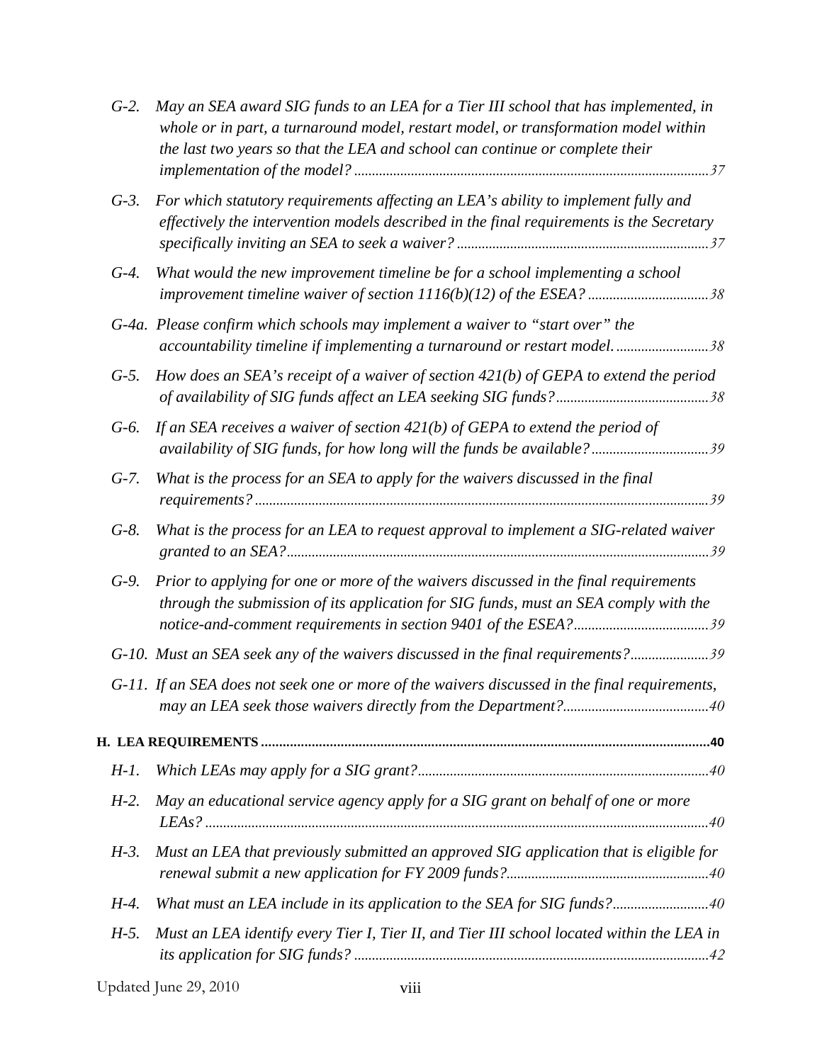*G-2. May an SEA award SIG funds to an LEA for a Tier III school that has implemented, in whole or in part, a turnaround model, restart model, or transformation model within the last two years so that the LEA and school can continue or complete their implementation of the model? ....................................................................................................37*

*G-3. For which statutory requirements affecting an LEA's ability to implement fully and effectively the intervention models described in the final requirements is the Secretary specifically inviting an SEA to seek a waiver? .......................................................................37*

*G-4. What would the new improvement timeline be for a school implementing a school improvement timeline waiver of section 1116(b)(12) of the ESEA? ..................................38*

*G-4a. Please confirm which schools may implement a waiver to "start over" the accountability timeline if implementing a turnaround or restart model. ..........................38*

*G-5. How does an SEA's receipt of a waiver of section 421(b) of GEPA to extend the period of availability of SIG funds affect an LEA seeking SIG funds?...........................................38*

*G-6. If an SEA receives a waiver of section 421(b) of GEPA to extend the period of availability of SIG funds, for how long will the funds be available? .................................39*

*G-7. What is the process for an SEA to apply for the waivers discussed in the final requirements? ...............................................................................................................................39*

*G-8. What is the process for an LEA to request approval to implement a SIG-related waiver granted to an SEA?......................................................................................................................39*

*G-9. Prior to applying for one or more of the waivers discussed in the final requirements through the submission of its application for SIG funds, must an SEA comply with the notice-and-comment requirements in section 9401 of the ESEA?......................................39*

*G-10. Must an SEA seek any of the waivers discussed in the final requirements?......................39*

*G-11. If an SEA does not seek one or more of the waivers discussed in the final requirements, may an LEA seek those waivers directly from the Department?.........................................40*

**H. LEA REQUIREMENTS ............................................................................................................................40**

*H-1. Which LEAs may apply for a SIG grant?.................................................................................40*

*H-2. May an educational service agency apply for a SIG grant on behalf of one or more LEAs? ............................................................................................................................................40*

*H-3. Must an LEA that previously submitted an approved SIG application that is eligible for renewal submit a new application for FY 2009 funds?.........................................................40*

*H-4. What must an LEA include in its application to the SEA for SIG funds?...........................40*

*H-5. Must an LEA identify every Tier I, Tier II, and Tier III school located within the LEA in its application for SIG funds? ...................................................................................................42*

Updated June 29, 2010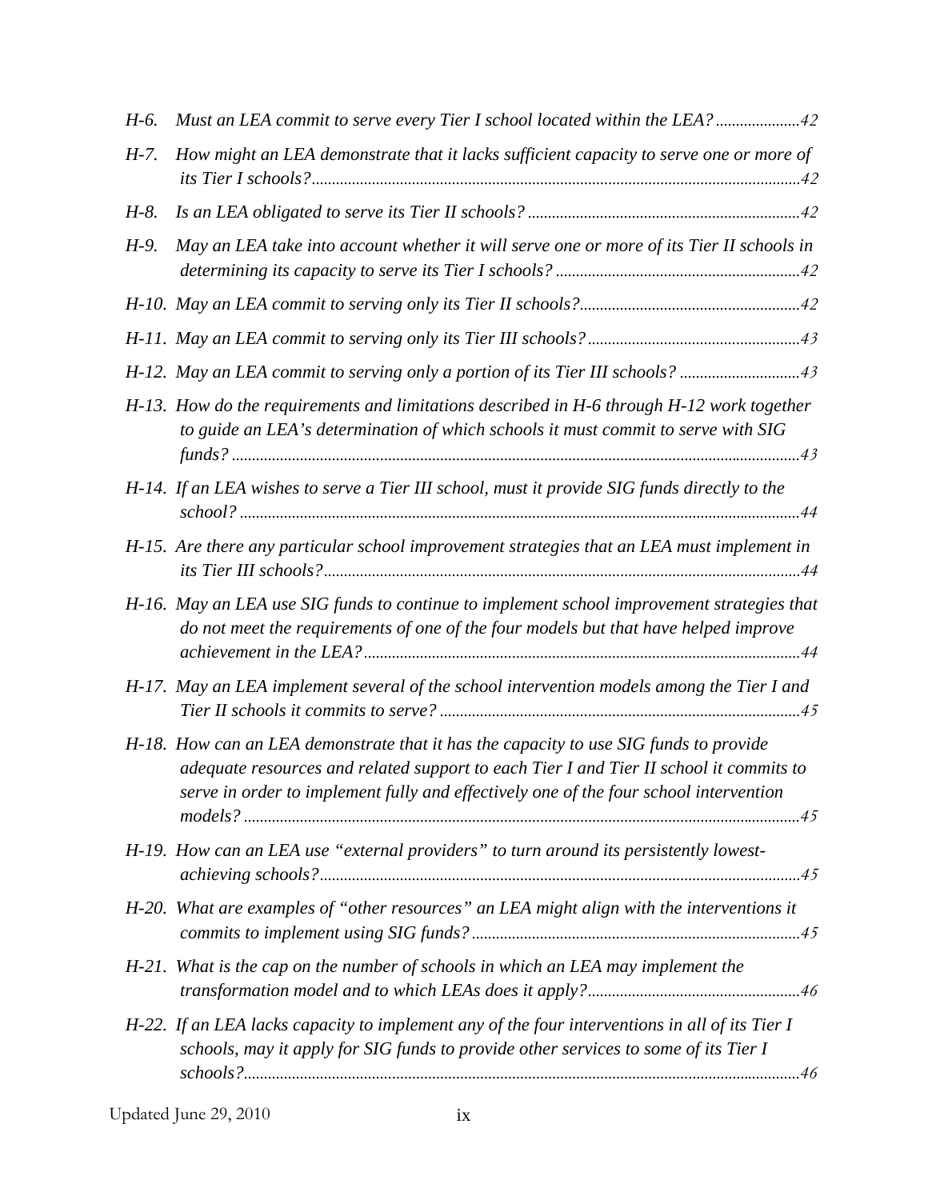*H-6. Must an LEA commit to serve every Tier I school located within the LEA?.....................42*

*H-7. How might an LEA demonstrate that it lacks sufficient capacity to serve one or more of its Tier I schools?.........................................................................................................42*

*H-8. Is an LEA obligated to serve its Tier II schools? ...................................................................42*

*H-9. May an LEA take into account whether it will serve one or more of its Tier II schools in determining its capacity to serve its Tier I schools? ............................................................42*

*H-10. May an LEA commit to serving only its Tier II schools?......................................................42*

*H-11. May an LEA commit to serving only its Tier III schools?....................................................43*

*H-12. May an LEA commit to serving only a portion of its Tier III schools? .............................43*

*H-13. How do the requirements and limitations described in H-6 through H-12 work together to guide an LEA's determination of which schools it must commit to serve with SIG funds? ............................................................................................................................................43*

*H-14. If an LEA wishes to serve a Tier III school, must it provide SIG funds directly to the school? ..........................................................................................................................................44*

*H-15. Are there any particular school improvement strategies that an LEA must implement in its Tier III schools?......................................................................................................................44*

*H-16. May an LEA use SIG funds to continue to implement school improvement strategies that do not meet the requirements of one of the four models but that have helped improve achievement in the LEA?............................................................................................................44*

*H-17. May an LEA implement several of the school intervention models among the Tier I and Tier II schools it commits to serve? .........................................................................................45*

*H-18. How can an LEA demonstrate that it has the capacity to use SIG funds to provide adequate resources and related support to each Tier I and Tier II school it commits to serve in order to implement fully and effectively one of the four school intervention models? .........................................................................................................................................45*

*H-19. How can an LEA use "external providers" to turn around its persistently lowest-achieving schools?......................................................................................................................45*

*H-20. What are examples of "other resources" an LEA might align with the interventions it commits to implement using SIG funds? .................................................................................45*

*H-21. What is the cap on the number of schools in which an LEA may implement the transformation model and to which LEAs does it apply?.....................................................46*

*H-22. If an LEA lacks capacity to implement any of the four interventions in all of its Tier I schools, may it apply for SIG funds to provide other services to some of its Tier I schools?.........................................................................................................................................46*

Updated June 29, 2010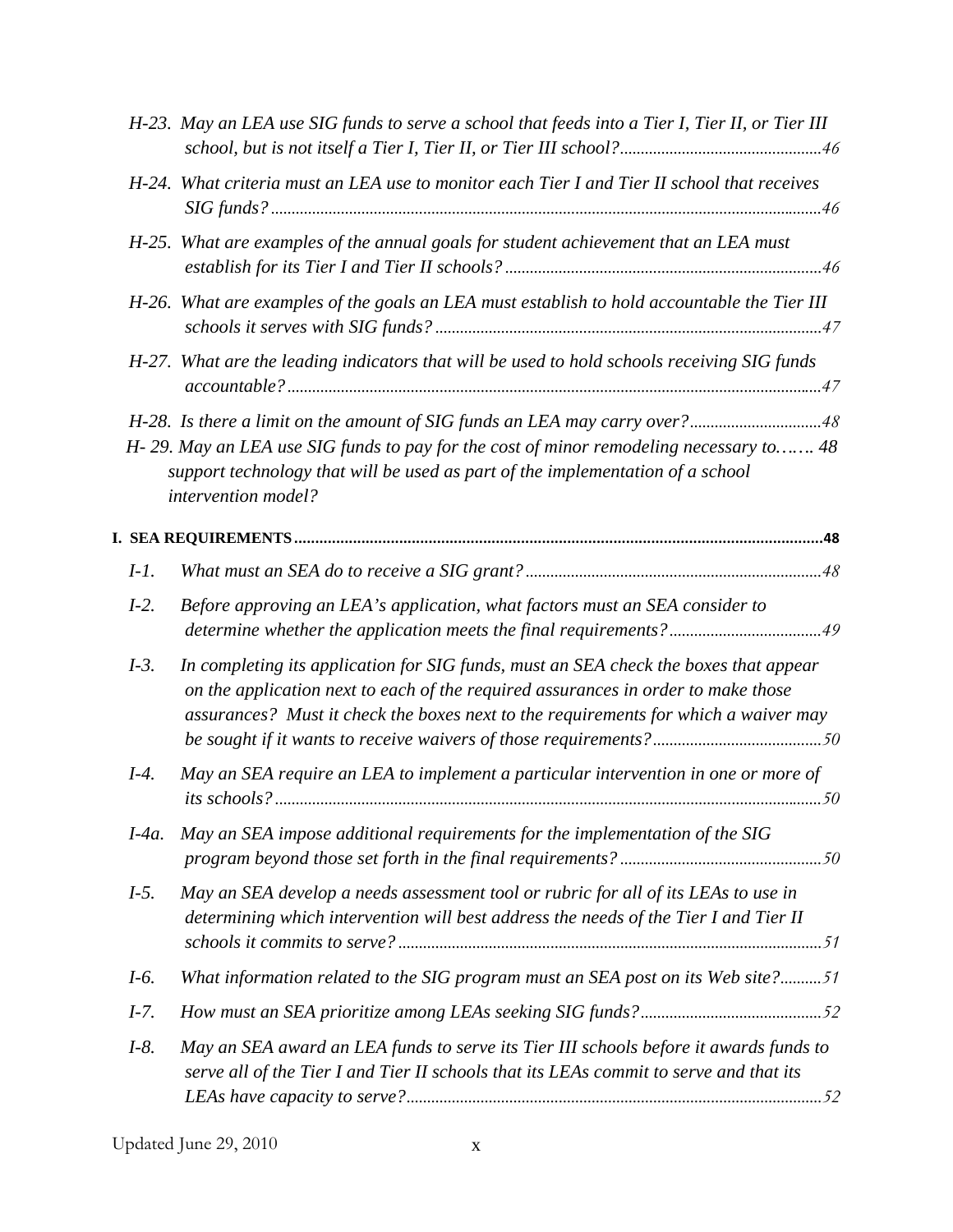*H-23. May an LEA use SIG funds to serve a school that feeds into a Tier I, Tier II, or Tier III school, but is not itself a Tier I, Tier II, or Tier III school?................................................46*

*H-24. What criteria must an LEA use to monitor each Tier I and Tier II school that receives SIG funds?....................................................................................................................................46*

*H-25. What are examples of the annual goals for student achievement that an LEA must establish for its Tier I and Tier II schools?............................................................................46*

*H-26. What are examples of the goals an LEA must establish to hold accountable the Tier III schools it serves with SIG funds?.............................................................................................47*

*H-27. What are the leading indicators that will be used to hold schools receiving SIG funds accountable?................................................................................................................................47*

*H-28. Is there a limit on the amount of SIG funds an LEA may carry over?................................48*

*H- 29. May an LEA use SIG funds to pay for the cost of minor remodeling necessary to……. 48 support technology that will be used as part of the implementation of a school intervention model?*

**I. SEA REQUIREMENTS.............................................................................................................................48**

*I-1. What must an SEA do to receive a SIG grant?.......................................................................48*

*I-2. Before approving an LEA's application, what factors must an SEA consider to determine whether the application meets the final requirements?.....................................49*

*I-3. In completing its application for SIG funds, must an SEA check the boxes that appear on the application next to each of the required assurances in order to make those assurances? Must it check the boxes next to the requirements for which a waiver may be sought if it wants to receive waivers of those requirements?.........................................50*

*I-4. May an SEA require an LEA to implement a particular intervention in one or more of its schools?...................................................................................................................................50*

*I-4a. May an SEA impose additional requirements for the implementation of the SIG program beyond those set forth in the final requirements?.................................................50*

*I-5. May an SEA develop a needs assessment tool or rubric for all of its LEAs to use in determining which intervention will best address the needs of the Tier I and Tier II schools it commits to serve?.....................................................................................................51*

*I-6. What information related to the SIG program must an SEA post on its Web site?..........51*

*I-7. How must an SEA prioritize among LEAs seeking SIG funds?............................................52*

*I-8. May an SEA award an LEA funds to serve its Tier III schools before it awards funds to serve all of the Tier I and Tier II schools that its LEAs commit to serve and that its LEAs have capacity to serve?....................................................................................................52*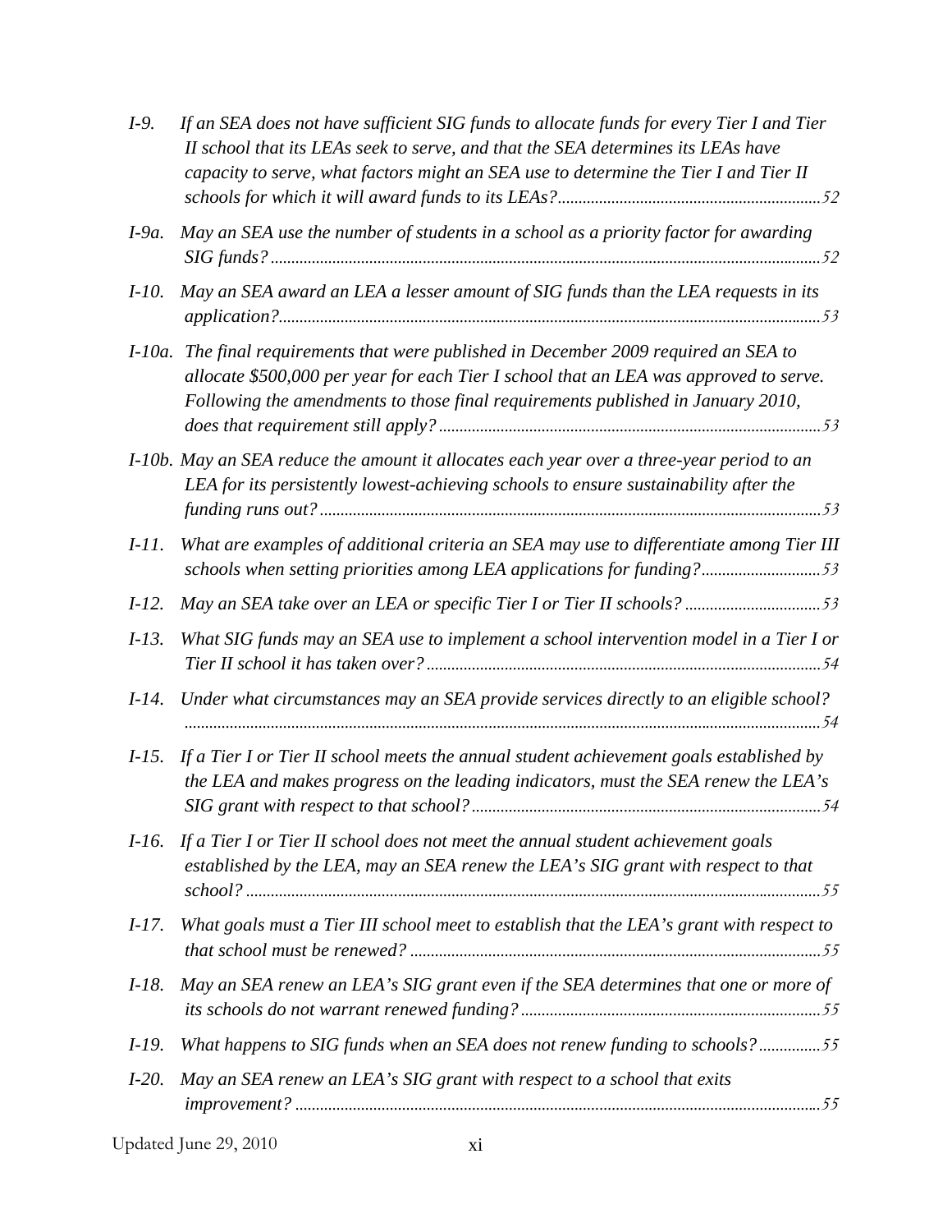*I-9. If an SEA does not have sufficient SIG funds to allocate funds for every Tier I and Tier II school that its LEAs seek to serve, and that the SEA determines its LEAs have capacity to serve, what factors might an SEA use to determine the Tier I and Tier II schools for which it will award funds to its LEAs?*...............................................................52

*I-9a. May an SEA use the number of students in a school as a priority factor for awarding SIG funds?*.....................................................................................................................................52

*I-10. May an SEA award an LEA a lesser amount of SIG funds than the LEA requests in its application?*..................................................................................................................................53

*I-10a. The final requirements that were published in December 2009 required an SEA to allocate $500,000 per year for each Tier I school that an LEA was approved to serve. Following the amendments to those final requirements published in January 2010, does that requirement still apply?*............................................................................................53

*I-10b. May an SEA reduce the amount it allocates each year over a three-year period to an LEA for its persistently lowest-achieving schools to ensure sustainability after the funding runs out?*.........................................................................................................................53

*I-11. What are examples of additional criteria an SEA may use to differentiate among Tier III schools when setting priorities among LEA applications for funding?*............................53

*I-12. May an SEA take over an LEA or specific Tier I or Tier II schools?* .................................53

*I-13. What SIG funds may an SEA use to implement a school intervention model in a Tier I or Tier II school it has taken over?*...............................................................................................54

*I-14. Under what circumstances may an SEA provide services directly to an eligible school?* ..........................................................................................................................................54

*I-15. If a Tier I or Tier II school meets the annual student achievement goals established by the LEA and makes progress on the leading indicators, must the SEA renew the LEA's SIG grant with respect to that school?*...................................................................................54

*I-16. If a Tier I or Tier II school does not meet the annual student achievement goals established by the LEA, may an SEA renew the LEA's SIG grant with respect to that school?*..........................................................................................................................................55

*I-17. What goals must a Tier III school meet to establish that the LEA's grant with respect to that school must be renewed?* ...................................................................................................55

*I-18. May an SEA renew an LEA's SIG grant even if the SEA determines that one or more of its schools do not warrant renewed funding?*........................................................................55

*I-19. What happens to SIG funds when an SEA does not renew funding to schools?*...............55

*I-20. May an SEA renew an LEA's SIG grant with respect to a school that exits improvement?* .............................................................................................................................55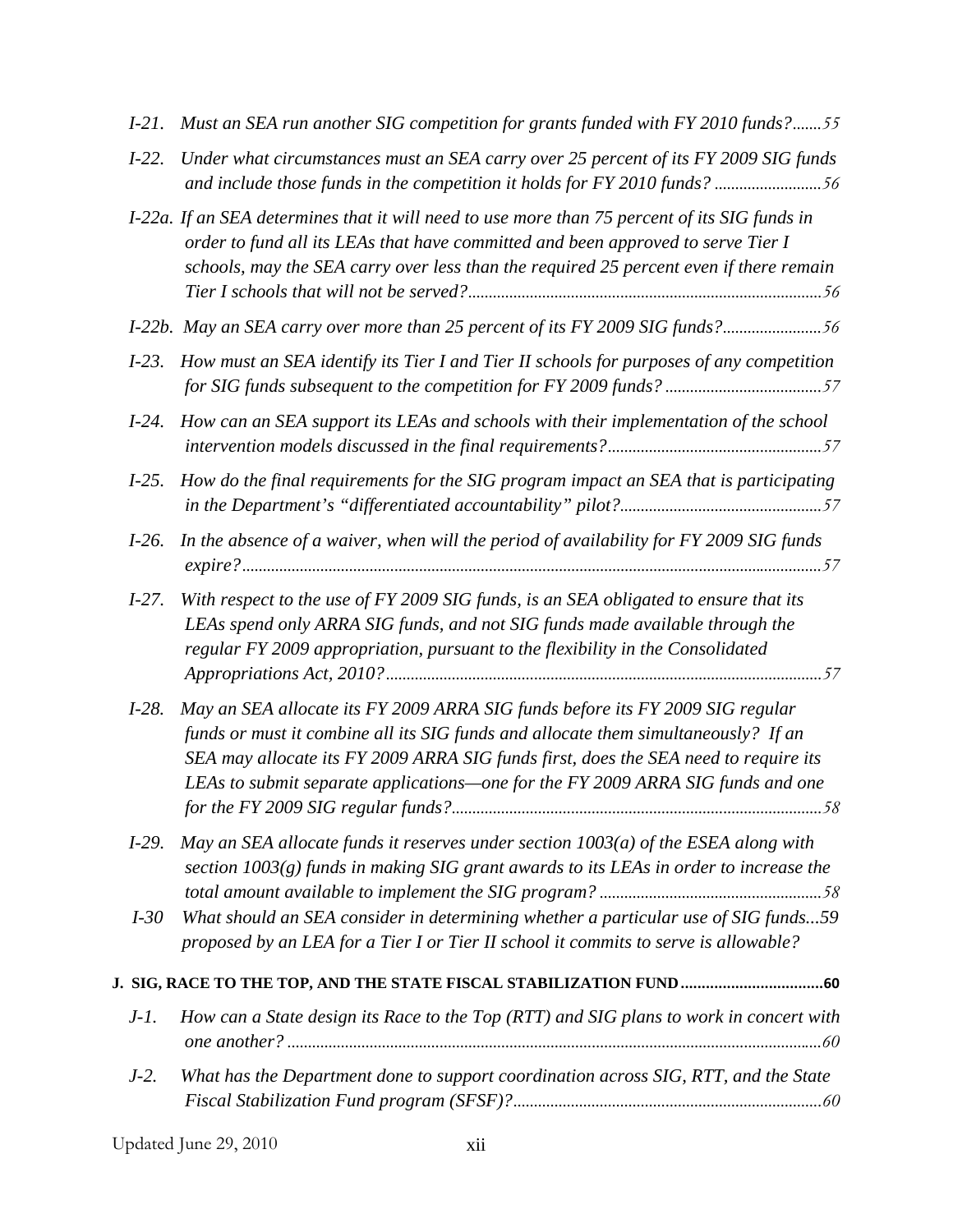*I-21. Must an SEA run another SIG competition for grants funded with FY 2010 funds?.......55*

*I-22. Under what circumstances must an SEA carry over 25 percent of its FY 2009 SIG funds and include those funds in the competition it holds for FY 2010 funds? ..........................56*

*I-22a. If an SEA determines that it will need to use more than 75 percent of its SIG funds in order to fund all its LEAs that have committed and been approved to serve Tier I schools, may the SEA carry over less than the required 25 percent even if there remain Tier I schools that will not be served?......................................................................................56*

*I-22b. May an SEA carry over more than 25 percent of its FY 2009 SIG funds?........................56*

*I-23. How must an SEA identify its Tier I and Tier II schools for purposes of any competition for SIG funds subsequent to the competition for FY 2009 funds? ......................................57*

*I-24. How can an SEA support its LEAs and schools with their implementation of the school intervention models discussed in the final requirements?....................................................57*

*I-25. How do the final requirements for the SIG program impact an SEA that is participating in the Department's "differentiated accountability" pilot?.................................................57*

*I-26. In the absence of a waiver, when will the period of availability for FY 2009 SIG funds expire?...........................................................................................................................57*

*I-27. With respect to the use of FY 2009 SIG funds, is an SEA obligated to ensure that its LEAs spend only ARRA SIG funds, and not SIG funds made available through the regular FY 2009 appropriation, pursuant to the flexibility in the Consolidated Appropriations Act, 2010?.........................................................................................................57*

*I-28. May an SEA allocate its FY 2009 ARRA SIG funds before its FY 2009 SIG regular funds or must it combine all its SIG funds and allocate them simultaneously? If an SEA may allocate its FY 2009 ARRA SIG funds first, does the SEA need to require its LEAs to submit separate applications—one for the FY 2009 ARRA SIG funds and one for the FY 2009 SIG regular funds?.........................................................................................58*

*I-29. May an SEA allocate funds it reserves under section 1003(a) of the ESEA along with section 1003(g) funds in making SIG grant awards to its LEAs in order to increase the total amount available to implement the SIG program? ......................................................58*

*I-30 What should an SEA consider in determining whether a particular use of SIG funds...59 proposed by an LEA for a Tier I or Tier II school it commits to serve is allowable?*

**J. SIG, RACE TO THE TOP, AND THE STATE FISCAL STABILIZATION FUND..................................60**

*J-1. How can a State design its Race to the Top (RTT) and SIG plans to work in concert with one another? .................................................................................................................60*

*J-2. What has the Department done to support coordination across SIG, RTT, and the State Fiscal Stabilization Fund program (SFSF)?..........................................................................60*

Updated June 29, 2010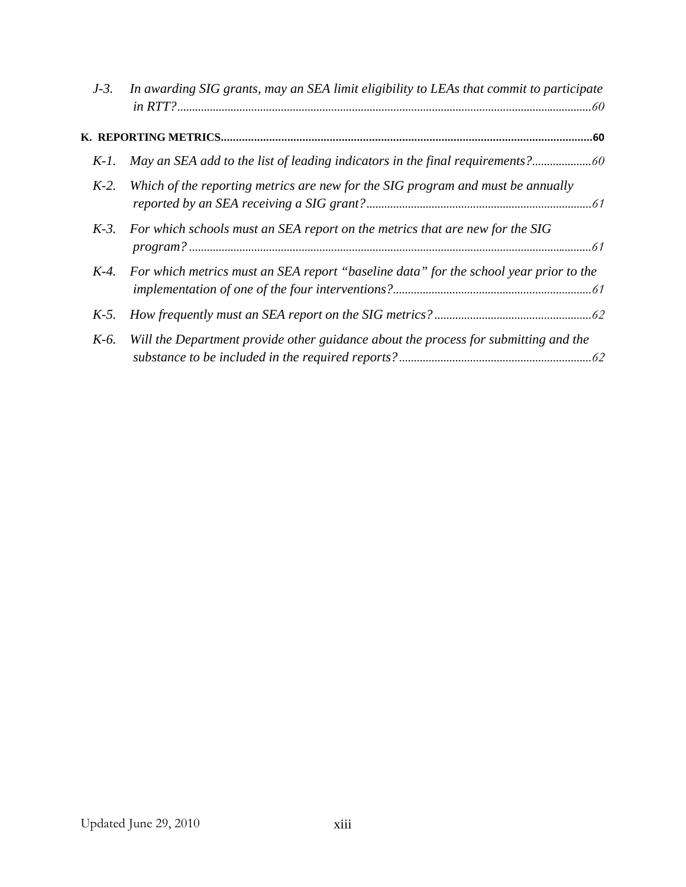*J-3. In awarding SIG grants, may an SEA limit eligibility to LEAs that commit to participate in RTT?*......60

**K. REPORTING METRICS**......60

*K-1. May an SEA add to the list of leading indicators in the final requirements?*......60

*K-2. Which of the reporting metrics are new for the SIG program and must be annually reported by an SEA receiving a SIG grant?*......61

*K-3. For which schools must an SEA report on the metrics that are new for the SIG program?*......61

*K-4. For which metrics must an SEA report "baseline data" for the school year prior to the implementation of one of the four interventions?*......61

*K-5. How frequently must an SEA report on the SIG metrics?*......62

*K-6. Will the Department provide other guidance about the process for submitting and the substance to be included in the required reports?*......62

Updated June 29, 2010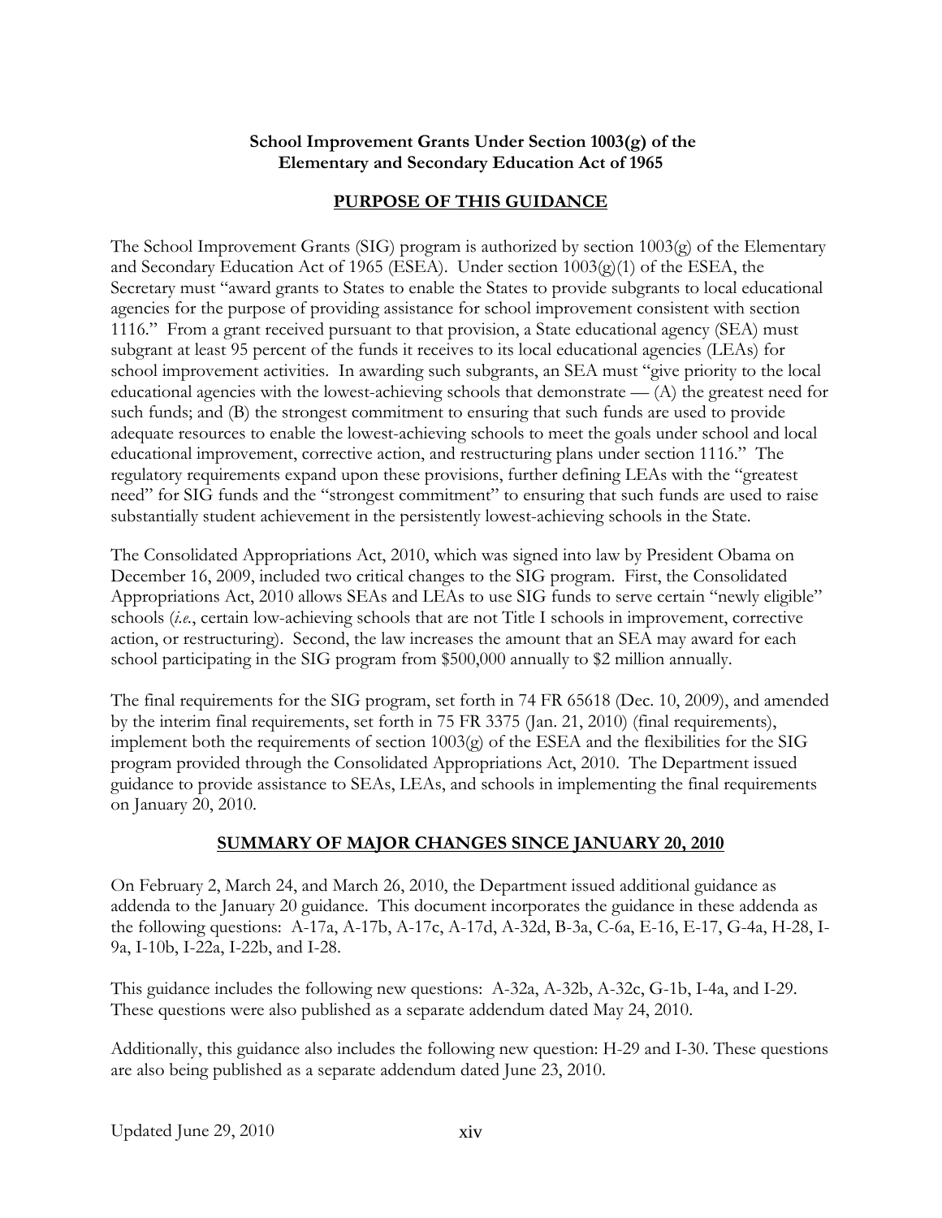**School Improvement Grants Under Section 1003(g) of the Elementary and Secondary Education Act of 1965**

## PURPOSE OF THIS GUIDANCE

The School Improvement Grants (SIG) program is authorized by section 1003(g) of the Elementary and Secondary Education Act of 1965 (ESEA). Under section 1003(g)(1) of the ESEA, the Secretary must "award grants to States to enable the States to provide subgrants to local educational agencies for the purpose of providing assistance for school improvement consistent with section 1116." From a grant received pursuant to that provision, a State educational agency (SEA) must subgrant at least 95 percent of the funds it receives to its local educational agencies (LEAs) for school improvement activities. In awarding such subgrants, an SEA must "give priority to the local educational agencies with the lowest-achieving schools that demonstrate — (A) the greatest need for such funds; and (B) the strongest commitment to ensuring that such funds are used to provide adequate resources to enable the lowest-achieving schools to meet the goals under school and local educational improvement, corrective action, and restructuring plans under section 1116." The regulatory requirements expand upon these provisions, further defining LEAs with the "greatest need" for SIG funds and the "strongest commitment" to ensuring that such funds are used to raise substantially student achievement in the persistently lowest-achieving schools in the State.

The Consolidated Appropriations Act, 2010, which was signed into law by President Obama on December 16, 2009, included two critical changes to the SIG program. First, the Consolidated Appropriations Act, 2010 allows SEAs and LEAs to use SIG funds to serve certain "newly eligible" schools (*i.e.*, certain low-achieving schools that are not Title I schools in improvement, corrective action, or restructuring). Second, the law increases the amount that an SEA may award for each school participating in the SIG program from $500,000 annually to $2 million annually.

The final requirements for the SIG program, set forth in 74 FR 65618 (Dec. 10, 2009), and amended by the interim final requirements, set forth in 75 FR 3375 (Jan. 21, 2010) (final requirements), implement both the requirements of section 1003(g) of the ESEA and the flexibilities for the SIG program provided through the Consolidated Appropriations Act, 2010. The Department issued guidance to provide assistance to SEAs, LEAs, and schools in implementing the final requirements on January 20, 2010.

## SUMMARY OF MAJOR CHANGES SINCE JANUARY 20, 2010

On February 2, March 24, and March 26, 2010, the Department issued additional guidance as addenda to the January 20 guidance. This document incorporates the guidance in these addenda as the following questions: A-17a, A-17b, A-17c, A-17d, A-32d, B-3a, C-6a, E-16, E-17, G-4a, H-28, I-9a, I-10b, I-22a, I-22b, and I-28.

This guidance includes the following new questions: A-32a, A-32b, A-32c, G-1b, I-4a, and I-29. These questions were also published as a separate addendum dated May 24, 2010.

Additionally, this guidance also includes the following new question: H-29 and I-30. These questions are also being published as a separate addendum dated June 23, 2010.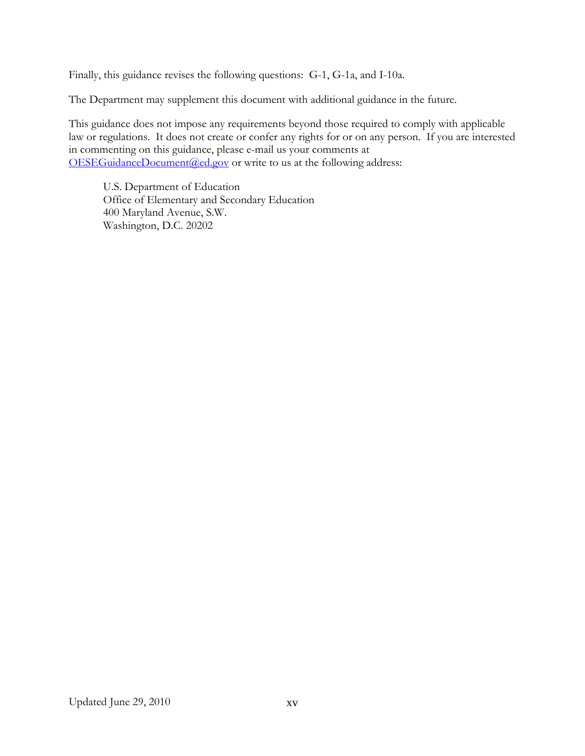Finally, this guidance revises the following questions: G-1, G-1a, and I-10a.

The Department may supplement this document with additional guidance in the future.

This guidance does not impose any requirements beyond those required to comply with applicable law or regulations. It does not create or confer any rights for or on any person. If you are interested in commenting on this guidance, please e-mail us your comments at OESEGuidanceDocument@ed.gov or write to us at the following address:

> U.S. Department of Education
> Office of Elementary and Secondary Education
> 400 Maryland Avenue, S.W.
> Washington, D.C. 20202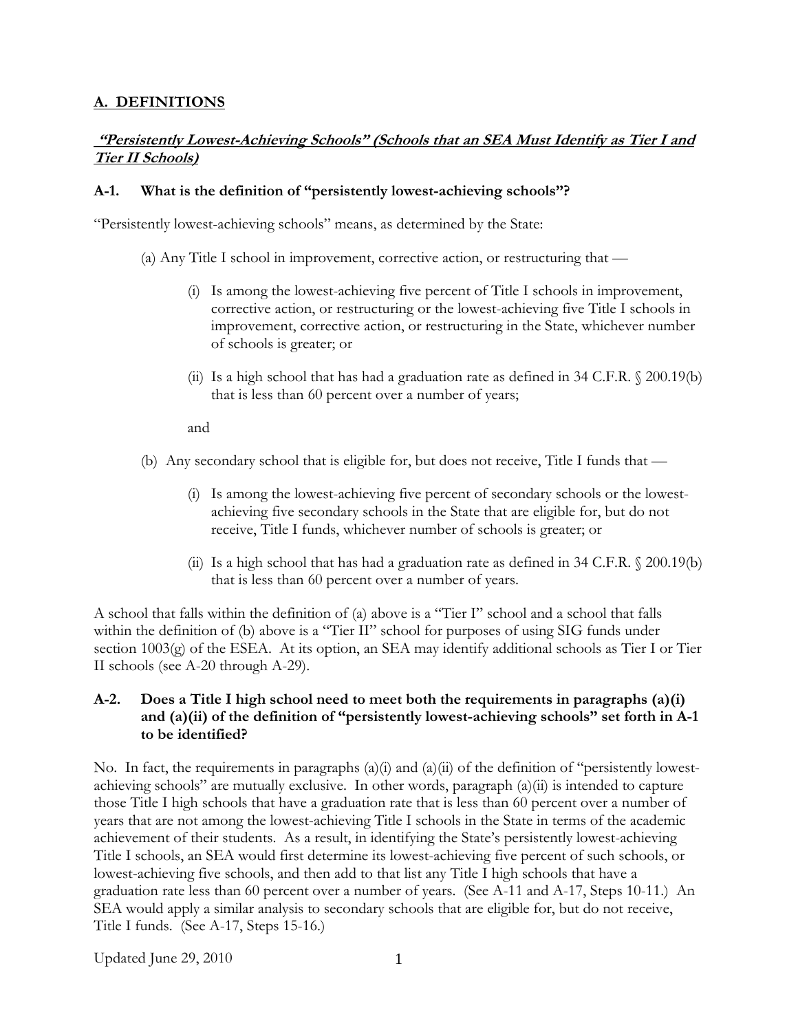## A. DEFINITIONS

### ***"Persistently Lowest-Achieving Schools" (Schools that an SEA Must Identify as Tier I and Tier II Schools)***

**A-1. What is the definition of "persistently lowest-achieving schools"?**

"Persistently lowest-achieving schools" means, as determined by the State:

(a) Any Title I school in improvement, corrective action, or restructuring that —

(i) Is among the lowest-achieving five percent of Title I schools in improvement, corrective action, or restructuring or the lowest-achieving five Title I schools in improvement, corrective action, or restructuring in the State, whichever number of schools is greater; or

(ii) Is a high school that has had a graduation rate as defined in 34 C.F.R. § 200.19(b) that is less than 60 percent over a number of years;

and

(b) Any secondary school that is eligible for, but does not receive, Title I funds that —

(i) Is among the lowest-achieving five percent of secondary schools or the lowest-achieving five secondary schools in the State that are eligible for, but do not receive, Title I funds, whichever number of schools is greater; or

(ii) Is a high school that has had a graduation rate as defined in 34 C.F.R. § 200.19(b) that is less than 60 percent over a number of years.

A school that falls within the definition of (a) above is a "Tier I" school and a school that falls within the definition of (b) above is a "Tier II" school for purposes of using SIG funds under section 1003(g) of the ESEA. At its option, an SEA may identify additional schools as Tier I or Tier II schools (see A-20 through A-29).

**A-2. Does a Title I high school need to meet both the requirements in paragraphs (a)(i) and (a)(ii) of the definition of "persistently lowest-achieving schools" set forth in A-1 to be identified?**

No. In fact, the requirements in paragraphs (a)(i) and (a)(ii) of the definition of "persistently lowest-achieving schools" are mutually exclusive. In other words, paragraph (a)(ii) is intended to capture those Title I high schools that have a graduation rate that is less than 60 percent over a number of years that are not among the lowest-achieving Title I schools in the State in terms of the academic achievement of their students. As a result, in identifying the State's persistently lowest-achieving Title I schools, an SEA would first determine its lowest-achieving five percent of such schools, or lowest-achieving five schools, and then add to that list any Title I high schools that have a graduation rate less than 60 percent over a number of years. (See A-11 and A-17, Steps 10-11.) An SEA would apply a similar analysis to secondary schools that are eligible for, but do not receive, Title I funds. (See A-17, Steps 15-16.)

Updated June 29, 2010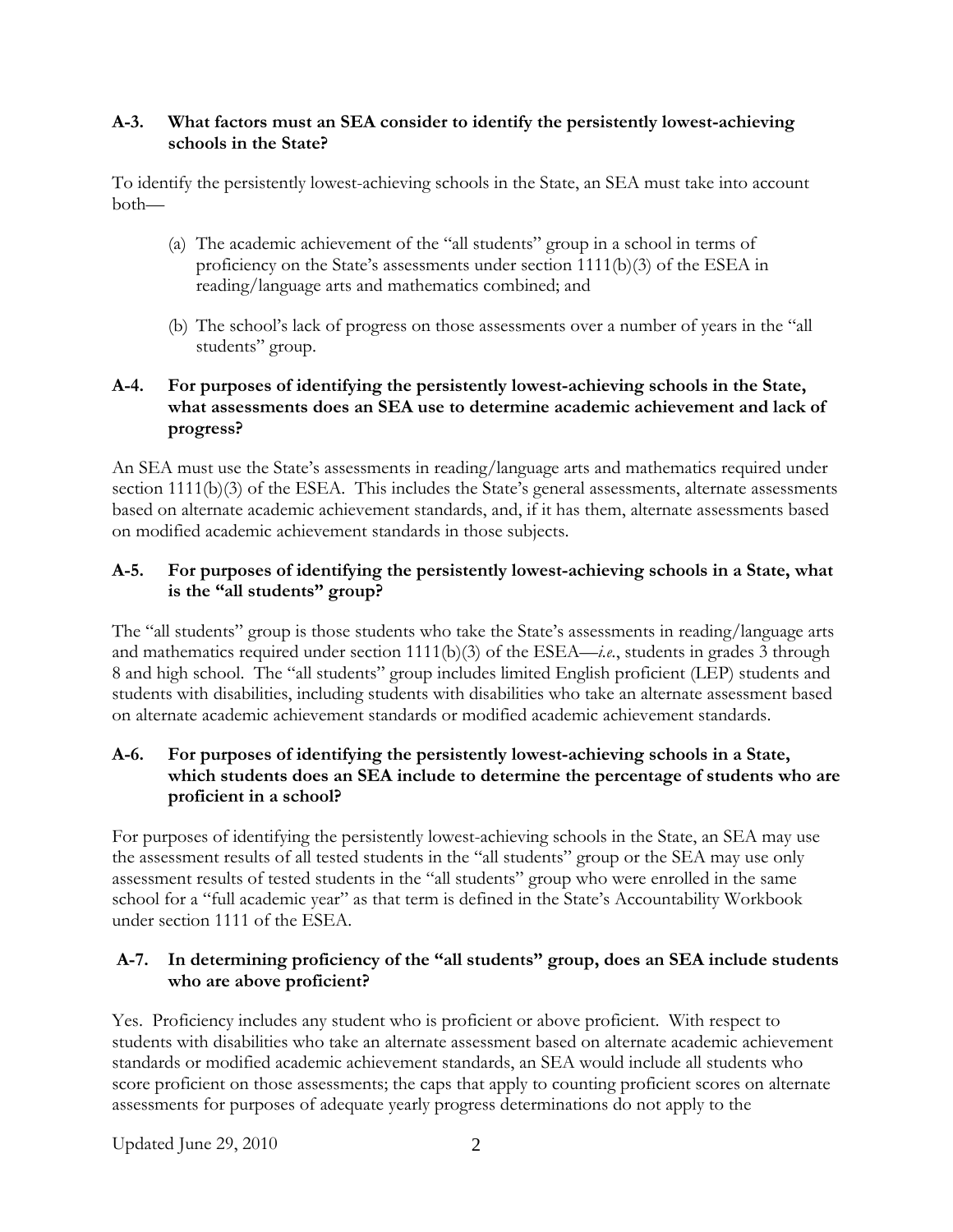**A-3. What factors must an SEA consider to identify the persistently lowest-achieving schools in the State?**

To identify the persistently lowest-achieving schools in the State, an SEA must take into account both—

(a) The academic achievement of the "all students" group in a school in terms of proficiency on the State's assessments under section 1111(b)(3) of the ESEA in reading/language arts and mathematics combined; and

(b) The school's lack of progress on those assessments over a number of years in the "all students" group.

**A-4. For purposes of identifying the persistently lowest-achieving schools in the State, what assessments does an SEA use to determine academic achievement and lack of progress?**

An SEA must use the State's assessments in reading/language arts and mathematics required under section 1111(b)(3) of the ESEA. This includes the State's general assessments, alternate assessments based on alternate academic achievement standards, and, if it has them, alternate assessments based on modified academic achievement standards in those subjects.

**A-5. For purposes of identifying the persistently lowest-achieving schools in a State, what is the "all students" group?**

The "all students" group is those students who take the State's assessments in reading/language arts and mathematics required under section 1111(b)(3) of the ESEA—*i.e.*, students in grades 3 through 8 and high school. The "all students" group includes limited English proficient (LEP) students and students with disabilities, including students with disabilities who take an alternate assessment based on alternate academic achievement standards or modified academic achievement standards.

**A-6. For purposes of identifying the persistently lowest-achieving schools in a State, which students does an SEA include to determine the percentage of students who are proficient in a school?**

For purposes of identifying the persistently lowest-achieving schools in the State, an SEA may use the assessment results of all tested students in the "all students" group or the SEA may use only assessment results of tested students in the "all students" group who were enrolled in the same school for a "full academic year" as that term is defined in the State's Accountability Workbook under section 1111 of the ESEA.

**A-7. In determining proficiency of the "all students" group, does an SEA include students who are above proficient?**

Yes. Proficiency includes any student who is proficient or above proficient. With respect to students with disabilities who take an alternate assessment based on alternate academic achievement standards or modified academic achievement standards, an SEA would include all students who score proficient on those assessments; the caps that apply to counting proficient scores on alternate assessments for purposes of adequate yearly progress determinations do not apply to the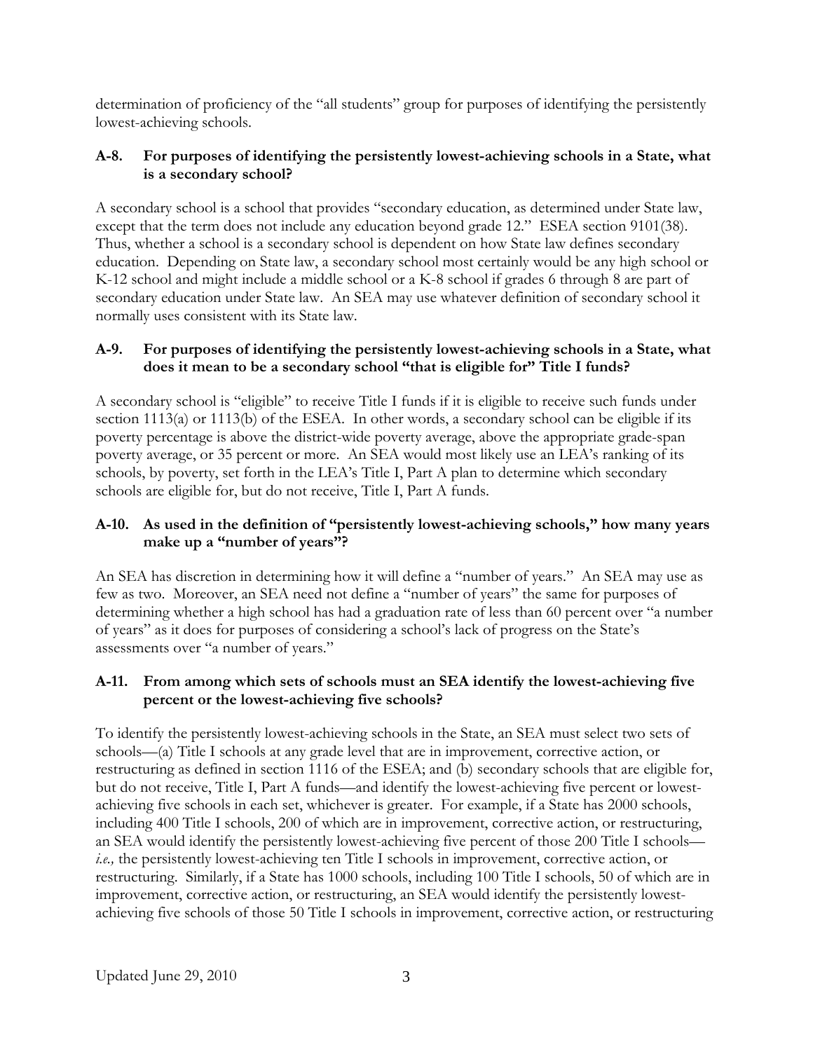determination of proficiency of the "all students" group for purposes of identifying the persistently lowest-achieving schools.

### A-8. For purposes of identifying the persistently lowest-achieving schools in a State, what is a secondary school?

A secondary school is a school that provides "secondary education, as determined under State law, except that the term does not include any education beyond grade 12." ESEA section 9101(38). Thus, whether a school is a secondary school is dependent on how State law defines secondary education. Depending on State law, a secondary school most certainly would be any high school or K-12 school and might include a middle school or a K-8 school if grades 6 through 8 are part of secondary education under State law. An SEA may use whatever definition of secondary school it normally uses consistent with its State law.

### A-9. For purposes of identifying the persistently lowest-achieving schools in a State, what does it mean to be a secondary school "that is eligible for" Title I funds?

A secondary school is "eligible" to receive Title I funds if it is eligible to receive such funds under section 1113(a) or 1113(b) of the ESEA. In other words, a secondary school can be eligible if its poverty percentage is above the district-wide poverty average, above the appropriate grade-span poverty average, or 35 percent or more. An SEA would most likely use an LEA's ranking of its schools, by poverty, set forth in the LEA's Title I, Part A plan to determine which secondary schools are eligible for, but do not receive, Title I, Part A funds.

### A-10. As used in the definition of "persistently lowest-achieving schools," how many years make up a "number of years"?

An SEA has discretion in determining how it will define a "number of years." An SEA may use as few as two. Moreover, an SEA need not define a "number of years" the same for purposes of determining whether a high school has had a graduation rate of less than 60 percent over "a number of years" as it does for purposes of considering a school's lack of progress on the State's assessments over "a number of years."

### A-11. From among which sets of schools must an SEA identify the lowest-achieving five percent or the lowest-achieving five schools?

To identify the persistently lowest-achieving schools in the State, an SEA must select two sets of schools—(a) Title I schools at any grade level that are in improvement, corrective action, or restructuring as defined in section 1116 of the ESEA; and (b) secondary schools that are eligible for, but do not receive, Title I, Part A funds—and identify the lowest-achieving five percent or lowest-achieving five schools in each set, whichever is greater. For example, if a State has 2000 schools, including 400 Title I schools, 200 of which are in improvement, corrective action, or restructuring, an SEA would identify the persistently lowest-achieving five percent of those 200 Title I schools—*i.e.,* the persistently lowest-achieving ten Title I schools in improvement, corrective action, or restructuring. Similarly, if a State has 1000 schools, including 100 Title I schools, 50 of which are in improvement, corrective action, or restructuring, an SEA would identify the persistently lowest-achieving five schools of those 50 Title I schools in improvement, corrective action, or restructuring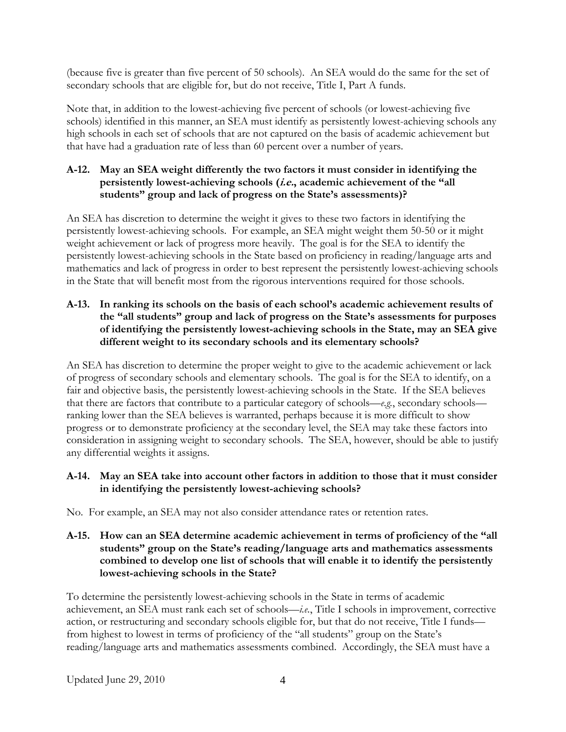(because five is greater than five percent of 50 schools). An SEA would do the same for the set of secondary schools that are eligible for, but do not receive, Title I, Part A funds.

Note that, in addition to the lowest-achieving five percent of schools (or lowest-achieving five schools) identified in this manner, an SEA must identify as persistently lowest-achieving schools any high schools in each set of schools that are not captured on the basis of academic achievement but that have had a graduation rate of less than 60 percent over a number of years.

**A-12. May an SEA weight differently the two factors it must consider in identifying the persistently lowest-achieving schools (*i.e.*, academic achievement of the "all students" group and lack of progress on the State's assessments)?**

An SEA has discretion to determine the weight it gives to these two factors in identifying the persistently lowest-achieving schools. For example, an SEA might weight them 50-50 or it might weight achievement or lack of progress more heavily. The goal is for the SEA to identify the persistently lowest-achieving schools in the State based on proficiency in reading/language arts and mathematics and lack of progress in order to best represent the persistently lowest-achieving schools in the State that will benefit most from the rigorous interventions required for those schools.

**A-13. In ranking its schools on the basis of each school's academic achievement results of the "all students" group and lack of progress on the State's assessments for purposes of identifying the persistently lowest-achieving schools in the State, may an SEA give different weight to its secondary schools and its elementary schools?**

An SEA has discretion to determine the proper weight to give to the academic achievement or lack of progress of secondary schools and elementary schools. The goal is for the SEA to identify, on a fair and objective basis, the persistently lowest-achieving schools in the State. If the SEA believes that there are factors that contribute to a particular category of schools—*e.g.*, secondary schools—ranking lower than the SEA believes is warranted, perhaps because it is more difficult to show progress or to demonstrate proficiency at the secondary level, the SEA may take these factors into consideration in assigning weight to secondary schools. The SEA, however, should be able to justify any differential weights it assigns.

**A-14. May an SEA take into account other factors in addition to those that it must consider in identifying the persistently lowest-achieving schools?**

No. For example, an SEA may not also consider attendance rates or retention rates.

**A-15. How can an SEA determine academic achievement in terms of proficiency of the "all students" group on the State's reading/language arts and mathematics assessments combined to develop one list of schools that will enable it to identify the persistently lowest-achieving schools in the State?**

To determine the persistently lowest-achieving schools in the State in terms of academic achievement, an SEA must rank each set of schools—*i.e.*, Title I schools in improvement, corrective action, or restructuring and secondary schools eligible for, but that do not receive, Title I funds—from highest to lowest in terms of proficiency of the "all students" group on the State's reading/language arts and mathematics assessments combined. Accordingly, the SEA must have a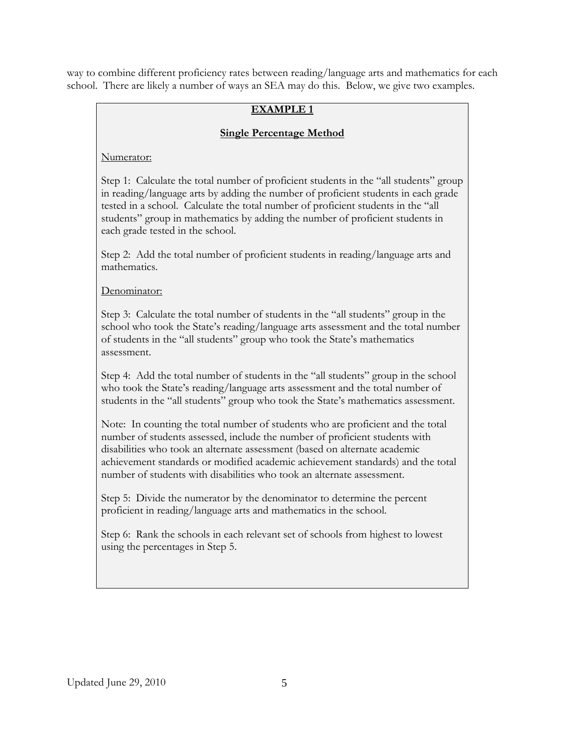way to combine different proficiency rates between reading/language arts and mathematics for each school. There are likely a number of ways an SEA may do this. Below, we give two examples.

**EXAMPLE 1**

**Single Percentage Method**

Numerator:

Step 1: Calculate the total number of proficient students in the "all students" group in reading/language arts by adding the number of proficient students in each grade tested in a school. Calculate the total number of proficient students in the "all students" group in mathematics by adding the number of proficient students in each grade tested in the school.

Step 2: Add the total number of proficient students in reading/language arts and mathematics.

Denominator:

Step 3: Calculate the total number of students in the "all students" group in the school who took the State's reading/language arts assessment and the total number of students in the "all students" group who took the State's mathematics assessment.

Step 4: Add the total number of students in the "all students" group in the school who took the State's reading/language arts assessment and the total number of students in the "all students" group who took the State's mathematics assessment.

Note: In counting the total number of students who are proficient and the total number of students assessed, include the number of proficient students with disabilities who took an alternate assessment (based on alternate academic achievement standards or modified academic achievement standards) and the total number of students with disabilities who took an alternate assessment.

Step 5: Divide the numerator by the denominator to determine the percent proficient in reading/language arts and mathematics in the school.

Step 6: Rank the schools in each relevant set of schools from highest to lowest using the percentages in Step 5.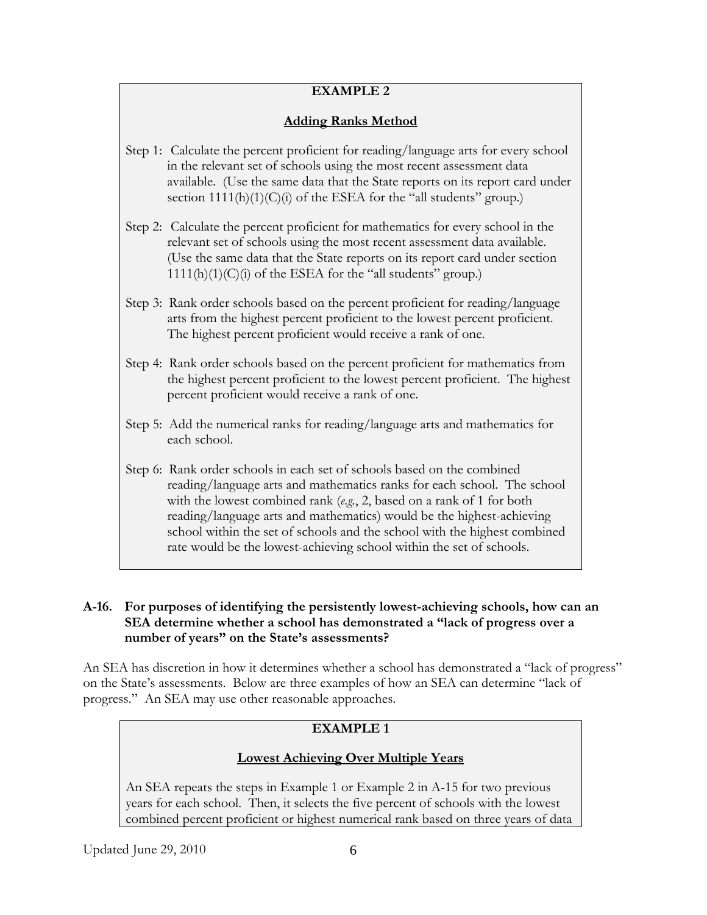**EXAMPLE 2**

**Adding Ranks Method**

Step 1: Calculate the percent proficient for reading/language arts for every school in the relevant set of schools using the most recent assessment data available. (Use the same data that the State reports on its report card under section 1111(h)(1)(C)(i) of the ESEA for the "all students" group.)

Step 2: Calculate the percent proficient for mathematics for every school in the relevant set of schools using the most recent assessment data available. (Use the same data that the State reports on its report card under section 1111(h)(1)(C)(i) of the ESEA for the "all students" group.)

Step 3: Rank order schools based on the percent proficient for reading/language arts from the highest percent proficient to the lowest percent proficient. The highest percent proficient would receive a rank of one.

Step 4: Rank order schools based on the percent proficient for mathematics from the highest percent proficient to the lowest percent proficient. The highest percent proficient would receive a rank of one.

Step 5: Add the numerical ranks for reading/language arts and mathematics for each school.

Step 6: Rank order schools in each set of schools based on the combined reading/language arts and mathematics ranks for each school. The school with the lowest combined rank (*e.g.*, 2, based on a rank of 1 for both reading/language arts and mathematics) would be the highest-achieving school within the set of schools and the school with the highest combined rate would be the lowest-achieving school within the set of schools.

**A-16. For purposes of identifying the persistently lowest-achieving schools, how can an SEA determine whether a school has demonstrated a "lack of progress over a number of years" on the State's assessments?**

An SEA has discretion in how it determines whether a school has demonstrated a "lack of progress" on the State's assessments. Below are three examples of how an SEA can determine "lack of progress." An SEA may use other reasonable approaches.

**EXAMPLE 1**

**Lowest Achieving Over Multiple Years**

An SEA repeats the steps in Example 1 or Example 2 in A-15 for two previous years for each school. Then, it selects the five percent of schools with the lowest combined percent proficient or highest numerical rank based on three years of data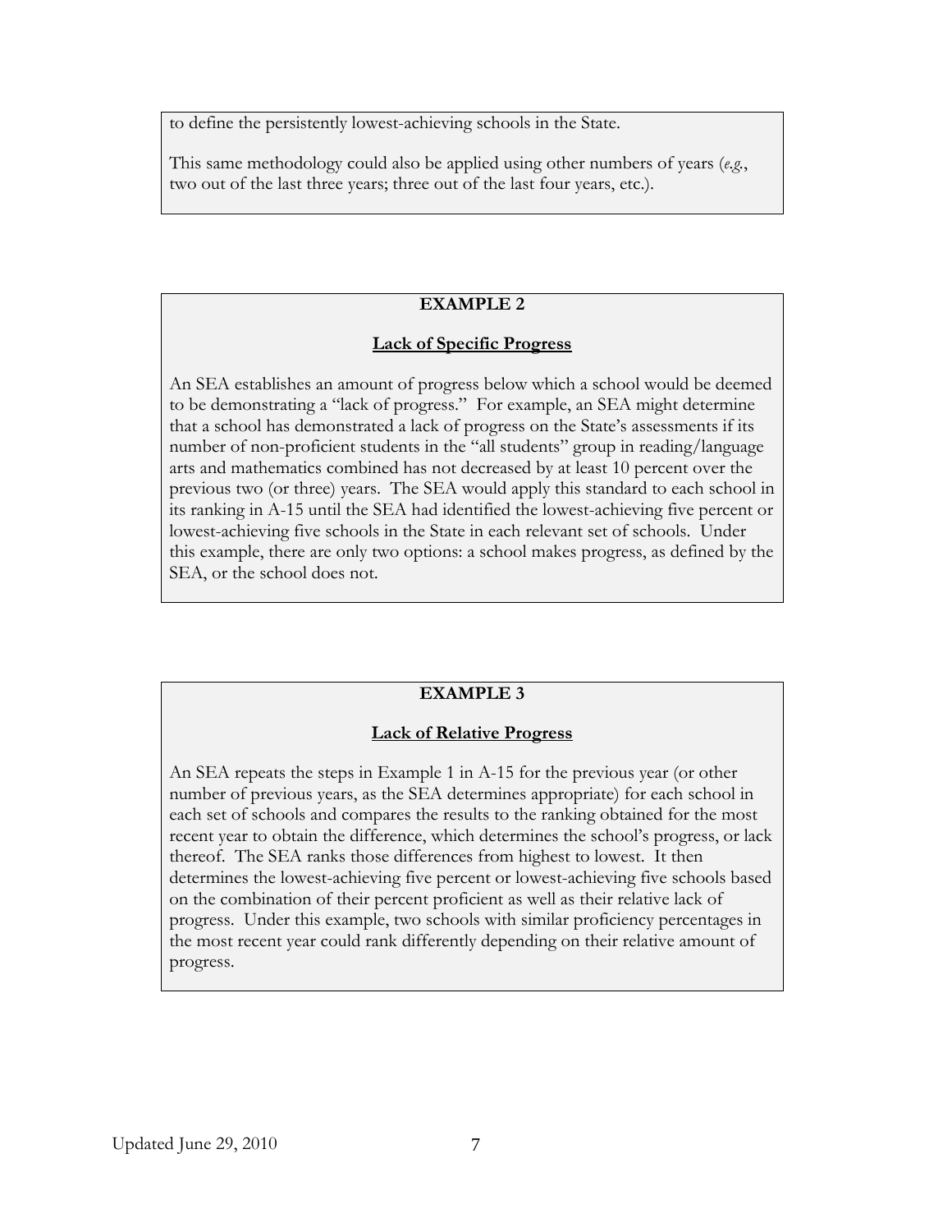to define the persistently lowest-achieving schools in the State.

This same methodology could also be applied using other numbers of years (*e.g.*, two out of the last three years; three out of the last four years, etc.).

**EXAMPLE 2**

**Lack of Specific Progress**

An SEA establishes an amount of progress below which a school would be deemed to be demonstrating a "lack of progress." For example, an SEA might determine that a school has demonstrated a lack of progress on the State's assessments if its number of non-proficient students in the "all students" group in reading/language arts and mathematics combined has not decreased by at least 10 percent over the previous two (or three) years. The SEA would apply this standard to each school in its ranking in A-15 until the SEA had identified the lowest-achieving five percent or lowest-achieving five schools in the State in each relevant set of schools. Under this example, there are only two options: a school makes progress, as defined by the SEA, or the school does not.

**EXAMPLE 3**

**Lack of Relative Progress**

An SEA repeats the steps in Example 1 in A-15 for the previous year (or other number of previous years, as the SEA determines appropriate) for each school in each set of schools and compares the results to the ranking obtained for the most recent year to obtain the difference, which determines the school's progress, or lack thereof. The SEA ranks those differences from highest to lowest. It then determines the lowest-achieving five percent or lowest-achieving five schools based on the combination of their percent proficient as well as their relative lack of progress. Under this example, two schools with similar proficiency percentages in the most recent year could rank differently depending on their relative amount of progress.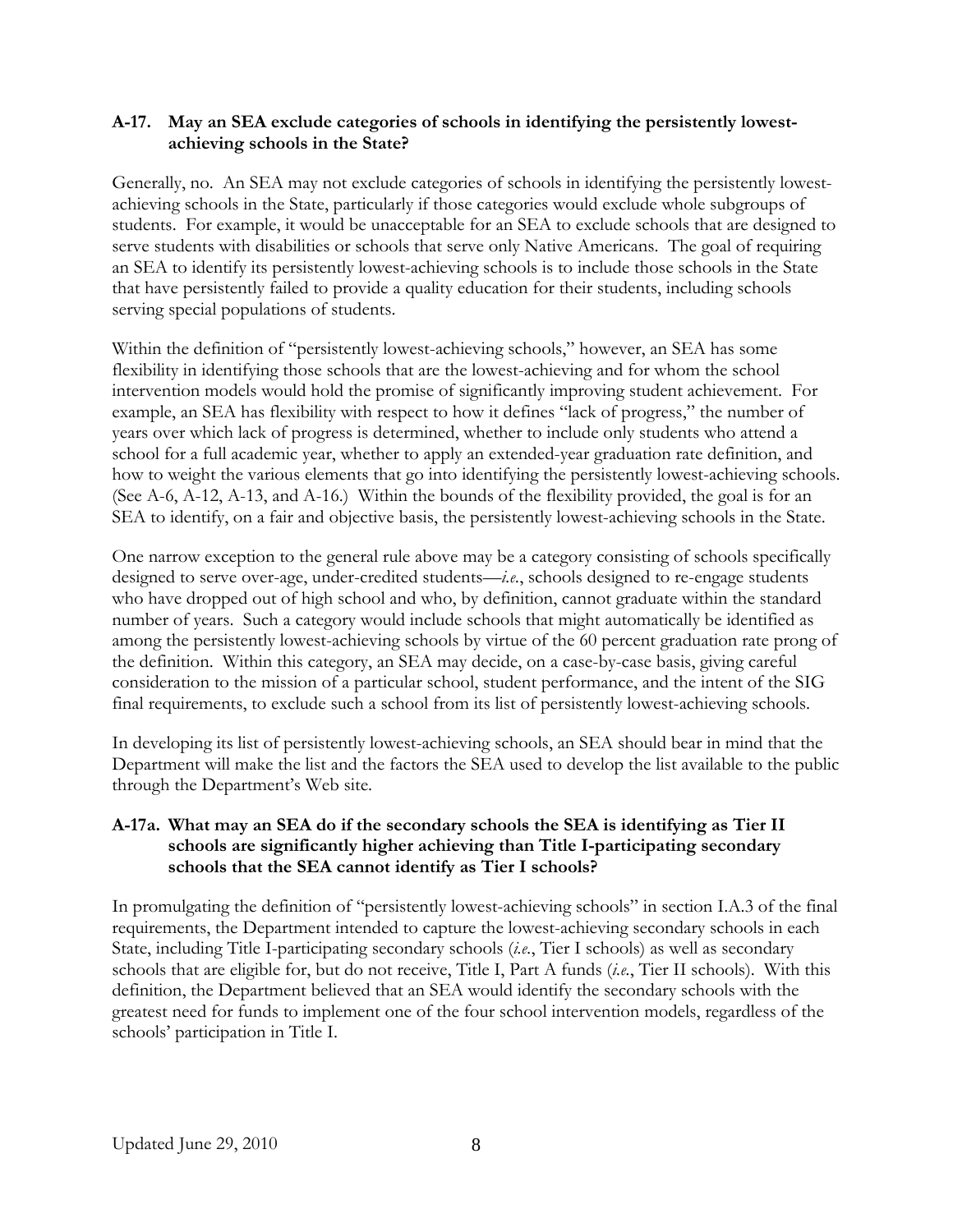**A-17. May an SEA exclude categories of schools in identifying the persistently lowest-achieving schools in the State?**

Generally, no. An SEA may not exclude categories of schools in identifying the persistently lowest-achieving schools in the State, particularly if those categories would exclude whole subgroups of students. For example, it would be unacceptable for an SEA to exclude schools that are designed to serve students with disabilities or schools that serve only Native Americans. The goal of requiring an SEA to identify its persistently lowest-achieving schools is to include those schools in the State that have persistently failed to provide a quality education for their students, including schools serving special populations of students.

Within the definition of "persistently lowest-achieving schools," however, an SEA has some flexibility in identifying those schools that are the lowest-achieving and for whom the school intervention models would hold the promise of significantly improving student achievement. For example, an SEA has flexibility with respect to how it defines "lack of progress," the number of years over which lack of progress is determined, whether to include only students who attend a school for a full academic year, whether to apply an extended-year graduation rate definition, and how to weight the various elements that go into identifying the persistently lowest-achieving schools. (See A-6, A-12, A-13, and A-16.) Within the bounds of the flexibility provided, the goal is for an SEA to identify, on a fair and objective basis, the persistently lowest-achieving schools in the State.

One narrow exception to the general rule above may be a category consisting of schools specifically designed to serve over-age, under-credited students—*i.e.*, schools designed to re-engage students who have dropped out of high school and who, by definition, cannot graduate within the standard number of years. Such a category would include schools that might automatically be identified as among the persistently lowest-achieving schools by virtue of the 60 percent graduation rate prong of the definition. Within this category, an SEA may decide, on a case-by-case basis, giving careful consideration to the mission of a particular school, student performance, and the intent of the SIG final requirements, to exclude such a school from its list of persistently lowest-achieving schools.

In developing its list of persistently lowest-achieving schools, an SEA should bear in mind that the Department will make the list and the factors the SEA used to develop the list available to the public through the Department's Web site.

**A-17a. What may an SEA do if the secondary schools the SEA is identifying as Tier II schools are significantly higher achieving than Title I-participating secondary schools that the SEA cannot identify as Tier I schools?**

In promulgating the definition of "persistently lowest-achieving schools" in section I.A.3 of the final requirements, the Department intended to capture the lowest-achieving secondary schools in each State, including Title I-participating secondary schools (*i.e.*, Tier I schools) as well as secondary schools that are eligible for, but do not receive, Title I, Part A funds (*i.e.*, Tier II schools). With this definition, the Department believed that an SEA would identify the secondary schools with the greatest need for funds to implement one of the four school intervention models, regardless of the schools' participation in Title I.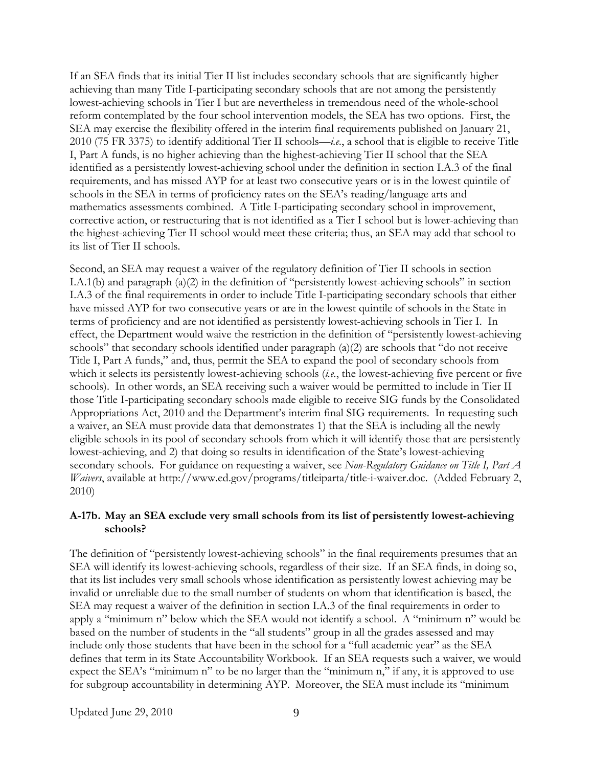If an SEA finds that its initial Tier II list includes secondary schools that are significantly higher achieving than many Title I-participating secondary schools that are not among the persistently lowest-achieving schools in Tier I but are nevertheless in tremendous need of the whole-school reform contemplated by the four school intervention models, the SEA has two options. First, the SEA may exercise the flexibility offered in the interim final requirements published on January 21, 2010 (75 FR 3375) to identify additional Tier II schools—*i.e.*, a school that is eligible to receive Title I, Part A funds, is no higher achieving than the highest-achieving Tier II school that the SEA identified as a persistently lowest-achieving school under the definition in section I.A.3 of the final requirements, and has missed AYP for at least two consecutive years or is in the lowest quintile of schools in the SEA in terms of proficiency rates on the SEA's reading/language arts and mathematics assessments combined. A Title I-participating secondary school in improvement, corrective action, or restructuring that is not identified as a Tier I school but is lower-achieving than the highest-achieving Tier II school would meet these criteria; thus, an SEA may add that school to its list of Tier II schools.

Second, an SEA may request a waiver of the regulatory definition of Tier II schools in section I.A.1(b) and paragraph (a)(2) in the definition of "persistently lowest-achieving schools" in section I.A.3 of the final requirements in order to include Title I-participating secondary schools that either have missed AYP for two consecutive years or are in the lowest quintile of schools in the State in terms of proficiency and are not identified as persistently lowest-achieving schools in Tier I. In effect, the Department would waive the restriction in the definition of "persistently lowest-achieving schools" that secondary schools identified under paragraph (a)(2) are schools that "do not receive Title I, Part A funds," and, thus, permit the SEA to expand the pool of secondary schools from which it selects its persistently lowest-achieving schools (*i.e.*, the lowest-achieving five percent or five schools). In other words, an SEA receiving such a waiver would be permitted to include in Tier II those Title I-participating secondary schools made eligible to receive SIG funds by the Consolidated Appropriations Act, 2010 and the Department's interim final SIG requirements. In requesting such a waiver, an SEA must provide data that demonstrates 1) that the SEA is including all the newly eligible schools in its pool of secondary schools from which it will identify those that are persistently lowest-achieving, and 2) that doing so results in identification of the State's lowest-achieving secondary schools. For guidance on requesting a waiver, see *Non-Regulatory Guidance on Title I, Part A Waivers*, available at http://www.ed.gov/programs/titleiparta/title-i-waiver.doc. (Added February 2, 2010)

**A-17b. May an SEA exclude very small schools from its list of persistently lowest-achieving schools?**

The definition of "persistently lowest-achieving schools" in the final requirements presumes that an SEA will identify its lowest-achieving schools, regardless of their size. If an SEA finds, in doing so, that its list includes very small schools whose identification as persistently lowest achieving may be invalid or unreliable due to the small number of students on whom that identification is based, the SEA may request a waiver of the definition in section I.A.3 of the final requirements in order to apply a "minimum n" below which the SEA would not identify a school. A "minimum n" would be based on the number of students in the "all students" group in all the grades assessed and may include only those students that have been in the school for a "full academic year" as the SEA defines that term in its State Accountability Workbook. If an SEA requests such a waiver, we would expect the SEA's "minimum n" to be no larger than the "minimum n," if any, it is approved to use for subgroup accountability in determining AYP. Moreover, the SEA must include its "minimum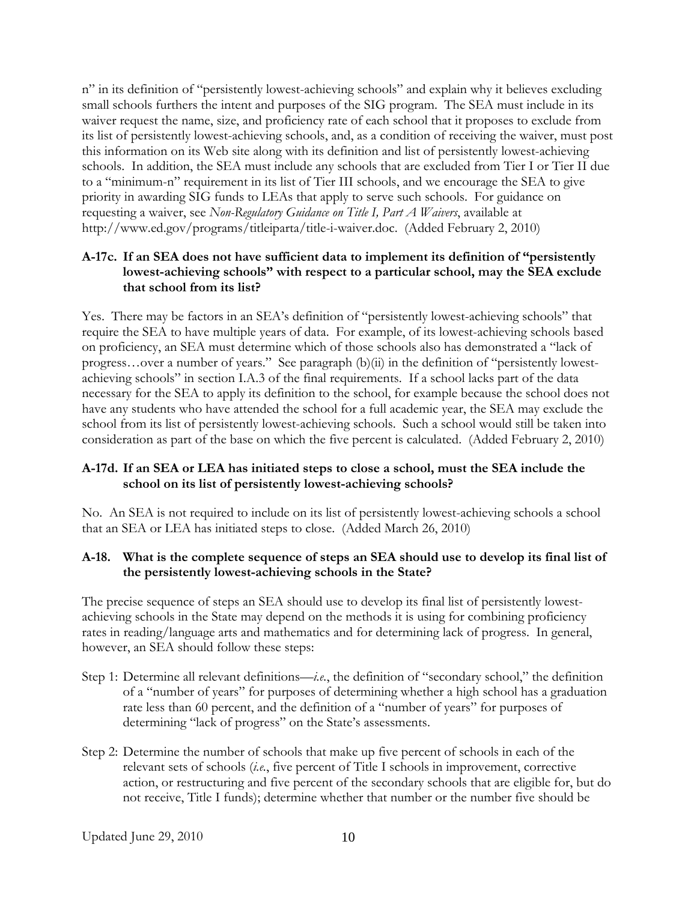n" in its definition of "persistently lowest-achieving schools" and explain why it believes excluding small schools furthers the intent and purposes of the SIG program. The SEA must include in its waiver request the name, size, and proficiency rate of each school that it proposes to exclude from its list of persistently lowest-achieving schools, and, as a condition of receiving the waiver, must post this information on its Web site along with its definition and list of persistently lowest-achieving schools. In addition, the SEA must include any schools that are excluded from Tier I or Tier II due to a "minimum-n" requirement in its list of Tier III schools, and we encourage the SEA to give priority in awarding SIG funds to LEAs that apply to serve such schools. For guidance on requesting a waiver, see *Non-Regulatory Guidance on Title I, Part A Waivers*, available at http://www.ed.gov/programs/titleiparta/title-i-waiver.doc. (Added February 2, 2010)

**A-17c. If an SEA does not have sufficient data to implement its definition of "persistently lowest-achieving schools" with respect to a particular school, may the SEA exclude that school from its list?**

Yes. There may be factors in an SEA's definition of "persistently lowest-achieving schools" that require the SEA to have multiple years of data. For example, of its lowest-achieving schools based on proficiency, an SEA must determine which of those schools also has demonstrated a "lack of progress…over a number of years." See paragraph (b)(ii) in the definition of "persistently lowest-achieving schools" in section I.A.3 of the final requirements. If a school lacks part of the data necessary for the SEA to apply its definition to the school, for example because the school does not have any students who have attended the school for a full academic year, the SEA may exclude the school from its list of persistently lowest-achieving schools. Such a school would still be taken into consideration as part of the base on which the five percent is calculated. (Added February 2, 2010)

**A-17d. If an SEA or LEA has initiated steps to close a school, must the SEA include the school on its list of persistently lowest-achieving schools?**

No. An SEA is not required to include on its list of persistently lowest-achieving schools a school that an SEA or LEA has initiated steps to close. (Added March 26, 2010)

**A-18. What is the complete sequence of steps an SEA should use to develop its final list of the persistently lowest-achieving schools in the State?**

The precise sequence of steps an SEA should use to develop its final list of persistently lowest-achieving schools in the State may depend on the methods it is using for combining proficiency rates in reading/language arts and mathematics and for determining lack of progress. In general, however, an SEA should follow these steps:

Step 1: Determine all relevant definitions—*i.e.*, the definition of "secondary school," the definition of a "number of years" for purposes of determining whether a high school has a graduation rate less than 60 percent, and the definition of a "number of years" for purposes of determining "lack of progress" on the State's assessments.

Step 2: Determine the number of schools that make up five percent of schools in each of the relevant sets of schools (*i.e.*, five percent of Title I schools in improvement, corrective action, or restructuring and five percent of the secondary schools that are eligible for, but do not receive, Title I funds); determine whether that number or the number five should be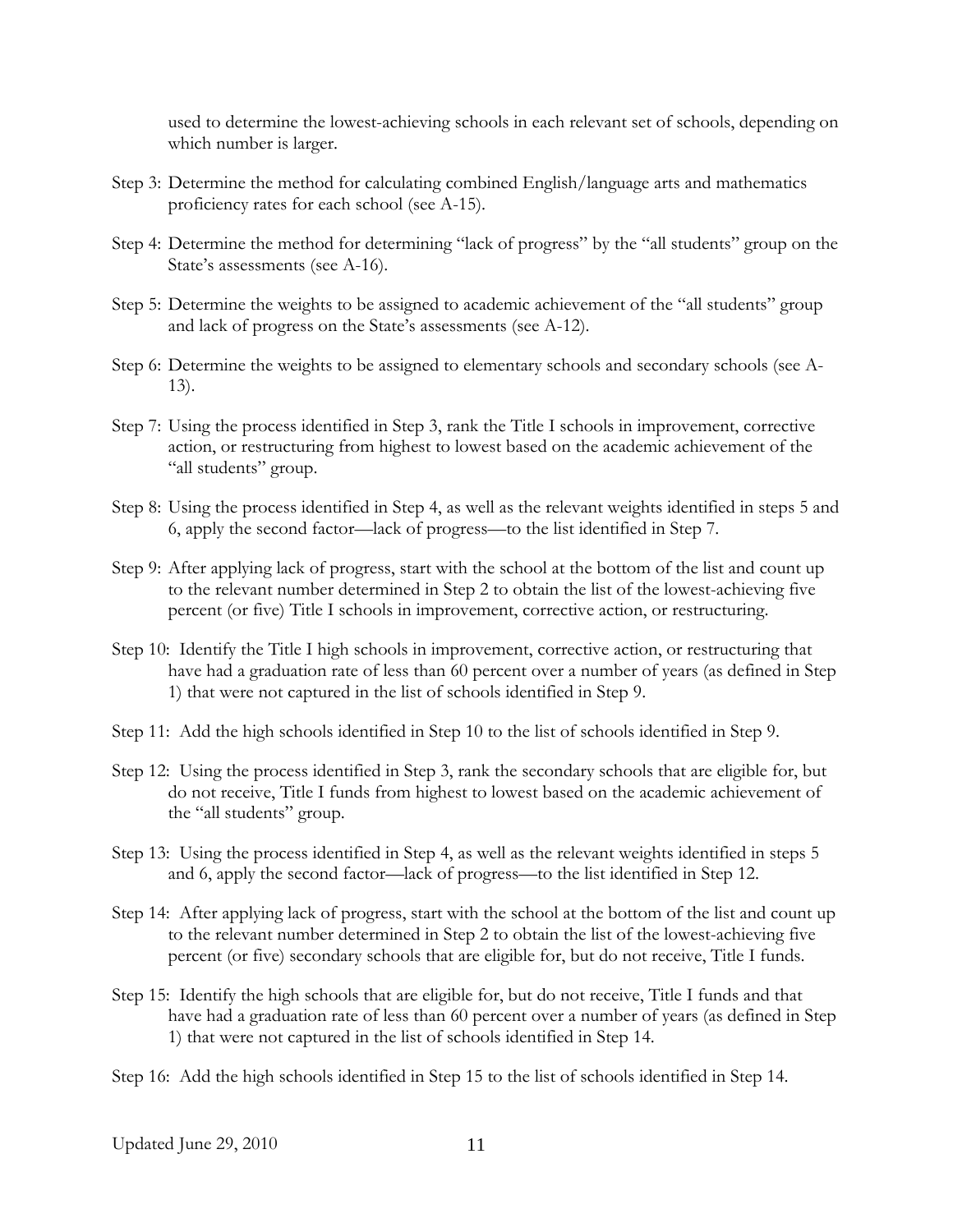used to determine the lowest-achieving schools in each relevant set of schools, depending on which number is larger.

Step 3: Determine the method for calculating combined English/language arts and mathematics proficiency rates for each school (see A-15).

Step 4: Determine the method for determining "lack of progress" by the "all students" group on the State's assessments (see A-16).

Step 5: Determine the weights to be assigned to academic achievement of the "all students" group and lack of progress on the State's assessments (see A-12).

Step 6: Determine the weights to be assigned to elementary schools and secondary schools (see A-13).

Step 7: Using the process identified in Step 3, rank the Title I schools in improvement, corrective action, or restructuring from highest to lowest based on the academic achievement of the "all students" group.

Step 8: Using the process identified in Step 4, as well as the relevant weights identified in steps 5 and 6, apply the second factor—lack of progress—to the list identified in Step 7.

Step 9: After applying lack of progress, start with the school at the bottom of the list and count up to the relevant number determined in Step 2 to obtain the list of the lowest-achieving five percent (or five) Title I schools in improvement, corrective action, or restructuring.

Step 10: Identify the Title I high schools in improvement, corrective action, or restructuring that have had a graduation rate of less than 60 percent over a number of years (as defined in Step 1) that were not captured in the list of schools identified in Step 9.

Step 11: Add the high schools identified in Step 10 to the list of schools identified in Step 9.

Step 12: Using the process identified in Step 3, rank the secondary schools that are eligible for, but do not receive, Title I funds from highest to lowest based on the academic achievement of the "all students" group.

Step 13: Using the process identified in Step 4, as well as the relevant weights identified in steps 5 and 6, apply the second factor—lack of progress—to the list identified in Step 12.

Step 14: After applying lack of progress, start with the school at the bottom of the list and count up to the relevant number determined in Step 2 to obtain the list of the lowest-achieving five percent (or five) secondary schools that are eligible for, but do not receive, Title I funds.

Step 15: Identify the high schools that are eligible for, but do not receive, Title I funds and that have had a graduation rate of less than 60 percent over a number of years (as defined in Step 1) that were not captured in the list of schools identified in Step 14.

Step 16: Add the high schools identified in Step 15 to the list of schools identified in Step 14.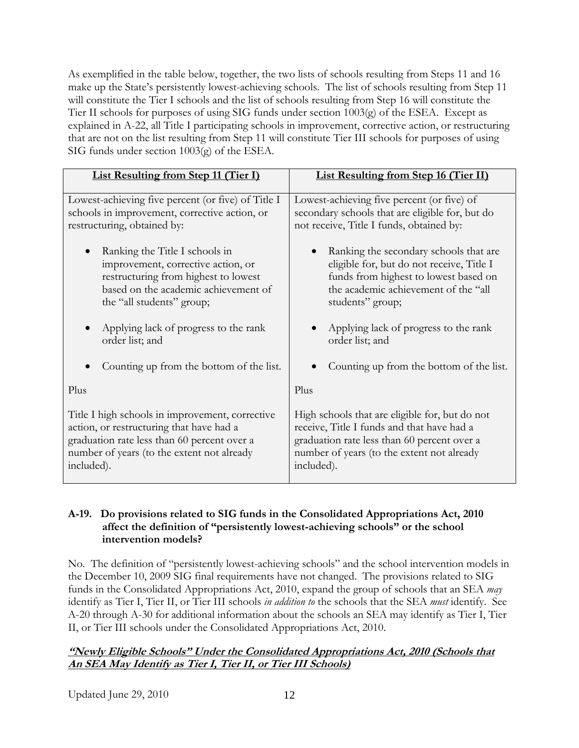As exemplified in the table below, together, the two lists of schools resulting from Steps 11 and 16 make up the State's persistently lowest-achieving schools. The list of schools resulting from Step 11 will constitute the Tier I schools and the list of schools resulting from Step 16 will constitute the Tier II schools for purposes of using SIG funds under section 1003(g) of the ESEA. Except as explained in A-22, all Title I participating schools in improvement, corrective action, or restructuring that are not on the list resulting from Step 11 will constitute Tier III schools for purposes of using SIG funds under section 1003(g) of the ESEA.

| <u>List Resulting from Step 11 (Tier I)</u> | <u>List Resulting from Step 16 (Tier II)</u> |
|---|---|
| Lowest-achieving five percent (or five) of Title I schools in improvement, corrective action, or restructuring, obtained by:<br><br>• Ranking the Title I schools in improvement, corrective action, or restructuring from highest to lowest based on the academic achievement of the "all students" group;<br><br>• Applying lack of progress to the rank order list; and<br><br>• Counting up from the bottom of the list.<br><br>Plus<br><br>Title I high schools in improvement, corrective action, or restructuring that have had a graduation rate less than 60 percent over a number of years (to the extent not already included). | Lowest-achieving five percent (or five) of secondary schools that are eligible for, but do not receive, Title I funds, obtained by:<br><br>• Ranking the secondary schools that are eligible for, but do not receive, Title I funds from highest to lowest based on the academic achievement of the "all students" group;<br><br>• Applying lack of progress to the rank order list; and<br><br>• Counting up from the bottom of the list.<br><br>Plus<br><br>High schools that are eligible for, but do not receive, Title I funds and that have had a graduation rate less than 60 percent over a number of years (to the extent not already included). |

**A-19. Do provisions related to SIG funds in the Consolidated Appropriations Act, 2010 affect the definition of "persistently lowest-achieving schools" or the school intervention models?**

No. The definition of "persistently lowest-achieving schools" and the school intervention models in the December 10, 2009 SIG final requirements have not changed. The provisions related to SIG funds in the Consolidated Appropriations Act, 2010, expand the group of schools that an SEA *may* identify as Tier I, Tier II, or Tier III schools *in addition to* the schools that the SEA *must* identify. See A-20 through A-30 for additional information about the schools an SEA may identify as Tier I, Tier II, or Tier III schools under the Consolidated Appropriations Act, 2010.

***<u>"Newly Eligible Schools" Under the Consolidated Appropriations Act, 2010 (Schools that An SEA May Identify as Tier I, Tier II, or Tier III Schools)</u>***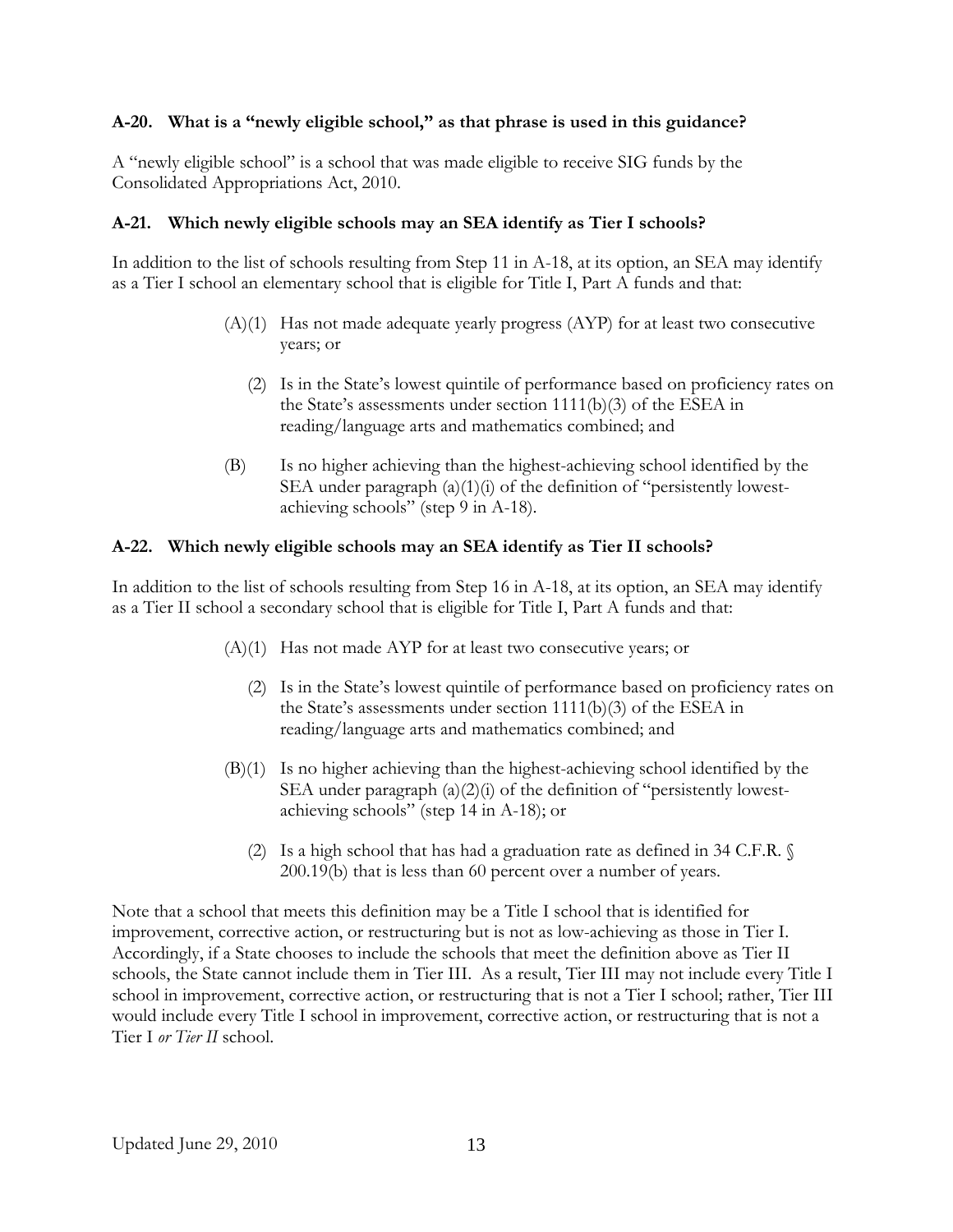**A-20. What is a "newly eligible school," as that phrase is used in this guidance?**

A "newly eligible school" is a school that was made eligible to receive SIG funds by the Consolidated Appropriations Act, 2010.

**A-21. Which newly eligible schools may an SEA identify as Tier I schools?**

In addition to the list of schools resulting from Step 11 in A-18, at its option, an SEA may identify as a Tier I school an elementary school that is eligible for Title I, Part A funds and that:

> (A)(1) Has not made adequate yearly progress (AYP) for at least two consecutive years; or
>
> (2) Is in the State's lowest quintile of performance based on proficiency rates on the State's assessments under section 1111(b)(3) of the ESEA in reading/language arts and mathematics combined; and
>
> (B) Is no higher achieving than the highest-achieving school identified by the SEA under paragraph (a)(1)(i) of the definition of "persistently lowest-achieving schools" (step 9 in A-18).

**A-22. Which newly eligible schools may an SEA identify as Tier II schools?**

In addition to the list of schools resulting from Step 16 in A-18, at its option, an SEA may identify as a Tier II school a secondary school that is eligible for Title I, Part A funds and that:

> (A)(1) Has not made AYP for at least two consecutive years; or
>
> (2) Is in the State's lowest quintile of performance based on proficiency rates on the State's assessments under section 1111(b)(3) of the ESEA in reading/language arts and mathematics combined; and
>
> (B)(1) Is no higher achieving than the highest-achieving school identified by the SEA under paragraph (a)(2)(i) of the definition of "persistently lowest-achieving schools" (step 14 in A-18); or
>
> (2) Is a high school that has had a graduation rate as defined in 34 C.F.R. § 200.19(b) that is less than 60 percent over a number of years.

Note that a school that meets this definition may be a Title I school that is identified for improvement, corrective action, or restructuring but is not as low-achieving as those in Tier I. Accordingly, if a State chooses to include the schools that meet the definition above as Tier II schools, the State cannot include them in Tier III. As a result, Tier III may not include every Title I school in improvement, corrective action, or restructuring that is not a Tier I school; rather, Tier III would include every Title I school in improvement, corrective action, or restructuring that is not a Tier I *or Tier II* school.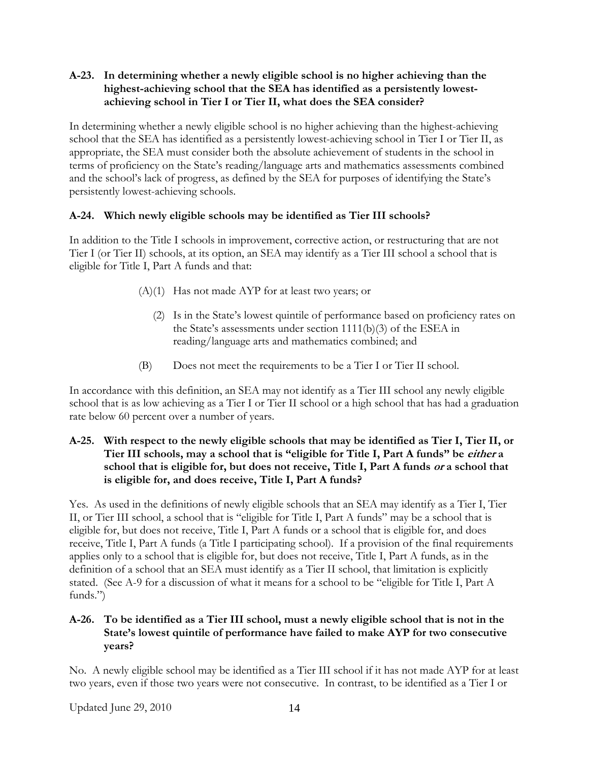**A-23. In determining whether a newly eligible school is no higher achieving than the highest-achieving school that the SEA has identified as a persistently lowest-achieving school in Tier I or Tier II, what does the SEA consider?**

In determining whether a newly eligible school is no higher achieving than the highest-achieving school that the SEA has identified as a persistently lowest-achieving school in Tier I or Tier II, as appropriate, the SEA must consider both the absolute achievement of students in the school in terms of proficiency on the State's reading/language arts and mathematics assessments combined and the school's lack of progress, as defined by the SEA for purposes of identifying the State's persistently lowest-achieving schools.

**A-24. Which newly eligible schools may be identified as Tier III schools?**

In addition to the Title I schools in improvement, corrective action, or restructuring that are not Tier I (or Tier II) schools, at its option, an SEA may identify as a Tier III school a school that is eligible for Title I, Part A funds and that:

(A)(1) Has not made AYP for at least two years; or

(2) Is in the State's lowest quintile of performance based on proficiency rates on the State's assessments under section 1111(b)(3) of the ESEA in reading/language arts and mathematics combined; and

(B) Does not meet the requirements to be a Tier I or Tier II school.

In accordance with this definition, an SEA may not identify as a Tier III school any newly eligible school that is as low achieving as a Tier I or Tier II school or a high school that has had a graduation rate below 60 percent over a number of years.

**A-25. With respect to the newly eligible schools that may be identified as Tier I, Tier II, or Tier III schools, may a school that is "eligible for Title I, Part A funds" be *either* a school that is eligible for, but does not receive, Title I, Part A funds *or* a school that is eligible for, and does receive, Title I, Part A funds?**

Yes. As used in the definitions of newly eligible schools that an SEA may identify as a Tier I, Tier II, or Tier III school, a school that is "eligible for Title I, Part A funds" may be a school that is eligible for, but does not receive, Title I, Part A funds or a school that is eligible for, and does receive, Title I, Part A funds (a Title I participating school). If a provision of the final requirements applies only to a school that is eligible for, but does not receive, Title I, Part A funds, as in the definition of a school that an SEA must identify as a Tier II school, that limitation is explicitly stated. (See A-9 for a discussion of what it means for a school to be "eligible for Title I, Part A funds.")

**A-26. To be identified as a Tier III school, must a newly eligible school that is not in the State's lowest quintile of performance have failed to make AYP for two consecutive years?**

No. A newly eligible school may be identified as a Tier III school if it has not made AYP for at least two years, even if those two years were not consecutive. In contrast, to be identified as a Tier I or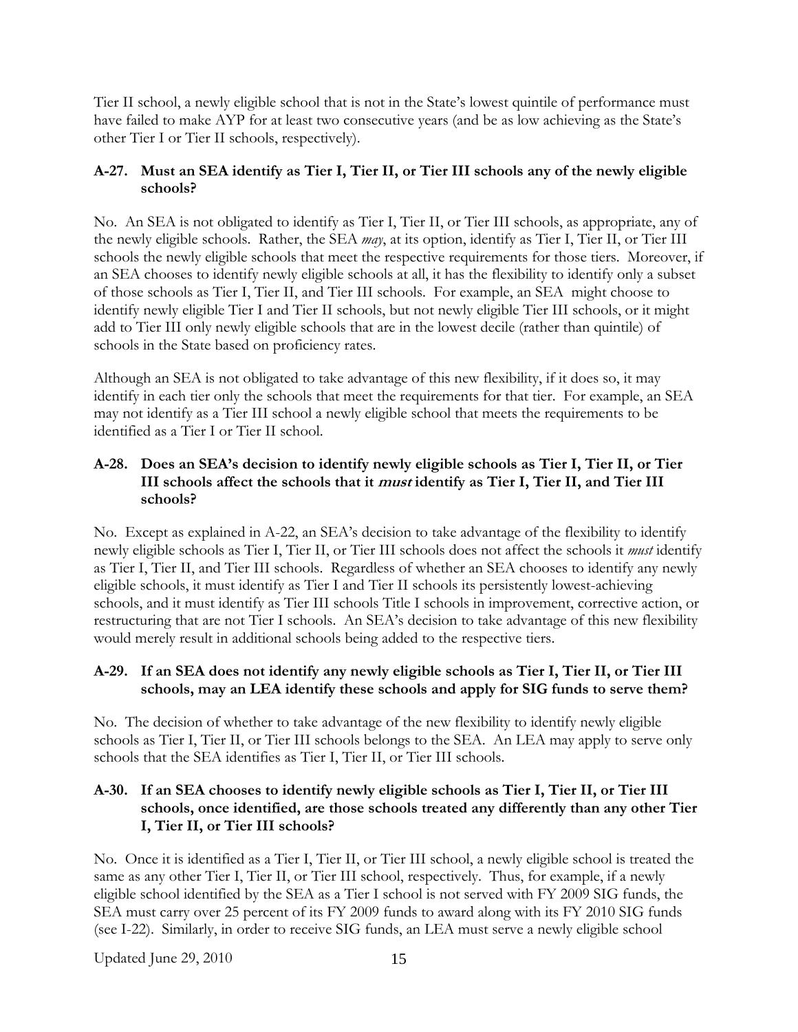Tier II school, a newly eligible school that is not in the State's lowest quintile of performance must have failed to make AYP for at least two consecutive years (and be as low achieving as the State's other Tier I or Tier II schools, respectively).

### A-27. Must an SEA identify as Tier I, Tier II, or Tier III schools any of the newly eligible schools?

No. An SEA is not obligated to identify as Tier I, Tier II, or Tier III schools, as appropriate, any of the newly eligible schools. Rather, the SEA *may*, at its option, identify as Tier I, Tier II, or Tier III schools the newly eligible schools that meet the respective requirements for those tiers. Moreover, if an SEA chooses to identify newly eligible schools at all, it has the flexibility to identify only a subset of those schools as Tier I, Tier II, and Tier III schools. For example, an SEA might choose to identify newly eligible Tier I and Tier II schools, but not newly eligible Tier III schools, or it might add to Tier III only newly eligible schools that are in the lowest decile (rather than quintile) of schools in the State based on proficiency rates.

Although an SEA is not obligated to take advantage of this new flexibility, if it does so, it may identify in each tier only the schools that meet the requirements for that tier. For example, an SEA may not identify as a Tier III school a newly eligible school that meets the requirements to be identified as a Tier I or Tier II school.

### A-28. Does an SEA's decision to identify newly eligible schools as Tier I, Tier II, or Tier III schools affect the schools that it *must* identify as Tier I, Tier II, and Tier III schools?

No. Except as explained in A-22, an SEA's decision to take advantage of the flexibility to identify newly eligible schools as Tier I, Tier II, or Tier III schools does not affect the schools it *must* identify as Tier I, Tier II, and Tier III schools. Regardless of whether an SEA chooses to identify any newly eligible schools, it must identify as Tier I and Tier II schools its persistently lowest-achieving schools, and it must identify as Tier III schools Title I schools in improvement, corrective action, or restructuring that are not Tier I schools. An SEA's decision to take advantage of this new flexibility would merely result in additional schools being added to the respective tiers.

### A-29. If an SEA does not identify any newly eligible schools as Tier I, Tier II, or Tier III schools, may an LEA identify these schools and apply for SIG funds to serve them?

No. The decision of whether to take advantage of the new flexibility to identify newly eligible schools as Tier I, Tier II, or Tier III schools belongs to the SEA. An LEA may apply to serve only schools that the SEA identifies as Tier I, Tier II, or Tier III schools.

### A-30. If an SEA chooses to identify newly eligible schools as Tier I, Tier II, or Tier III schools, once identified, are those schools treated any differently than any other Tier I, Tier II, or Tier III schools?

No. Once it is identified as a Tier I, Tier II, or Tier III school, a newly eligible school is treated the same as any other Tier I, Tier II, or Tier III school, respectively. Thus, for example, if a newly eligible school identified by the SEA as a Tier I school is not served with FY 2009 SIG funds, the SEA must carry over 25 percent of its FY 2009 funds to award along with its FY 2010 SIG funds (see I-22). Similarly, in order to receive SIG funds, an LEA must serve a newly eligible school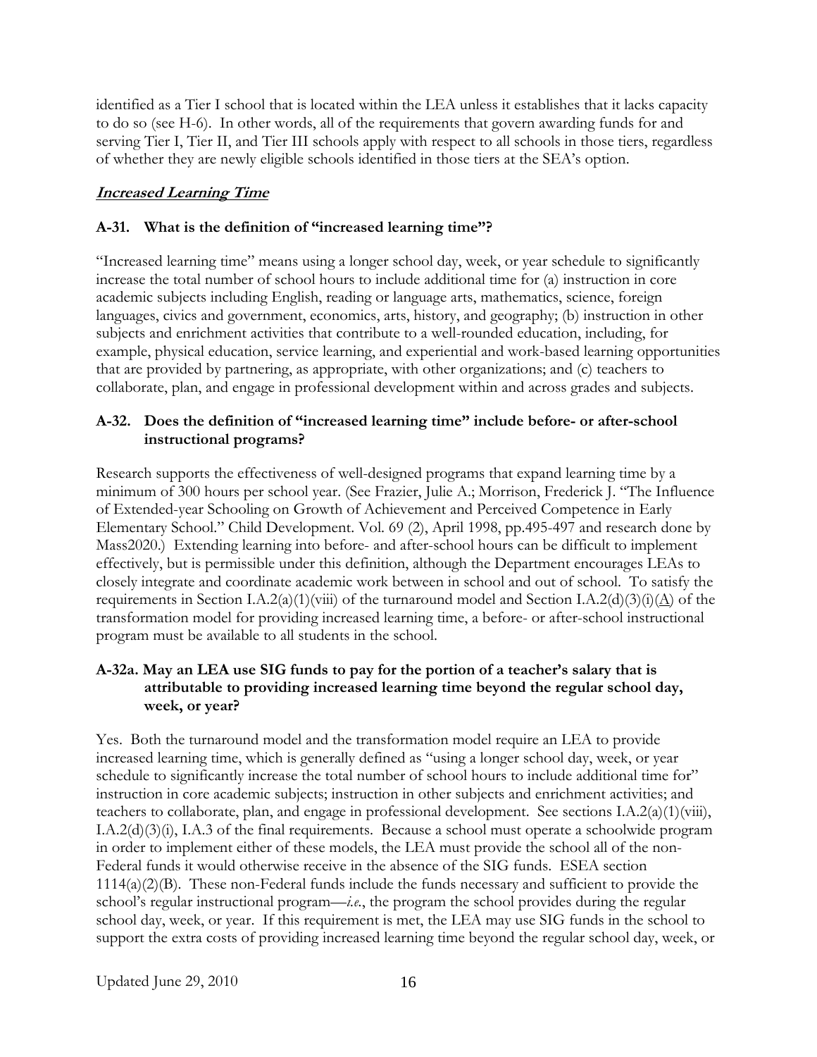identified as a Tier I school that is located within the LEA unless it establishes that it lacks capacity to do so (see H-6). In other words, all of the requirements that govern awarding funds for and serving Tier I, Tier II, and Tier III schools apply with respect to all schools in those tiers, regardless of whether they are newly eligible schools identified in those tiers at the SEA's option.

## ***Increased Learning Time***

### A-31. What is the definition of "increased learning time"?

"Increased learning time" means using a longer school day, week, or year schedule to significantly increase the total number of school hours to include additional time for (a) instruction in core academic subjects including English, reading or language arts, mathematics, science, foreign languages, civics and government, economics, arts, history, and geography; (b) instruction in other subjects and enrichment activities that contribute to a well-rounded education, including, for example, physical education, service learning, and experiential and work-based learning opportunities that are provided by partnering, as appropriate, with other organizations; and (c) teachers to collaborate, plan, and engage in professional development within and across grades and subjects.

### A-32. Does the definition of "increased learning time" include before- or after-school instructional programs?

Research supports the effectiveness of well-designed programs that expand learning time by a minimum of 300 hours per school year. (See Frazier, Julie A.; Morrison, Frederick J. "The Influence of Extended-year Schooling on Growth of Achievement and Perceived Competence in Early Elementary School." Child Development. Vol. 69 (2), April 1998, pp.495-497 and research done by Mass2020.) Extending learning into before- and after-school hours can be difficult to implement effectively, but is permissible under this definition, although the Department encourages LEAs to closely integrate and coordinate academic work between in school and out of school. To satisfy the requirements in Section I.A.2(a)(1)(viii) of the turnaround model and Section I.A.2(d)(3)(i)(A) of the transformation model for providing increased learning time, a before- or after-school instructional program must be available to all students in the school.

### A-32a. May an LEA use SIG funds to pay for the portion of a teacher's salary that is attributable to providing increased learning time beyond the regular school day, week, or year?

Yes. Both the turnaround model and the transformation model require an LEA to provide increased learning time, which is generally defined as "using a longer school day, week, or year schedule to significantly increase the total number of school hours to include additional time for" instruction in core academic subjects; instruction in other subjects and enrichment activities; and teachers to collaborate, plan, and engage in professional development. See sections I.A.2(a)(1)(viii), I.A.2(d)(3)(i), I.A.3 of the final requirements. Because a school must operate a schoolwide program in order to implement either of these models, the LEA must provide the school all of the non-Federal funds it would otherwise receive in the absence of the SIG funds. ESEA section 1114(a)(2)(B). These non-Federal funds include the funds necessary and sufficient to provide the school's regular instructional program—*i.e.*, the program the school provides during the regular school day, week, or year. If this requirement is met, the LEA may use SIG funds in the school to support the extra costs of providing increased learning time beyond the regular school day, week, or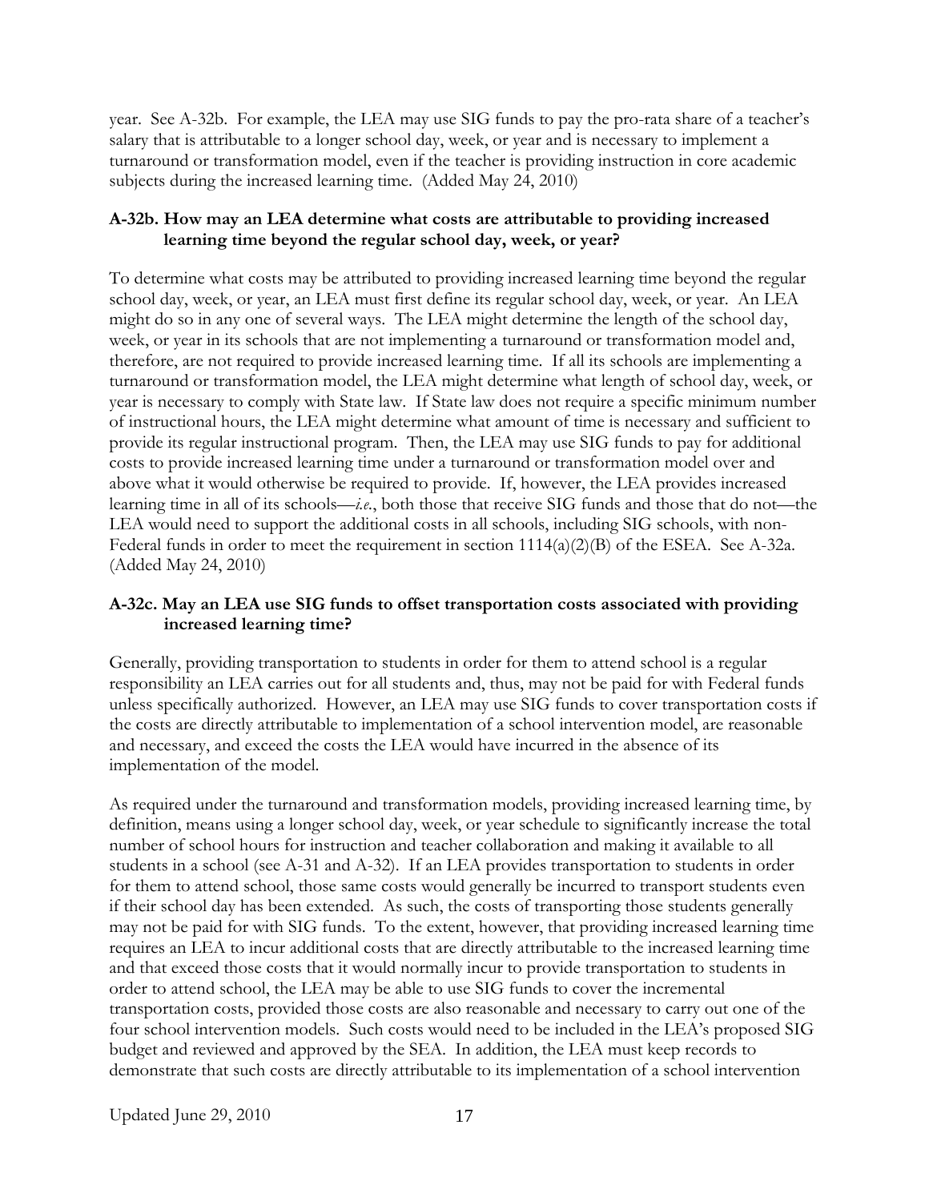year. See A-32b. For example, the LEA may use SIG funds to pay the pro-rata share of a teacher's salary that is attributable to a longer school day, week, or year and is necessary to implement a turnaround or transformation model, even if the teacher is providing instruction in core academic subjects during the increased learning time. (Added May 24, 2010)

**A-32b. How may an LEA determine what costs are attributable to providing increased learning time beyond the regular school day, week, or year?**

To determine what costs may be attributed to providing increased learning time beyond the regular school day, week, or year, an LEA must first define its regular school day, week, or year. An LEA might do so in any one of several ways. The LEA might determine the length of the school day, week, or year in its schools that are not implementing a turnaround or transformation model and, therefore, are not required to provide increased learning time. If all its schools are implementing a turnaround or transformation model, the LEA might determine what length of school day, week, or year is necessary to comply with State law. If State law does not require a specific minimum number of instructional hours, the LEA might determine what amount of time is necessary and sufficient to provide its regular instructional program. Then, the LEA may use SIG funds to pay for additional costs to provide increased learning time under a turnaround or transformation model over and above what it would otherwise be required to provide. If, however, the LEA provides increased learning time in all of its schools—*i.e.*, both those that receive SIG funds and those that do not—the LEA would need to support the additional costs in all schools, including SIG schools, with non-Federal funds in order to meet the requirement in section 1114(a)(2)(B) of the ESEA. See A-32a. (Added May 24, 2010)

**A-32c. May an LEA use SIG funds to offset transportation costs associated with providing increased learning time?**

Generally, providing transportation to students in order for them to attend school is a regular responsibility an LEA carries out for all students and, thus, may not be paid for with Federal funds unless specifically authorized. However, an LEA may use SIG funds to cover transportation costs if the costs are directly attributable to implementation of a school intervention model, are reasonable and necessary, and exceed the costs the LEA would have incurred in the absence of its implementation of the model.

As required under the turnaround and transformation models, providing increased learning time, by definition, means using a longer school day, week, or year schedule to significantly increase the total number of school hours for instruction and teacher collaboration and making it available to all students in a school (see A-31 and A-32). If an LEA provides transportation to students in order for them to attend school, those same costs would generally be incurred to transport students even if their school day has been extended. As such, the costs of transporting those students generally may not be paid for with SIG funds. To the extent, however, that providing increased learning time requires an LEA to incur additional costs that are directly attributable to the increased learning time and that exceed those costs that it would normally incur to provide transportation to students in order to attend school, the LEA may be able to use SIG funds to cover the incremental transportation costs, provided those costs are also reasonable and necessary to carry out one of the four school intervention models. Such costs would need to be included in the LEA's proposed SIG budget and reviewed and approved by the SEA. In addition, the LEA must keep records to demonstrate that such costs are directly attributable to its implementation of a school intervention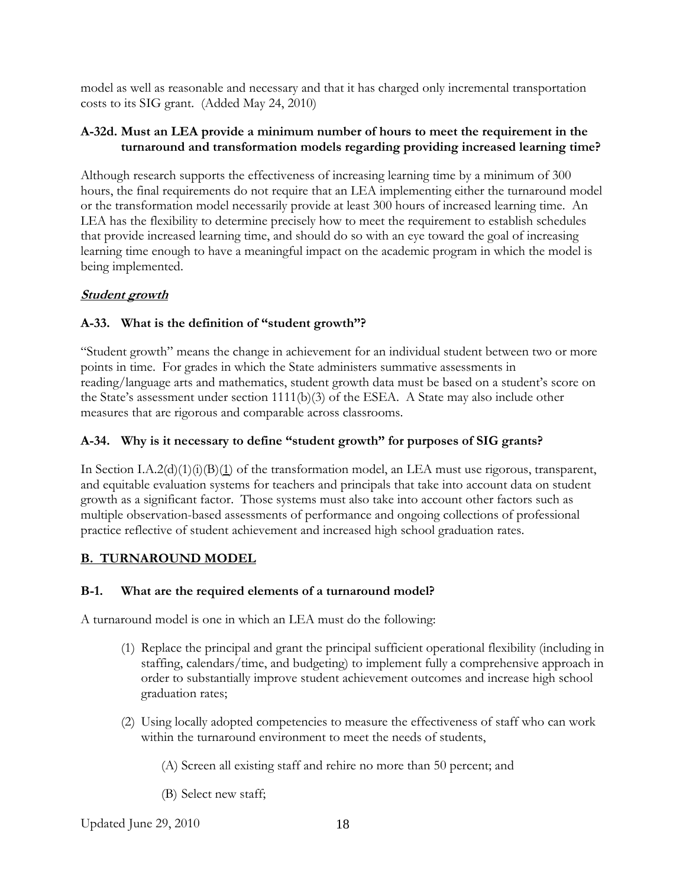model as well as reasonable and necessary and that it has charged only incremental transportation costs to its SIG grant. (Added May 24, 2010)

**A-32d. Must an LEA provide a minimum number of hours to meet the requirement in the turnaround and transformation models regarding providing increased learning time?**

Although research supports the effectiveness of increasing learning time by a minimum of 300 hours, the final requirements do not require that an LEA implementing either the turnaround model or the transformation model necessarily provide at least 300 hours of increased learning time. An LEA has the flexibility to determine precisely how to meet the requirement to establish schedules that provide increased learning time, and should do so with an eye toward the goal of increasing learning time enough to have a meaningful impact on the academic program in which the model is being implemented.

***Student growth***

**A-33. What is the definition of "student growth"?**

"Student growth" means the change in achievement for an individual student between two or more points in time. For grades in which the State administers summative assessments in reading/language arts and mathematics, student growth data must be based on a student's score on the State's assessment under section 1111(b)(3) of the ESEA. A State may also include other measures that are rigorous and comparable across classrooms.

**A-34. Why is it necessary to define "student growth" for purposes of SIG grants?**

In Section I.A.2(d)(1)(i)(B)(1) of the transformation model, an LEA must use rigorous, transparent, and equitable evaluation systems for teachers and principals that take into account data on student growth as a significant factor. Those systems must also take into account other factors such as multiple observation-based assessments of performance and ongoing collections of professional practice reflective of student achievement and increased high school graduation rates.

## B. TURNAROUND MODEL

**B-1. What are the required elements of a turnaround model?**

A turnaround model is one in which an LEA must do the following:

(1) Replace the principal and grant the principal sufficient operational flexibility (including in staffing, calendars/time, and budgeting) to implement fully a comprehensive approach in order to substantially improve student achievement outcomes and increase high school graduation rates;

(2) Using locally adopted competencies to measure the effectiveness of staff who can work within the turnaround environment to meet the needs of students,

(A) Screen all existing staff and rehire no more than 50 percent; and

(B) Select new staff;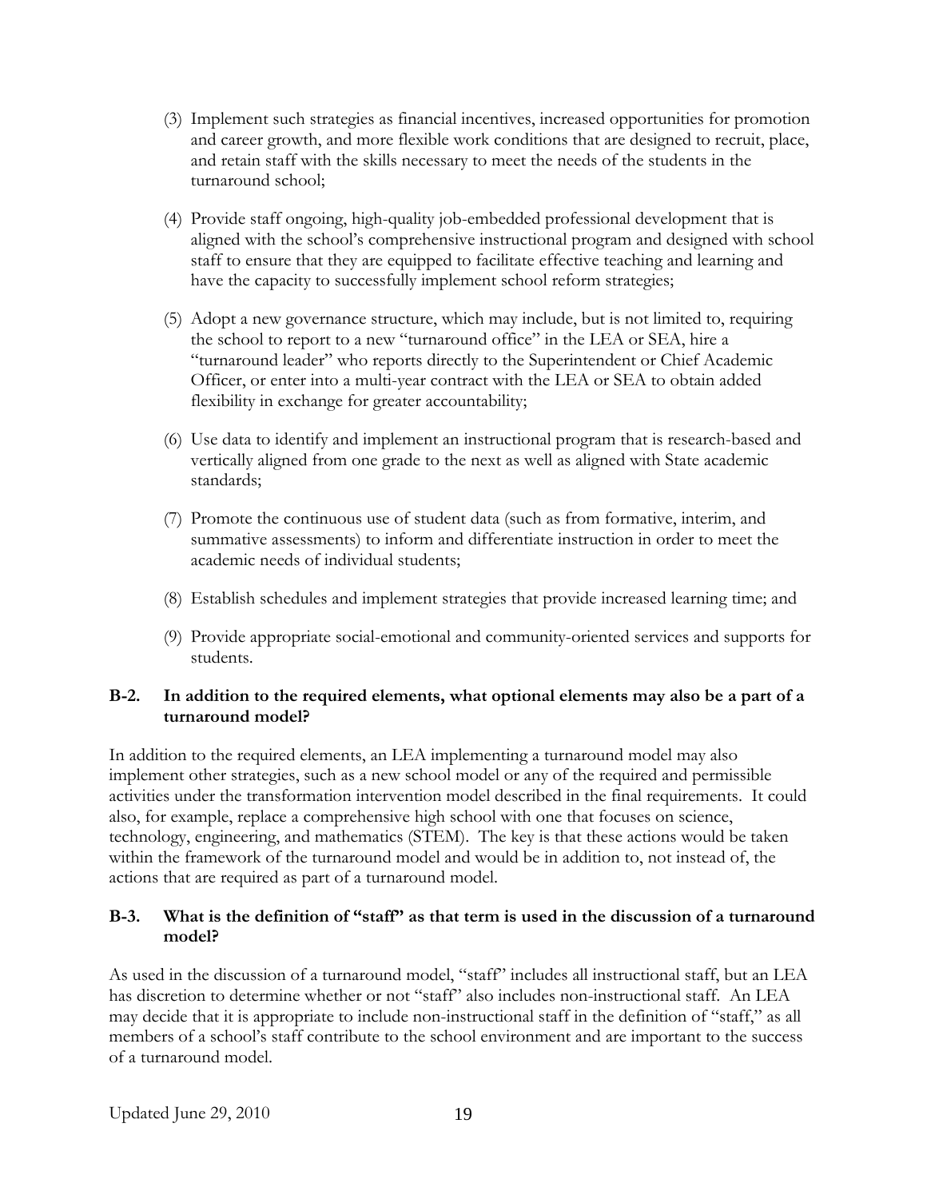(3) Implement such strategies as financial incentives, increased opportunities for promotion and career growth, and more flexible work conditions that are designed to recruit, place, and retain staff with the skills necessary to meet the needs of the students in the turnaround school;

(4) Provide staff ongoing, high-quality job-embedded professional development that is aligned with the school's comprehensive instructional program and designed with school staff to ensure that they are equipped to facilitate effective teaching and learning and have the capacity to successfully implement school reform strategies;

(5) Adopt a new governance structure, which may include, but is not limited to, requiring the school to report to a new "turnaround office" in the LEA or SEA, hire a "turnaround leader" who reports directly to the Superintendent or Chief Academic Officer, or enter into a multi-year contract with the LEA or SEA to obtain added flexibility in exchange for greater accountability;

(6) Use data to identify and implement an instructional program that is research-based and vertically aligned from one grade to the next as well as aligned with State academic standards;

(7) Promote the continuous use of student data (such as from formative, interim, and summative assessments) to inform and differentiate instruction in order to meet the academic needs of individual students;

(8) Establish schedules and implement strategies that provide increased learning time; and

(9) Provide appropriate social-emotional and community-oriented services and supports for students.

**B-2. In addition to the required elements, what optional elements may also be a part of a turnaround model?**

In addition to the required elements, an LEA implementing a turnaround model may also implement other strategies, such as a new school model or any of the required and permissible activities under the transformation intervention model described in the final requirements. It could also, for example, replace a comprehensive high school with one that focuses on science, technology, engineering, and mathematics (STEM). The key is that these actions would be taken within the framework of the turnaround model and would be in addition to, not instead of, the actions that are required as part of a turnaround model.

**B-3. What is the definition of "staff" as that term is used in the discussion of a turnaround model?**

As used in the discussion of a turnaround model, "staff" includes all instructional staff, but an LEA has discretion to determine whether or not "staff" also includes non-instructional staff. An LEA may decide that it is appropriate to include non-instructional staff in the definition of "staff," as all members of a school's staff contribute to the school environment and are important to the success of a turnaround model.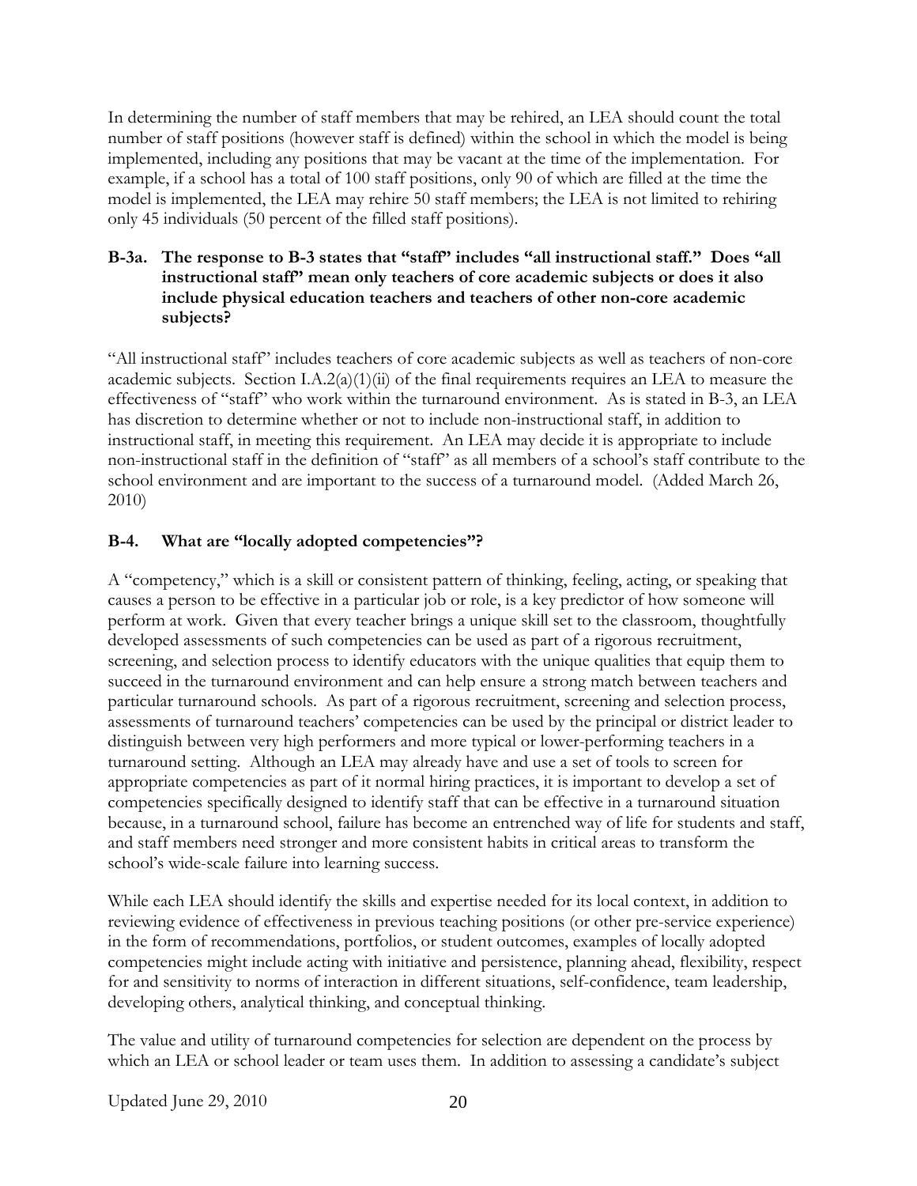In determining the number of staff members that may be rehired, an LEA should count the total number of staff positions (however staff is defined) within the school in which the model is being implemented, including any positions that may be vacant at the time of the implementation. For example, if a school has a total of 100 staff positions, only 90 of which are filled at the time the model is implemented, the LEA may rehire 50 staff members; the LEA is not limited to rehiring only 45 individuals (50 percent of the filled staff positions).

### B-3a. The response to B-3 states that "staff" includes "all instructional staff." Does "all instructional staff" mean only teachers of core academic subjects or does it also include physical education teachers and teachers of other non-core academic subjects?

"All instructional staff" includes teachers of core academic subjects as well as teachers of non-core academic subjects. Section I.A.2(a)(1)(ii) of the final requirements requires an LEA to measure the effectiveness of "staff" who work within the turnaround environment. As is stated in B-3, an LEA has discretion to determine whether or not to include non-instructional staff, in addition to instructional staff, in meeting this requirement. An LEA may decide it is appropriate to include non-instructional staff in the definition of "staff" as all members of a school's staff contribute to the school environment and are important to the success of a turnaround model. (Added March 26, 2010)

### B-4. What are "locally adopted competencies"?

A "competency," which is a skill or consistent pattern of thinking, feeling, acting, or speaking that causes a person to be effective in a particular job or role, is a key predictor of how someone will perform at work. Given that every teacher brings a unique skill set to the classroom, thoughtfully developed assessments of such competencies can be used as part of a rigorous recruitment, screening, and selection process to identify educators with the unique qualities that equip them to succeed in the turnaround environment and can help ensure a strong match between teachers and particular turnaround schools. As part of a rigorous recruitment, screening and selection process, assessments of turnaround teachers' competencies can be used by the principal or district leader to distinguish between very high performers and more typical or lower-performing teachers in a turnaround setting. Although an LEA may already have and use a set of tools to screen for appropriate competencies as part of it normal hiring practices, it is important to develop a set of competencies specifically designed to identify staff that can be effective in a turnaround situation because, in a turnaround school, failure has become an entrenched way of life for students and staff, and staff members need stronger and more consistent habits in critical areas to transform the school's wide-scale failure into learning success.

While each LEA should identify the skills and expertise needed for its local context, in addition to reviewing evidence of effectiveness in previous teaching positions (or other pre-service experience) in the form of recommendations, portfolios, or student outcomes, examples of locally adopted competencies might include acting with initiative and persistence, planning ahead, flexibility, respect for and sensitivity to norms of interaction in different situations, self-confidence, team leadership, developing others, analytical thinking, and conceptual thinking.

The value and utility of turnaround competencies for selection are dependent on the process by which an LEA or school leader or team uses them. In addition to assessing a candidate's subject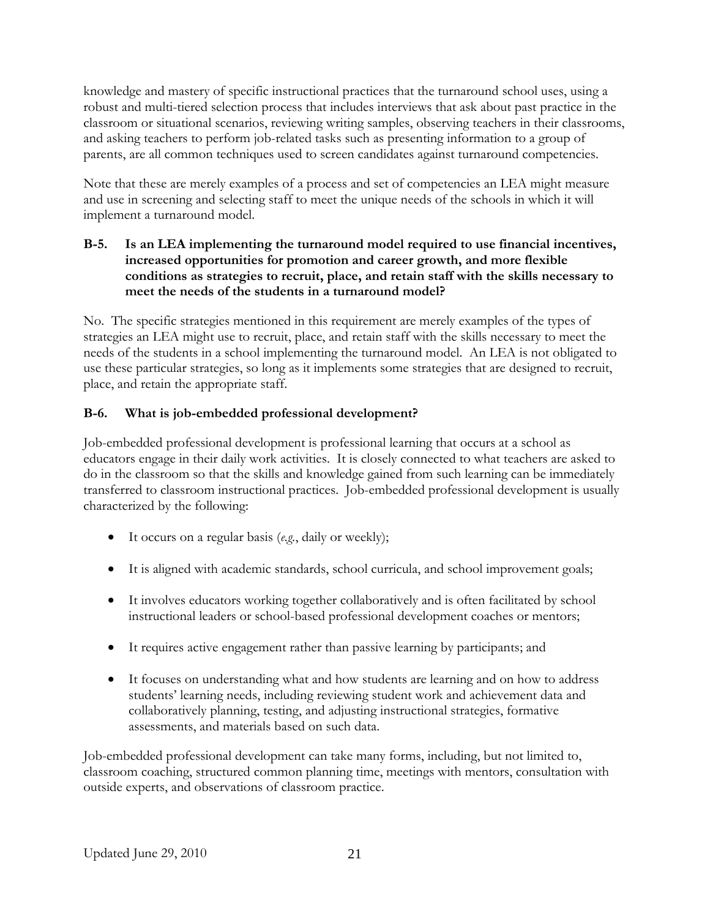knowledge and mastery of specific instructional practices that the turnaround school uses, using a robust and multi-tiered selection process that includes interviews that ask about past practice in the classroom or situational scenarios, reviewing writing samples, observing teachers in their classrooms, and asking teachers to perform job-related tasks such as presenting information to a group of parents, are all common techniques used to screen candidates against turnaround competencies.

Note that these are merely examples of a process and set of competencies an LEA might measure and use in screening and selecting staff to meet the unique needs of the schools in which it will implement a turnaround model.

**B-5. Is an LEA implementing the turnaround model required to use financial incentives, increased opportunities for promotion and career growth, and more flexible conditions as strategies to recruit, place, and retain staff with the skills necessary to meet the needs of the students in a turnaround model?**

No. The specific strategies mentioned in this requirement are merely examples of the types of strategies an LEA might use to recruit, place, and retain staff with the skills necessary to meet the needs of the students in a school implementing the turnaround model. An LEA is not obligated to use these particular strategies, so long as it implements some strategies that are designed to recruit, place, and retain the appropriate staff.

**B-6. What is job-embedded professional development?**

Job-embedded professional development is professional learning that occurs at a school as educators engage in their daily work activities. It is closely connected to what teachers are asked to do in the classroom so that the skills and knowledge gained from such learning can be immediately transferred to classroom instructional practices. Job-embedded professional development is usually characterized by the following:

- It occurs on a regular basis (*e.g.*, daily or weekly);
- It is aligned with academic standards, school curricula, and school improvement goals;
- It involves educators working together collaboratively and is often facilitated by school instructional leaders or school-based professional development coaches or mentors;
- It requires active engagement rather than passive learning by participants; and
- It focuses on understanding what and how students are learning and on how to address students' learning needs, including reviewing student work and achievement data and collaboratively planning, testing, and adjusting instructional strategies, formative assessments, and materials based on such data.

Job-embedded professional development can take many forms, including, but not limited to, classroom coaching, structured common planning time, meetings with mentors, consultation with outside experts, and observations of classroom practice.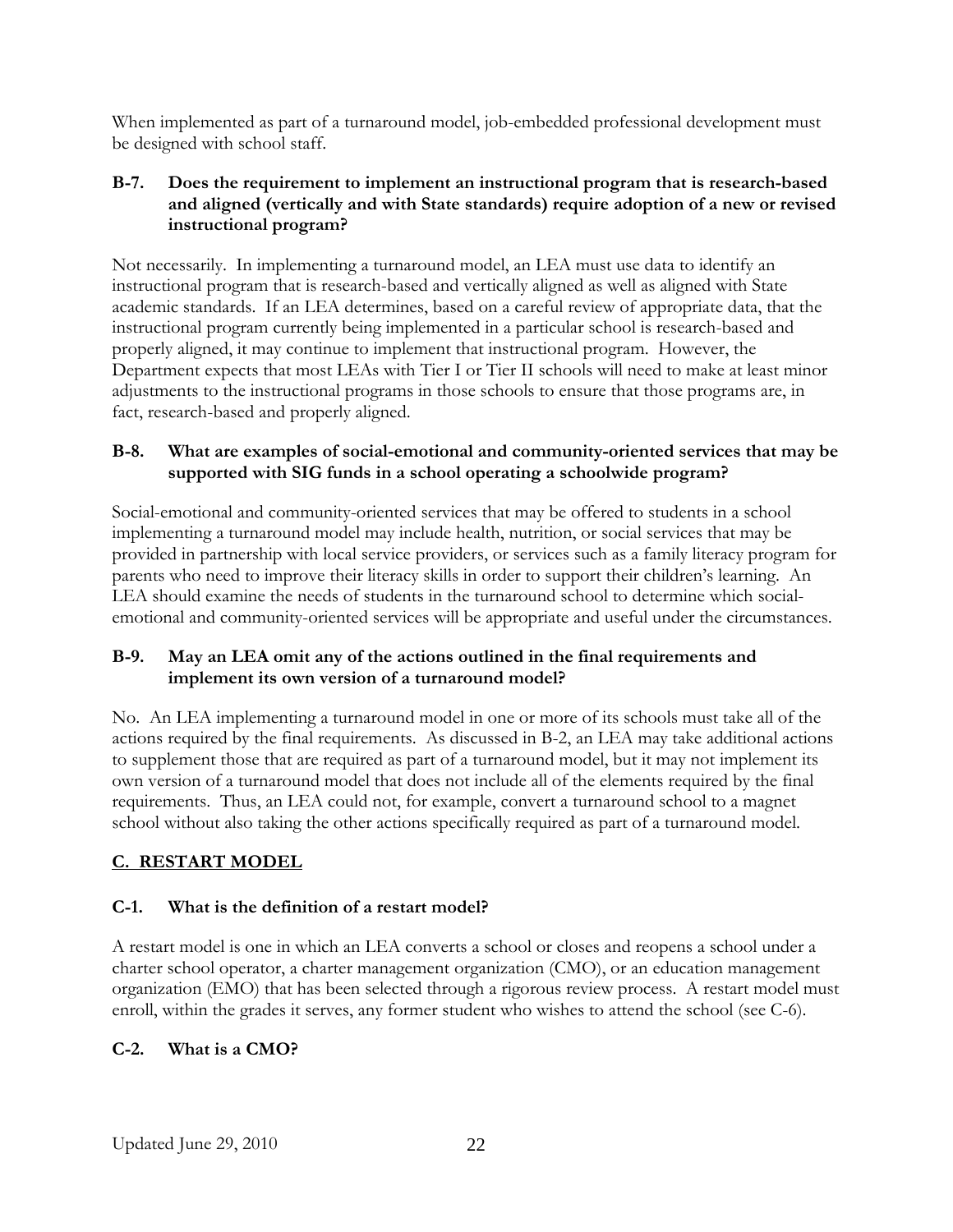When implemented as part of a turnaround model, job-embedded professional development must be designed with school staff.

### B-7. Does the requirement to implement an instructional program that is research-based and aligned (vertically and with State standards) require adoption of a new or revised instructional program?

Not necessarily. In implementing a turnaround model, an LEA must use data to identify an instructional program that is research-based and vertically aligned as well as aligned with State academic standards. If an LEA determines, based on a careful review of appropriate data, that the instructional program currently being implemented in a particular school is research-based and properly aligned, it may continue to implement that instructional program. However, the Department expects that most LEAs with Tier I or Tier II schools will need to make at least minor adjustments to the instructional programs in those schools to ensure that those programs are, in fact, research-based and properly aligned.

### B-8. What are examples of social-emotional and community-oriented services that may be supported with SIG funds in a school operating a schoolwide program?

Social-emotional and community-oriented services that may be offered to students in a school implementing a turnaround model may include health, nutrition, or social services that may be provided in partnership with local service providers, or services such as a family literacy program for parents who need to improve their literacy skills in order to support their children's learning. An LEA should examine the needs of students in the turnaround school to determine which social-emotional and community-oriented services will be appropriate and useful under the circumstances.

### B-9. May an LEA omit any of the actions outlined in the final requirements and implement its own version of a turnaround model?

No. An LEA implementing a turnaround model in one or more of its schools must take all of the actions required by the final requirements. As discussed in B-2, an LEA may take additional actions to supplement those that are required as part of a turnaround model, but it may not implement its own version of a turnaround model that does not include all of the elements required by the final requirements. Thus, an LEA could not, for example, convert a turnaround school to a magnet school without also taking the other actions specifically required as part of a turnaround model.

## C. RESTART MODEL

### C-1. What is the definition of a restart model?

A restart model is one in which an LEA converts a school or closes and reopens a school under a charter school operator, a charter management organization (CMO), or an education management organization (EMO) that has been selected through a rigorous review process. A restart model must enroll, within the grades it serves, any former student who wishes to attend the school (see C-6).

### C-2. What is a CMO?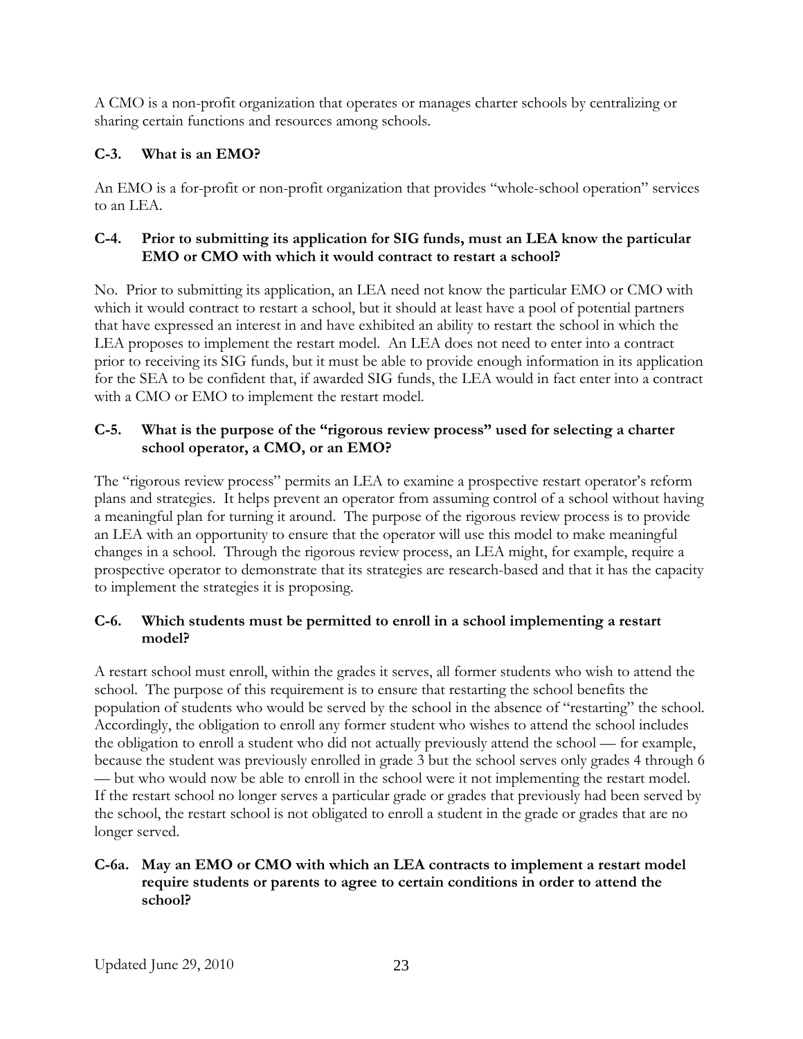A CMO is a non-profit organization that operates or manages charter schools by centralizing or sharing certain functions and resources among schools.

### C-3. What is an EMO?

An EMO is a for-profit or non-profit organization that provides "whole-school operation" services to an LEA.

### C-4. Prior to submitting its application for SIG funds, must an LEA know the particular EMO or CMO with which it would contract to restart a school?

No. Prior to submitting its application, an LEA need not know the particular EMO or CMO with which it would contract to restart a school, but it should at least have a pool of potential partners that have expressed an interest in and have exhibited an ability to restart the school in which the LEA proposes to implement the restart model. An LEA does not need to enter into a contract prior to receiving its SIG funds, but it must be able to provide enough information in its application for the SEA to be confident that, if awarded SIG funds, the LEA would in fact enter into a contract with a CMO or EMO to implement the restart model.

### C-5. What is the purpose of the "rigorous review process" used for selecting a charter school operator, a CMO, or an EMO?

The "rigorous review process" permits an LEA to examine a prospective restart operator's reform plans and strategies. It helps prevent an operator from assuming control of a school without having a meaningful plan for turning it around. The purpose of the rigorous review process is to provide an LEA with an opportunity to ensure that the operator will use this model to make meaningful changes in a school. Through the rigorous review process, an LEA might, for example, require a prospective operator to demonstrate that its strategies are research-based and that it has the capacity to implement the strategies it is proposing.

### C-6. Which students must be permitted to enroll in a school implementing a restart model?

A restart school must enroll, within the grades it serves, all former students who wish to attend the school. The purpose of this requirement is to ensure that restarting the school benefits the population of students who would be served by the school in the absence of "restarting" the school. Accordingly, the obligation to enroll any former student who wishes to attend the school includes the obligation to enroll a student who did not actually previously attend the school — for example, because the student was previously enrolled in grade 3 but the school serves only grades 4 through 6 — but who would now be able to enroll in the school were it not implementing the restart model. If the restart school no longer serves a particular grade or grades that previously had been served by the school, the restart school is not obligated to enroll a student in the grade or grades that are no longer served.

### C-6a. May an EMO or CMO with which an LEA contracts to implement a restart model require students or parents to agree to certain conditions in order to attend the school?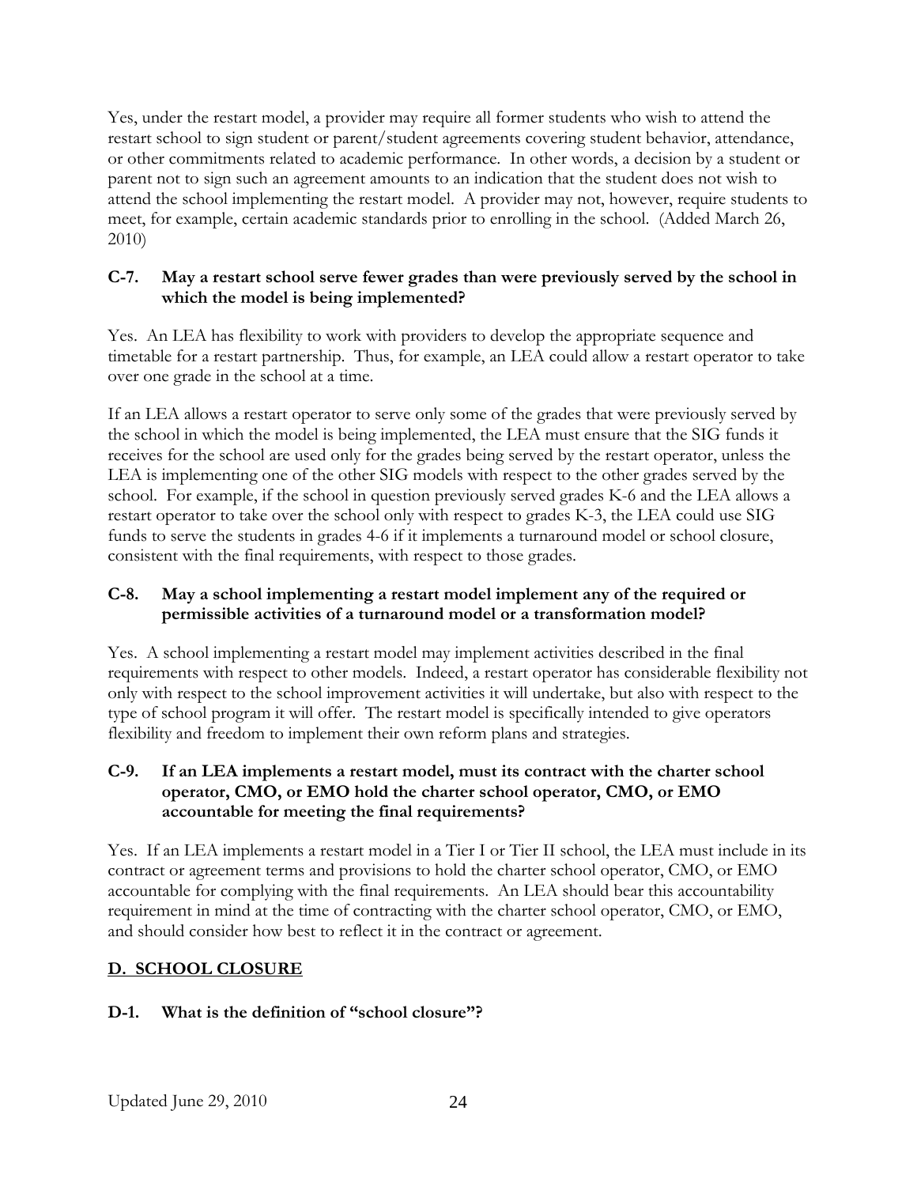Yes, under the restart model, a provider may require all former students who wish to attend the restart school to sign student or parent/student agreements covering student behavior, attendance, or other commitments related to academic performance. In other words, a decision by a student or parent not to sign such an agreement amounts to an indication that the student does not wish to attend the school implementing the restart model. A provider may not, however, require students to meet, for example, certain academic standards prior to enrolling in the school. (Added March 26, 2010)

### C-7. May a restart school serve fewer grades than were previously served by the school in which the model is being implemented?

Yes. An LEA has flexibility to work with providers to develop the appropriate sequence and timetable for a restart partnership. Thus, for example, an LEA could allow a restart operator to take over one grade in the school at a time.

If an LEA allows a restart operator to serve only some of the grades that were previously served by the school in which the model is being implemented, the LEA must ensure that the SIG funds it receives for the school are used only for the grades being served by the restart operator, unless the LEA is implementing one of the other SIG models with respect to the other grades served by the school. For example, if the school in question previously served grades K-6 and the LEA allows a restart operator to take over the school only with respect to grades K-3, the LEA could use SIG funds to serve the students in grades 4-6 if it implements a turnaround model or school closure, consistent with the final requirements, with respect to those grades.

### C-8. May a school implementing a restart model implement any of the required or permissible activities of a turnaround model or a transformation model?

Yes. A school implementing a restart model may implement activities described in the final requirements with respect to other models. Indeed, a restart operator has considerable flexibility not only with respect to the school improvement activities it will undertake, but also with respect to the type of school program it will offer. The restart model is specifically intended to give operators flexibility and freedom to implement their own reform plans and strategies.

### C-9. If an LEA implements a restart model, must its contract with the charter school operator, CMO, or EMO hold the charter school operator, CMO, or EMO accountable for meeting the final requirements?

Yes. If an LEA implements a restart model in a Tier I or Tier II school, the LEA must include in its contract or agreement terms and provisions to hold the charter school operator, CMO, or EMO accountable for complying with the final requirements. An LEA should bear this accountability requirement in mind at the time of contracting with the charter school operator, CMO, or EMO, and should consider how best to reflect it in the contract or agreement.

## D. SCHOOL CLOSURE

### D-1. What is the definition of "school closure"?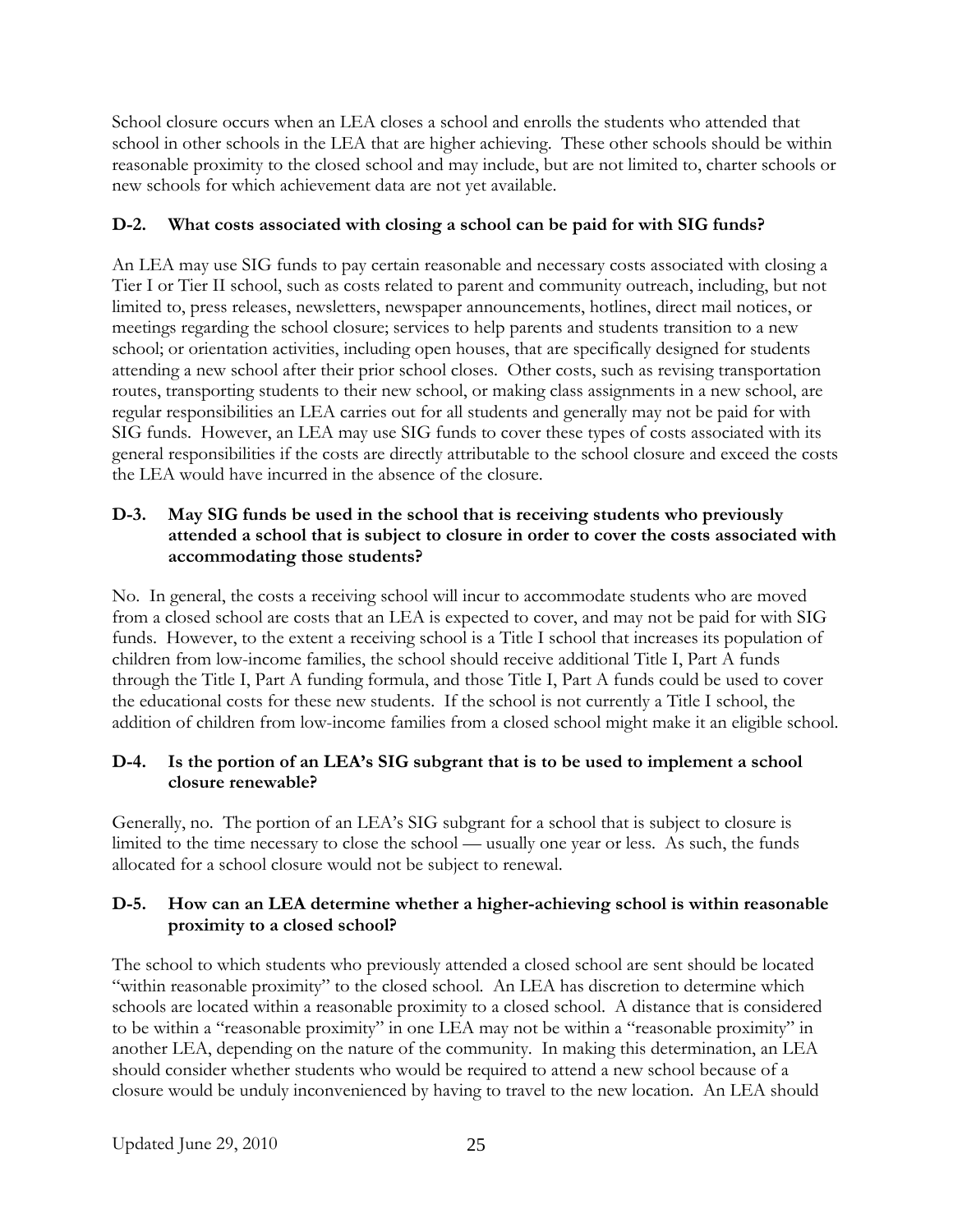School closure occurs when an LEA closes a school and enrolls the students who attended that school in other schools in the LEA that are higher achieving. These other schools should be within reasonable proximity to the closed school and may include, but are not limited to, charter schools or new schools for which achievement data are not yet available.

### D-2. What costs associated with closing a school can be paid for with SIG funds?

An LEA may use SIG funds to pay certain reasonable and necessary costs associated with closing a Tier I or Tier II school, such as costs related to parent and community outreach, including, but not limited to, press releases, newsletters, newspaper announcements, hotlines, direct mail notices, or meetings regarding the school closure; services to help parents and students transition to a new school; or orientation activities, including open houses, that are specifically designed for students attending a new school after their prior school closes. Other costs, such as revising transportation routes, transporting students to their new school, or making class assignments in a new school, are regular responsibilities an LEA carries out for all students and generally may not be paid for with SIG funds. However, an LEA may use SIG funds to cover these types of costs associated with its general responsibilities if the costs are directly attributable to the school closure and exceed the costs the LEA would have incurred in the absence of the closure.

### D-3. May SIG funds be used in the school that is receiving students who previously attended a school that is subject to closure in order to cover the costs associated with accommodating those students?

No. In general, the costs a receiving school will incur to accommodate students who are moved from a closed school are costs that an LEA is expected to cover, and may not be paid for with SIG funds. However, to the extent a receiving school is a Title I school that increases its population of children from low-income families, the school should receive additional Title I, Part A funds through the Title I, Part A funding formula, and those Title I, Part A funds could be used to cover the educational costs for these new students. If the school is not currently a Title I school, the addition of children from low-income families from a closed school might make it an eligible school.

### D-4. Is the portion of an LEA's SIG subgrant that is to be used to implement a school closure renewable?

Generally, no. The portion of an LEA's SIG subgrant for a school that is subject to closure is limited to the time necessary to close the school — usually one year or less. As such, the funds allocated for a school closure would not be subject to renewal.

### D-5. How can an LEA determine whether a higher-achieving school is within reasonable proximity to a closed school?

The school to which students who previously attended a closed school are sent should be located "within reasonable proximity" to the closed school. An LEA has discretion to determine which schools are located within a reasonable proximity to a closed school. A distance that is considered to be within a "reasonable proximity" in one LEA may not be within a "reasonable proximity" in another LEA, depending on the nature of the community. In making this determination, an LEA should consider whether students who would be required to attend a new school because of a closure would be unduly inconvenienced by having to travel to the new location. An LEA should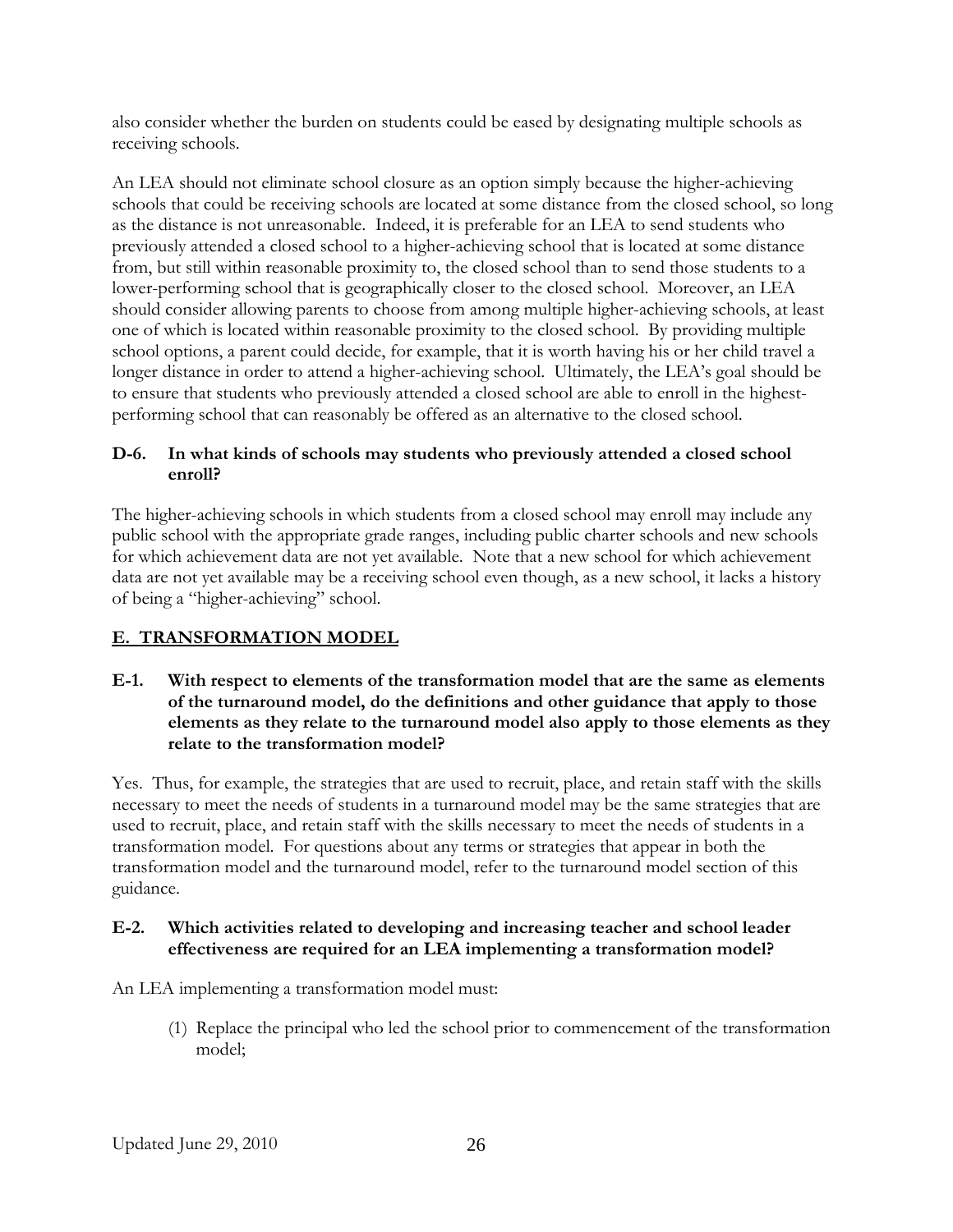also consider whether the burden on students could be eased by designating multiple schools as receiving schools.

An LEA should not eliminate school closure as an option simply because the higher-achieving schools that could be receiving schools are located at some distance from the closed school, so long as the distance is not unreasonable. Indeed, it is preferable for an LEA to send students who previously attended a closed school to a higher-achieving school that is located at some distance from, but still within reasonable proximity to, the closed school than to send those students to a lower-performing school that is geographically closer to the closed school. Moreover, an LEA should consider allowing parents to choose from among multiple higher-achieving schools, at least one of which is located within reasonable proximity to the closed school. By providing multiple school options, a parent could decide, for example, that it is worth having his or her child travel a longer distance in order to attend a higher-achieving school. Ultimately, the LEA's goal should be to ensure that students who previously attended a closed school are able to enroll in the highest-performing school that can reasonably be offered as an alternative to the closed school.

### D-6. In what kinds of schools may students who previously attended a closed school enroll?

The higher-achieving schools in which students from a closed school may enroll may include any public school with the appropriate grade ranges, including public charter schools and new schools for which achievement data are not yet available. Note that a new school for which achievement data are not yet available may be a receiving school even though, as a new school, it lacks a history of being a "higher-achieving" school.

## E. TRANSFORMATION MODEL

### E-1. With respect to elements of the transformation model that are the same as elements of the turnaround model, do the definitions and other guidance that apply to those elements as they relate to the turnaround model also apply to those elements as they relate to the transformation model?

Yes. Thus, for example, the strategies that are used to recruit, place, and retain staff with the skills necessary to meet the needs of students in a turnaround model may be the same strategies that are used to recruit, place, and retain staff with the skills necessary to meet the needs of students in a transformation model. For questions about any terms or strategies that appear in both the transformation model and the turnaround model, refer to the turnaround model section of this guidance.

### E-2. Which activities related to developing and increasing teacher and school leader effectiveness are required for an LEA implementing a transformation model?

An LEA implementing a transformation model must:

(1) Replace the principal who led the school prior to commencement of the transformation model;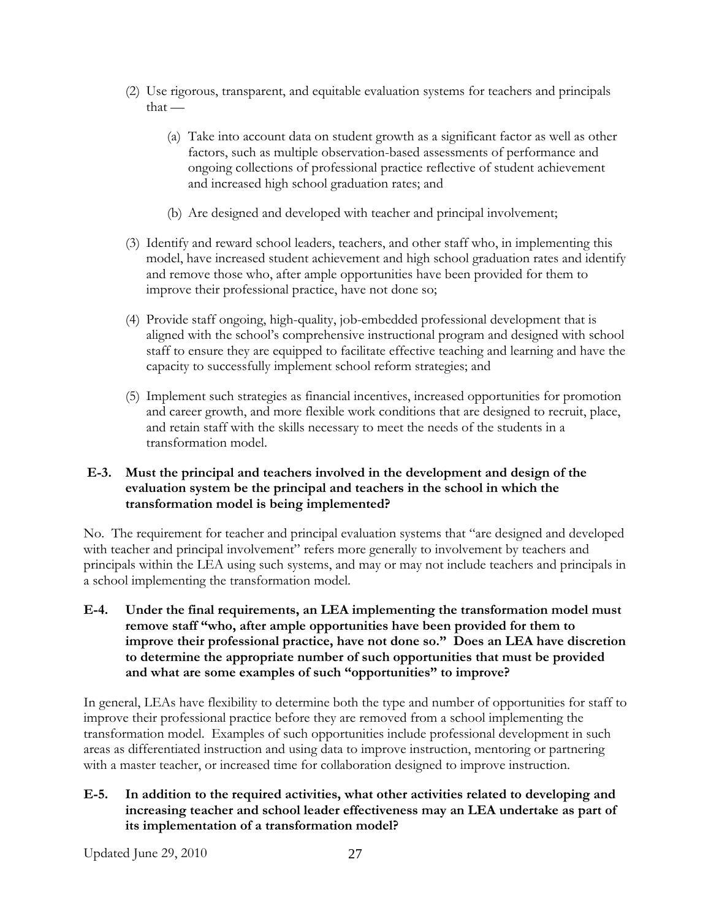(2) Use rigorous, transparent, and equitable evaluation systems for teachers and principals that —

   (a) Take into account data on student growth as a significant factor as well as other factors, such as multiple observation-based assessments of performance and ongoing collections of professional practice reflective of student achievement and increased high school graduation rates; and

   (b) Are designed and developed with teacher and principal involvement;

(3) Identify and reward school leaders, teachers, and other staff who, in implementing this model, have increased student achievement and high school graduation rates and identify and remove those who, after ample opportunities have been provided for them to improve their professional practice, have not done so;

(4) Provide staff ongoing, high-quality, job-embedded professional development that is aligned with the school's comprehensive instructional program and designed with school staff to ensure they are equipped to facilitate effective teaching and learning and have the capacity to successfully implement school reform strategies; and

(5) Implement such strategies as financial incentives, increased opportunities for promotion and career growth, and more flexible work conditions that are designed to recruit, place, and retain staff with the skills necessary to meet the needs of the students in a transformation model.

**E-3. Must the principal and teachers involved in the development and design of the evaluation system be the principal and teachers in the school in which the transformation model is being implemented?**

No. The requirement for teacher and principal evaluation systems that "are designed and developed with teacher and principal involvement" refers more generally to involvement by teachers and principals within the LEA using such systems, and may or may not include teachers and principals in a school implementing the transformation model.

**E-4. Under the final requirements, an LEA implementing the transformation model must remove staff "who, after ample opportunities have been provided for them to improve their professional practice, have not done so." Does an LEA have discretion to determine the appropriate number of such opportunities that must be provided and what are some examples of such "opportunities" to improve?**

In general, LEAs have flexibility to determine both the type and number of opportunities for staff to improve their professional practice before they are removed from a school implementing the transformation model. Examples of such opportunities include professional development in such areas as differentiated instruction and using data to improve instruction, mentoring or partnering with a master teacher, or increased time for collaboration designed to improve instruction.

**E-5. In addition to the required activities, what other activities related to developing and increasing teacher and school leader effectiveness may an LEA undertake as part of its implementation of a transformation model?**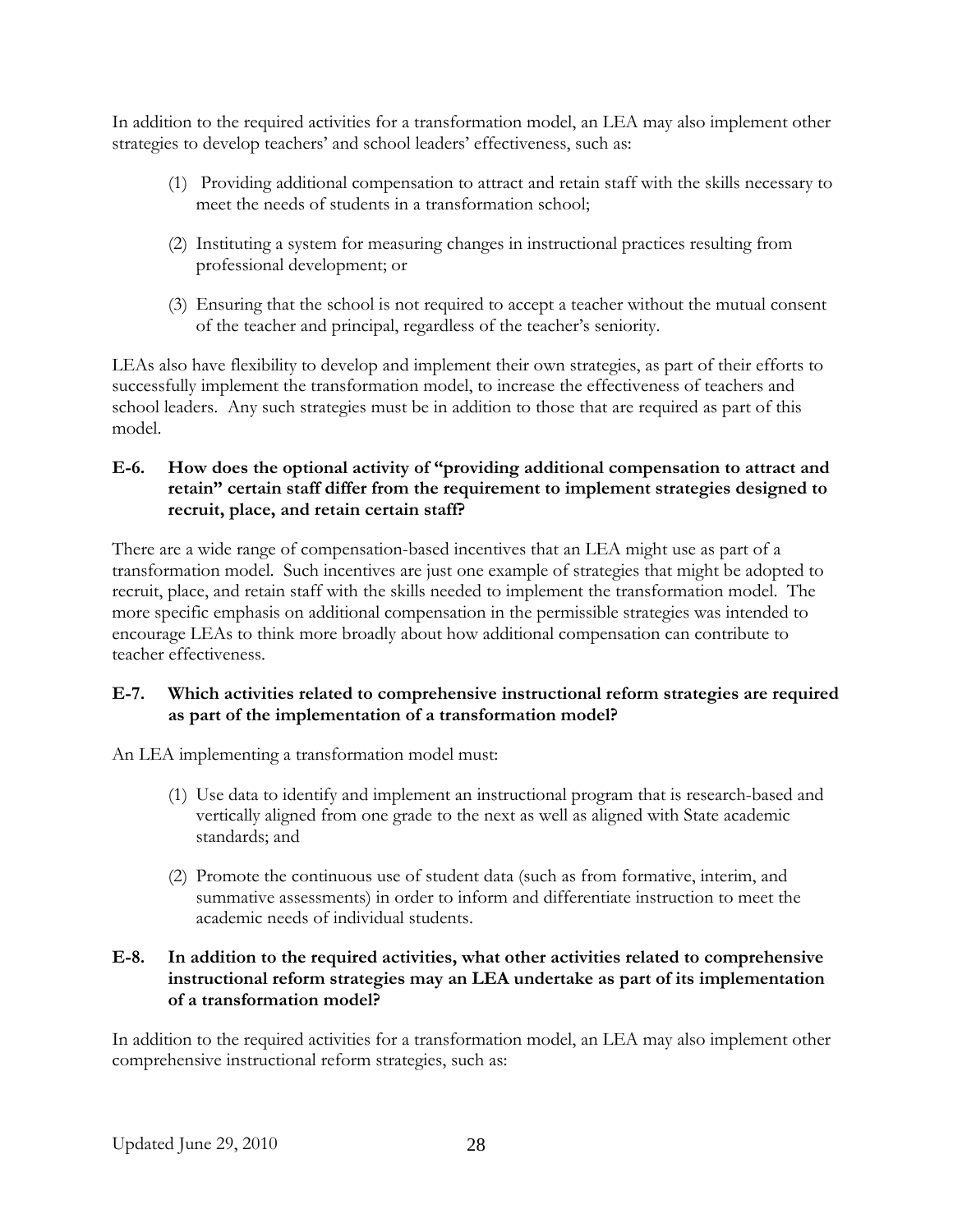In addition to the required activities for a transformation model, an LEA may also implement other strategies to develop teachers' and school leaders' effectiveness, such as:

(1) Providing additional compensation to attract and retain staff with the skills necessary to meet the needs of students in a transformation school;

(2) Instituting a system for measuring changes in instructional practices resulting from professional development; or

(3) Ensuring that the school is not required to accept a teacher without the mutual consent of the teacher and principal, regardless of the teacher's seniority.

LEAs also have flexibility to develop and implement their own strategies, as part of their efforts to successfully implement the transformation model, to increase the effectiveness of teachers and school leaders. Any such strategies must be in addition to those that are required as part of this model.

**E-6. How does the optional activity of "providing additional compensation to attract and retain" certain staff differ from the requirement to implement strategies designed to recruit, place, and retain certain staff?**

There are a wide range of compensation-based incentives that an LEA might use as part of a transformation model. Such incentives are just one example of strategies that might be adopted to recruit, place, and retain staff with the skills needed to implement the transformation model. The more specific emphasis on additional compensation in the permissible strategies was intended to encourage LEAs to think more broadly about how additional compensation can contribute to teacher effectiveness.

**E-7. Which activities related to comprehensive instructional reform strategies are required as part of the implementation of a transformation model?**

An LEA implementing a transformation model must:

(1) Use data to identify and implement an instructional program that is research-based and vertically aligned from one grade to the next as well as aligned with State academic standards; and

(2) Promote the continuous use of student data (such as from formative, interim, and summative assessments) in order to inform and differentiate instruction to meet the academic needs of individual students.

**E-8. In addition to the required activities, what other activities related to comprehensive instructional reform strategies may an LEA undertake as part of its implementation of a transformation model?**

In addition to the required activities for a transformation model, an LEA may also implement other comprehensive instructional reform strategies, such as: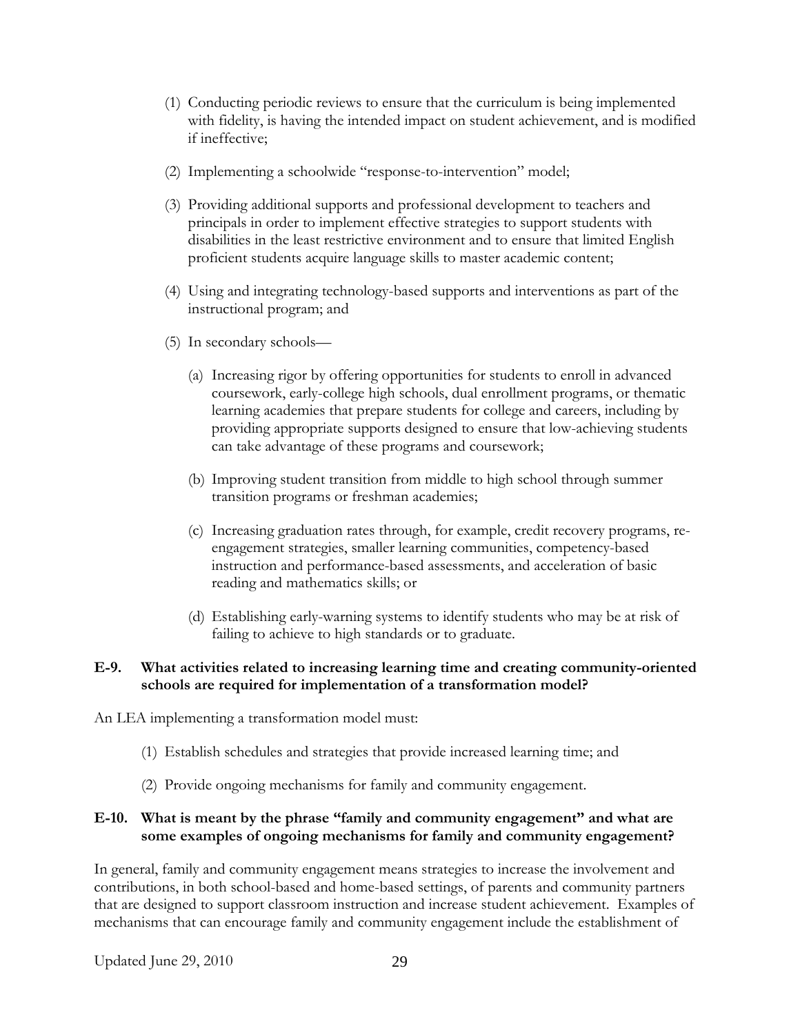(1) Conducting periodic reviews to ensure that the curriculum is being implemented with fidelity, is having the intended impact on student achievement, and is modified if ineffective;

(2) Implementing a schoolwide "response-to-intervention" model;

(3) Providing additional supports and professional development to teachers and principals in order to implement effective strategies to support students with disabilities in the least restrictive environment and to ensure that limited English proficient students acquire language skills to master academic content;

(4) Using and integrating technology-based supports and interventions as part of the instructional program; and

(5) In secondary schools—

   (a) Increasing rigor by offering opportunities for students to enroll in advanced coursework, early-college high schools, dual enrollment programs, or thematic learning academies that prepare students for college and careers, including by providing appropriate supports designed to ensure that low-achieving students can take advantage of these programs and coursework;

   (b) Improving student transition from middle to high school through summer transition programs or freshman academies;

   (c) Increasing graduation rates through, for example, credit recovery programs, re-engagement strategies, smaller learning communities, competency-based instruction and performance-based assessments, and acceleration of basic reading and mathematics skills; or

   (d) Establishing early-warning systems to identify students who may be at risk of failing to achieve to high standards or to graduate.

**E-9. What activities related to increasing learning time and creating community-oriented schools are required for implementation of a transformation model?**

An LEA implementing a transformation model must:

(1) Establish schedules and strategies that provide increased learning time; and

(2) Provide ongoing mechanisms for family and community engagement.

**E-10. What is meant by the phrase "family and community engagement" and what are some examples of ongoing mechanisms for family and community engagement?**

In general, family and community engagement means strategies to increase the involvement and contributions, in both school-based and home-based settings, of parents and community partners that are designed to support classroom instruction and increase student achievement. Examples of mechanisms that can encourage family and community engagement include the establishment of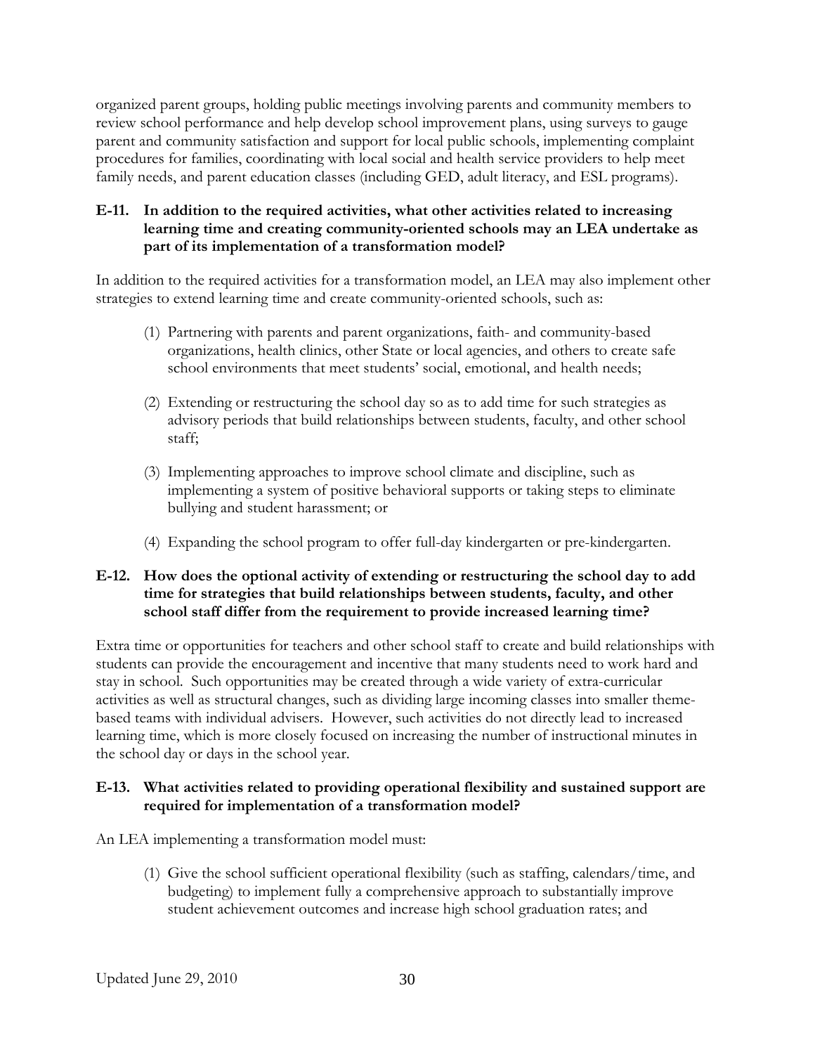organized parent groups, holding public meetings involving parents and community members to review school performance and help develop school improvement plans, using surveys to gauge parent and community satisfaction and support for local public schools, implementing complaint procedures for families, coordinating with local social and health service providers to help meet family needs, and parent education classes (including GED, adult literacy, and ESL programs).

**E-11. In addition to the required activities, what other activities related to increasing learning time and creating community-oriented schools may an LEA undertake as part of its implementation of a transformation model?**

In addition to the required activities for a transformation model, an LEA may also implement other strategies to extend learning time and create community-oriented schools, such as:

(1) Partnering with parents and parent organizations, faith- and community-based organizations, health clinics, other State or local agencies, and others to create safe school environments that meet students' social, emotional, and health needs;

(2) Extending or restructuring the school day so as to add time for such strategies as advisory periods that build relationships between students, faculty, and other school staff;

(3) Implementing approaches to improve school climate and discipline, such as implementing a system of positive behavioral supports or taking steps to eliminate bullying and student harassment; or

(4) Expanding the school program to offer full-day kindergarten or pre-kindergarten.

**E-12. How does the optional activity of extending or restructuring the school day to add time for strategies that build relationships between students, faculty, and other school staff differ from the requirement to provide increased learning time?**

Extra time or opportunities for teachers and other school staff to create and build relationships with students can provide the encouragement and incentive that many students need to work hard and stay in school. Such opportunities may be created through a wide variety of extra-curricular activities as well as structural changes, such as dividing large incoming classes into smaller theme-based teams with individual advisers. However, such activities do not directly lead to increased learning time, which is more closely focused on increasing the number of instructional minutes in the school day or days in the school year.

**E-13. What activities related to providing operational flexibility and sustained support are required for implementation of a transformation model?**

An LEA implementing a transformation model must:

(1) Give the school sufficient operational flexibility (such as staffing, calendars/time, and budgeting) to implement fully a comprehensive approach to substantially improve student achievement outcomes and increase high school graduation rates; and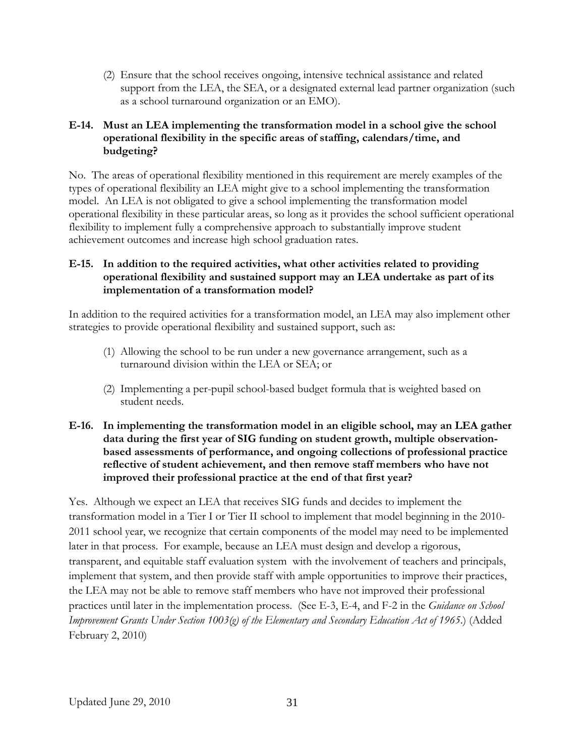(2) Ensure that the school receives ongoing, intensive technical assistance and related support from the LEA, the SEA, or a designated external lead partner organization (such as a school turnaround organization or an EMO).

**E-14. Must an LEA implementing the transformation model in a school give the school operational flexibility in the specific areas of staffing, calendars/time, and budgeting?**

No. The areas of operational flexibility mentioned in this requirement are merely examples of the types of operational flexibility an LEA might give to a school implementing the transformation model. An LEA is not obligated to give a school implementing the transformation model operational flexibility in these particular areas, so long as it provides the school sufficient operational flexibility to implement fully a comprehensive approach to substantially improve student achievement outcomes and increase high school graduation rates.

**E-15. In addition to the required activities, what other activities related to providing operational flexibility and sustained support may an LEA undertake as part of its implementation of a transformation model?**

In addition to the required activities for a transformation model, an LEA may also implement other strategies to provide operational flexibility and sustained support, such as:

(1) Allowing the school to be run under a new governance arrangement, such as a turnaround division within the LEA or SEA; or

(2) Implementing a per-pupil school-based budget formula that is weighted based on student needs.

**E-16. In implementing the transformation model in an eligible school, may an LEA gather data during the first year of SIG funding on student growth, multiple observation-based assessments of performance, and ongoing collections of professional practice reflective of student achievement, and then remove staff members who have not improved their professional practice at the end of that first year?**

Yes. Although we expect an LEA that receives SIG funds and decides to implement the transformation model in a Tier I or Tier II school to implement that model beginning in the 2010-2011 school year, we recognize that certain components of the model may need to be implemented later in that process. For example, because an LEA must design and develop a rigorous, transparent, and equitable staff evaluation system with the involvement of teachers and principals, implement that system, and then provide staff with ample opportunities to improve their practices, the LEA may not be able to remove staff members who have not improved their professional practices until later in the implementation process. (See E-3, E-4, and F-2 in the *Guidance on School Improvement Grants Under Section 1003(g) of the Elementary and Secondary Education Act of 1965*.) (Added February 2, 2010)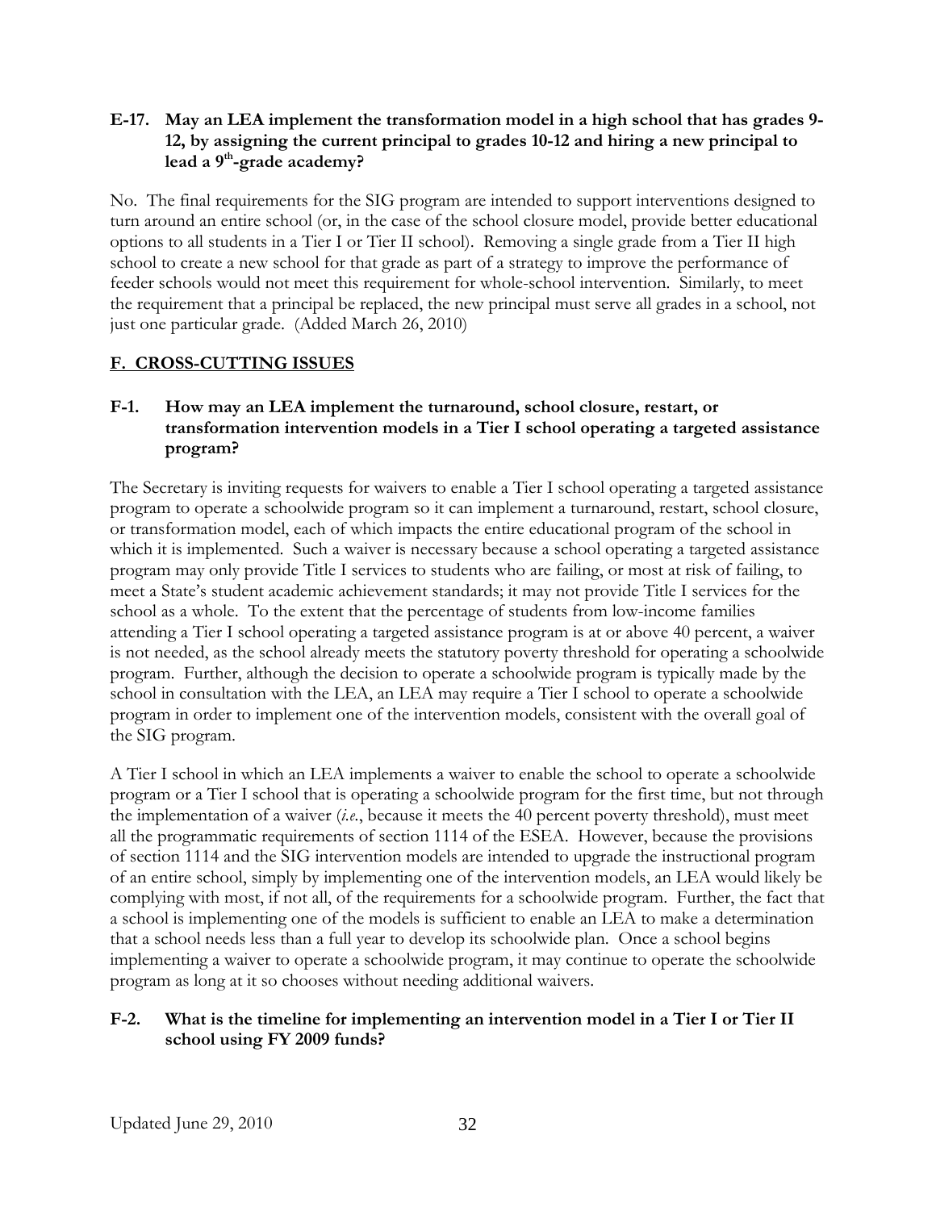**E-17. May an LEA implement the transformation model in a high school that has grades 9-12, by assigning the current principal to grades 10-12 and hiring a new principal to lead a 9th-grade academy?**

No. The final requirements for the SIG program are intended to support interventions designed to turn around an entire school (or, in the case of the school closure model, provide better educational options to all students in a Tier I or Tier II school). Removing a single grade from a Tier II high school to create a new school for that grade as part of a strategy to improve the performance of feeder schools would not meet this requirement for whole-school intervention. Similarly, to meet the requirement that a principal be replaced, the new principal must serve all grades in a school, not just one particular grade. (Added March 26, 2010)

## F. CROSS-CUTTING ISSUES

**F-1. How may an LEA implement the turnaround, school closure, restart, or transformation intervention models in a Tier I school operating a targeted assistance program?**

The Secretary is inviting requests for waivers to enable a Tier I school operating a targeted assistance program to operate a schoolwide program so it can implement a turnaround, restart, school closure, or transformation model, each of which impacts the entire educational program of the school in which it is implemented. Such a waiver is necessary because a school operating a targeted assistance program may only provide Title I services to students who are failing, or most at risk of failing, to meet a State's student academic achievement standards; it may not provide Title I services for the school as a whole. To the extent that the percentage of students from low-income families attending a Tier I school operating a targeted assistance program is at or above 40 percent, a waiver is not needed, as the school already meets the statutory poverty threshold for operating a schoolwide program. Further, although the decision to operate a schoolwide program is typically made by the school in consultation with the LEA, an LEA may require a Tier I school to operate a schoolwide program in order to implement one of the intervention models, consistent with the overall goal of the SIG program.

A Tier I school in which an LEA implements a waiver to enable the school to operate a schoolwide program or a Tier I school that is operating a schoolwide program for the first time, but not through the implementation of a waiver (*i.e.*, because it meets the 40 percent poverty threshold), must meet all the programmatic requirements of section 1114 of the ESEA. However, because the provisions of section 1114 and the SIG intervention models are intended to upgrade the instructional program of an entire school, simply by implementing one of the intervention models, an LEA would likely be complying with most, if not all, of the requirements for a schoolwide program. Further, the fact that a school is implementing one of the models is sufficient to enable an LEA to make a determination that a school needs less than a full year to develop its schoolwide plan. Once a school begins implementing a waiver to operate a schoolwide program, it may continue to operate the schoolwide program as long at it so chooses without needing additional waivers.

**F-2. What is the timeline for implementing an intervention model in a Tier I or Tier II school using FY 2009 funds?**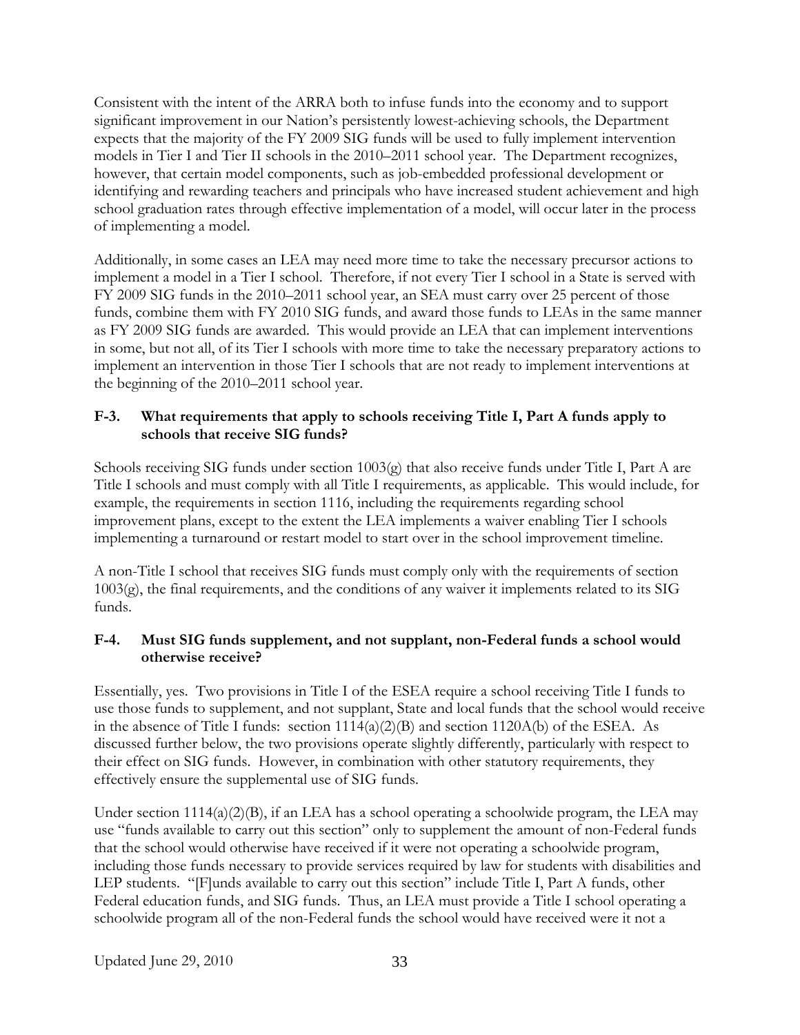Consistent with the intent of the ARRA both to infuse funds into the economy and to support significant improvement in our Nation's persistently lowest-achieving schools, the Department expects that the majority of the FY 2009 SIG funds will be used to fully implement intervention models in Tier I and Tier II schools in the 2010–2011 school year. The Department recognizes, however, that certain model components, such as job-embedded professional development or identifying and rewarding teachers and principals who have increased student achievement and high school graduation rates through effective implementation of a model, will occur later in the process of implementing a model.

Additionally, in some cases an LEA may need more time to take the necessary precursor actions to implement a model in a Tier I school. Therefore, if not every Tier I school in a State is served with FY 2009 SIG funds in the 2010–2011 school year, an SEA must carry over 25 percent of those funds, combine them with FY 2010 SIG funds, and award those funds to LEAs in the same manner as FY 2009 SIG funds are awarded. This would provide an LEA that can implement interventions in some, but not all, of its Tier I schools with more time to take the necessary preparatory actions to implement an intervention in those Tier I schools that are not ready to implement interventions at the beginning of the 2010–2011 school year.

### F-3. What requirements that apply to schools receiving Title I, Part A funds apply to schools that receive SIG funds?

Schools receiving SIG funds under section 1003(g) that also receive funds under Title I, Part A are Title I schools and must comply with all Title I requirements, as applicable. This would include, for example, the requirements in section 1116, including the requirements regarding school improvement plans, except to the extent the LEA implements a waiver enabling Tier I schools implementing a turnaround or restart model to start over in the school improvement timeline.

A non-Title I school that receives SIG funds must comply only with the requirements of section 1003(g), the final requirements, and the conditions of any waiver it implements related to its SIG funds.

### F-4. Must SIG funds supplement, and not supplant, non-Federal funds a school would otherwise receive?

Essentially, yes. Two provisions in Title I of the ESEA require a school receiving Title I funds to use those funds to supplement, and not supplant, State and local funds that the school would receive in the absence of Title I funds: section 1114(a)(2)(B) and section 1120A(b) of the ESEA. As discussed further below, the two provisions operate slightly differently, particularly with respect to their effect on SIG funds. However, in combination with other statutory requirements, they effectively ensure the supplemental use of SIG funds.

Under section 1114(a)(2)(B), if an LEA has a school operating a schoolwide program, the LEA may use "funds available to carry out this section" only to supplement the amount of non-Federal funds that the school would otherwise have received if it were not operating a schoolwide program, including those funds necessary to provide services required by law for students with disabilities and LEP students. "[F]unds available to carry out this section" include Title I, Part A funds, other Federal education funds, and SIG funds. Thus, an LEA must provide a Title I school operating a schoolwide program all of the non-Federal funds the school would have received were it not a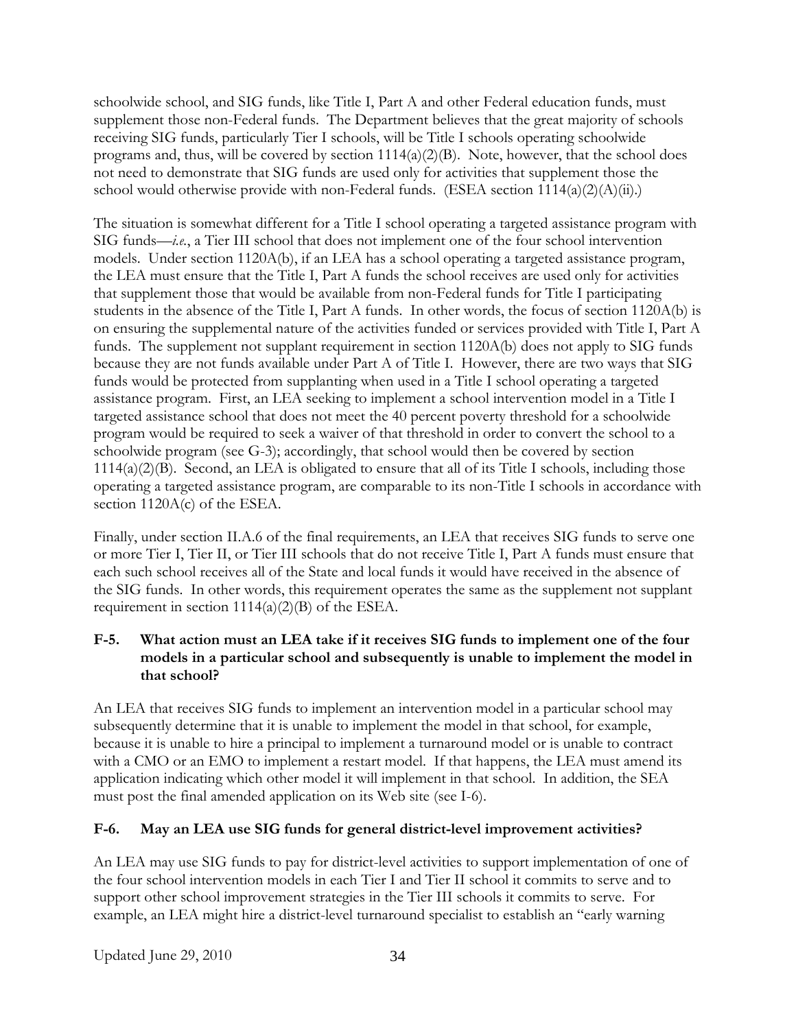schoolwide school, and SIG funds, like Title I, Part A and other Federal education funds, must supplement those non-Federal funds. The Department believes that the great majority of schools receiving SIG funds, particularly Tier I schools, will be Title I schools operating schoolwide programs and, thus, will be covered by section 1114(a)(2)(B). Note, however, that the school does not need to demonstrate that SIG funds are used only for activities that supplement those the school would otherwise provide with non-Federal funds. (ESEA section 1114(a)(2)(A)(ii).)

The situation is somewhat different for a Title I school operating a targeted assistance program with SIG funds—*i.e.*, a Tier III school that does not implement one of the four school intervention models. Under section 1120A(b), if an LEA has a school operating a targeted assistance program, the LEA must ensure that the Title I, Part A funds the school receives are used only for activities that supplement those that would be available from non-Federal funds for Title I participating students in the absence of the Title I, Part A funds. In other words, the focus of section 1120A(b) is on ensuring the supplemental nature of the activities funded or services provided with Title I, Part A funds. The supplement not supplant requirement in section 1120A(b) does not apply to SIG funds because they are not funds available under Part A of Title I. However, there are two ways that SIG funds would be protected from supplanting when used in a Title I school operating a targeted assistance program. First, an LEA seeking to implement a school intervention model in a Title I targeted assistance school that does not meet the 40 percent poverty threshold for a schoolwide program would be required to seek a waiver of that threshold in order to convert the school to a schoolwide program (see G-3); accordingly, that school would then be covered by section 1114(a)(2)(B). Second, an LEA is obligated to ensure that all of its Title I schools, including those operating a targeted assistance program, are comparable to its non-Title I schools in accordance with section 1120A(c) of the ESEA.

Finally, under section II.A.6 of the final requirements, an LEA that receives SIG funds to serve one or more Tier I, Tier II, or Tier III schools that do not receive Title I, Part A funds must ensure that each such school receives all of the State and local funds it would have received in the absence of the SIG funds. In other words, this requirement operates the same as the supplement not supplant requirement in section 1114(a)(2)(B) of the ESEA.

**F-5. What action must an LEA take if it receives SIG funds to implement one of the four models in a particular school and subsequently is unable to implement the model in that school?**

An LEA that receives SIG funds to implement an intervention model in a particular school may subsequently determine that it is unable to implement the model in that school, for example, because it is unable to hire a principal to implement a turnaround model or is unable to contract with a CMO or an EMO to implement a restart model. If that happens, the LEA must amend its application indicating which other model it will implement in that school. In addition, the SEA must post the final amended application on its Web site (see I-6).

**F-6. May an LEA use SIG funds for general district-level improvement activities?**

An LEA may use SIG funds to pay for district-level activities to support implementation of one of the four school intervention models in each Tier I and Tier II school it commits to serve and to support other school improvement strategies in the Tier III schools it commits to serve. For example, an LEA might hire a district-level turnaround specialist to establish an "early warning

Updated June 29, 2010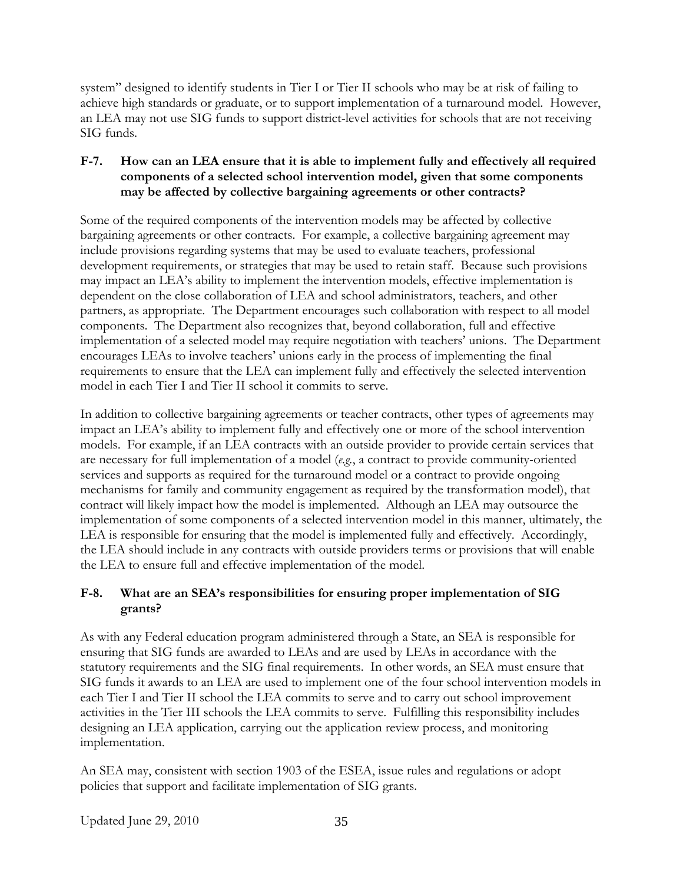system" designed to identify students in Tier I or Tier II schools who may be at risk of failing to achieve high standards or graduate, or to support implementation of a turnaround model. However, an LEA may not use SIG funds to support district-level activities for schools that are not receiving SIG funds.

### F-7. How can an LEA ensure that it is able to implement fully and effectively all required components of a selected school intervention model, given that some components may be affected by collective bargaining agreements or other contracts?

Some of the required components of the intervention models may be affected by collective bargaining agreements or other contracts. For example, a collective bargaining agreement may include provisions regarding systems that may be used to evaluate teachers, professional development requirements, or strategies that may be used to retain staff. Because such provisions may impact an LEA's ability to implement the intervention models, effective implementation is dependent on the close collaboration of LEA and school administrators, teachers, and other partners, as appropriate. The Department encourages such collaboration with respect to all model components. The Department also recognizes that, beyond collaboration, full and effective implementation of a selected model may require negotiation with teachers' unions. The Department encourages LEAs to involve teachers' unions early in the process of implementing the final requirements to ensure that the LEA can implement fully and effectively the selected intervention model in each Tier I and Tier II school it commits to serve.

In addition to collective bargaining agreements or teacher contracts, other types of agreements may impact an LEA's ability to implement fully and effectively one or more of the school intervention models. For example, if an LEA contracts with an outside provider to provide certain services that are necessary for full implementation of a model (*e.g.*, a contract to provide community-oriented services and supports as required for the turnaround model or a contract to provide ongoing mechanisms for family and community engagement as required by the transformation model), that contract will likely impact how the model is implemented. Although an LEA may outsource the implementation of some components of a selected intervention model in this manner, ultimately, the LEA is responsible for ensuring that the model is implemented fully and effectively. Accordingly, the LEA should include in any contracts with outside providers terms or provisions that will enable the LEA to ensure full and effective implementation of the model.

### F-8. What are an SEA's responsibilities for ensuring proper implementation of SIG grants?

As with any Federal education program administered through a State, an SEA is responsible for ensuring that SIG funds are awarded to LEAs and are used by LEAs in accordance with the statutory requirements and the SIG final requirements. In other words, an SEA must ensure that SIG funds it awards to an LEA are used to implement one of the four school intervention models in each Tier I and Tier II school the LEA commits to serve and to carry out school improvement activities in the Tier III schools the LEA commits to serve. Fulfilling this responsibility includes designing an LEA application, carrying out the application review process, and monitoring implementation.

An SEA may, consistent with section 1903 of the ESEA, issue rules and regulations or adopt policies that support and facilitate implementation of SIG grants.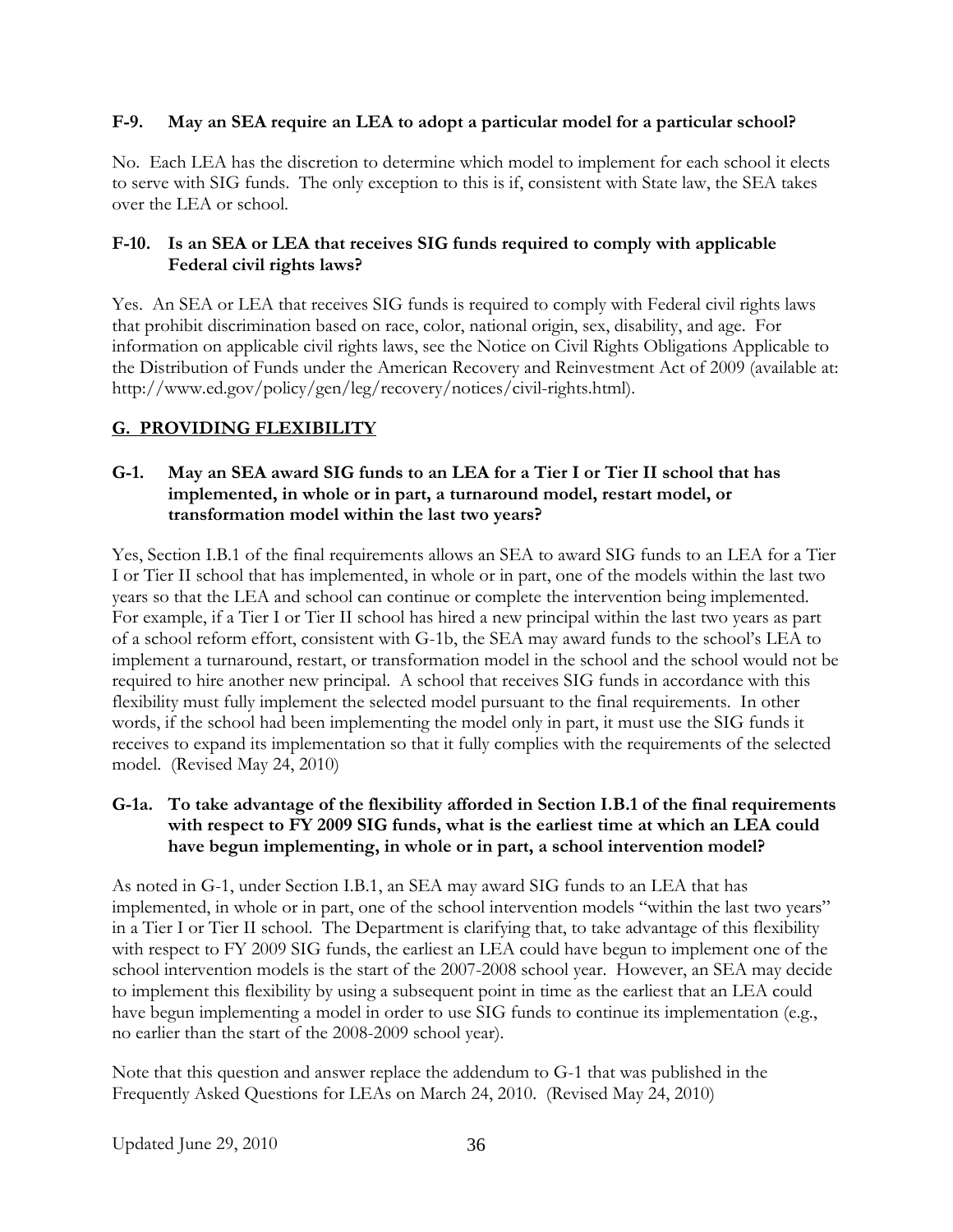**F-9. May an SEA require an LEA to adopt a particular model for a particular school?**

No. Each LEA has the discretion to determine which model to implement for each school it elects to serve with SIG funds. The only exception to this is if, consistent with State law, the SEA takes over the LEA or school.

**F-10. Is an SEA or LEA that receives SIG funds required to comply with applicable Federal civil rights laws?**

Yes. An SEA or LEA that receives SIG funds is required to comply with Federal civil rights laws that prohibit discrimination based on race, color, national origin, sex, disability, and age. For information on applicable civil rights laws, see the Notice on Civil Rights Obligations Applicable to the Distribution of Funds under the American Recovery and Reinvestment Act of 2009 (available at: http://www.ed.gov/policy/gen/leg/recovery/notices/civil-rights.html).

## G. PROVIDING FLEXIBILITY

**G-1. May an SEA award SIG funds to an LEA for a Tier I or Tier II school that has implemented, in whole or in part, a turnaround model, restart model, or transformation model within the last two years?**

Yes, Section I.B.1 of the final requirements allows an SEA to award SIG funds to an LEA for a Tier I or Tier II school that has implemented, in whole or in part, one of the models within the last two years so that the LEA and school can continue or complete the intervention being implemented. For example, if a Tier I or Tier II school has hired a new principal within the last two years as part of a school reform effort, consistent with G-1b, the SEA may award funds to the school's LEA to implement a turnaround, restart, or transformation model in the school and the school would not be required to hire another new principal. A school that receives SIG funds in accordance with this flexibility must fully implement the selected model pursuant to the final requirements. In other words, if the school had been implementing the model only in part, it must use the SIG funds it receives to expand its implementation so that it fully complies with the requirements of the selected model. (Revised May 24, 2010)

**G-1a. To take advantage of the flexibility afforded in Section I.B.1 of the final requirements with respect to FY 2009 SIG funds, what is the earliest time at which an LEA could have begun implementing, in whole or in part, a school intervention model?**

As noted in G-1, under Section I.B.1, an SEA may award SIG funds to an LEA that has implemented, in whole or in part, one of the school intervention models "within the last two years" in a Tier I or Tier II school. The Department is clarifying that, to take advantage of this flexibility with respect to FY 2009 SIG funds, the earliest an LEA could have begun to implement one of the school intervention models is the start of the 2007-2008 school year. However, an SEA may decide to implement this flexibility by using a subsequent point in time as the earliest that an LEA could have begun implementing a model in order to use SIG funds to continue its implementation (e.g., no earlier than the start of the 2008-2009 school year).

Note that this question and answer replace the addendum to G-1 that was published in the Frequently Asked Questions for LEAs on March 24, 2010. (Revised May 24, 2010)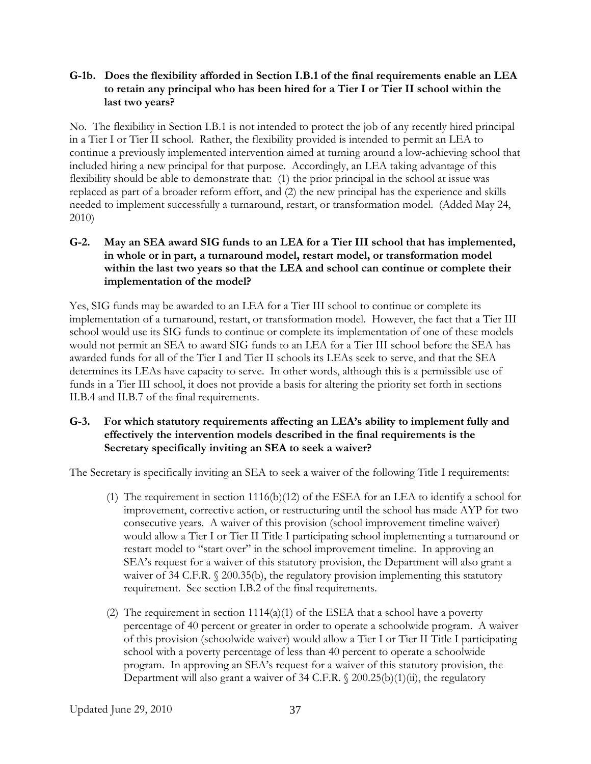**G-1b. Does the flexibility afforded in Section I.B.1 of the final requirements enable an LEA to retain any principal who has been hired for a Tier I or Tier II school within the last two years?**

No. The flexibility in Section I.B.1 is not intended to protect the job of any recently hired principal in a Tier I or Tier II school. Rather, the flexibility provided is intended to permit an LEA to continue a previously implemented intervention aimed at turning around a low-achieving school that included hiring a new principal for that purpose. Accordingly, an LEA taking advantage of this flexibility should be able to demonstrate that: (1) the prior principal in the school at issue was replaced as part of a broader reform effort, and (2) the new principal has the experience and skills needed to implement successfully a turnaround, restart, or transformation model. (Added May 24, 2010)

**G-2. May an SEA award SIG funds to an LEA for a Tier III school that has implemented, in whole or in part, a turnaround model, restart model, or transformation model within the last two years so that the LEA and school can continue or complete their implementation of the model?**

Yes, SIG funds may be awarded to an LEA for a Tier III school to continue or complete its implementation of a turnaround, restart, or transformation model. However, the fact that a Tier III school would use its SIG funds to continue or complete its implementation of one of these models would not permit an SEA to award SIG funds to an LEA for a Tier III school before the SEA has awarded funds for all of the Tier I and Tier II schools its LEAs seek to serve, and that the SEA determines its LEAs have capacity to serve. In other words, although this is a permissible use of funds in a Tier III school, it does not provide a basis for altering the priority set forth in sections II.B.4 and II.B.7 of the final requirements.

**G-3. For which statutory requirements affecting an LEA's ability to implement fully and effectively the intervention models described in the final requirements is the Secretary specifically inviting an SEA to seek a waiver?**

The Secretary is specifically inviting an SEA to seek a waiver of the following Title I requirements:

(1) The requirement in section 1116(b)(12) of the ESEA for an LEA to identify a school for improvement, corrective action, or restructuring until the school has made AYP for two consecutive years. A waiver of this provision (school improvement timeline waiver) would allow a Tier I or Tier II Title I participating school implementing a turnaround or restart model to "start over" in the school improvement timeline. In approving an SEA's request for a waiver of this statutory provision, the Department will also grant a waiver of 34 C.F.R. § 200.35(b), the regulatory provision implementing this statutory requirement. See section I.B.2 of the final requirements.

(2) The requirement in section 1114(a)(1) of the ESEA that a school have a poverty percentage of 40 percent or greater in order to operate a schoolwide program. A waiver of this provision (schoolwide waiver) would allow a Tier I or Tier II Title I participating school with a poverty percentage of less than 40 percent to operate a schoolwide program. In approving an SEA's request for a waiver of this statutory provision, the Department will also grant a waiver of 34 C.F.R. § 200.25(b)(1)(ii), the regulatory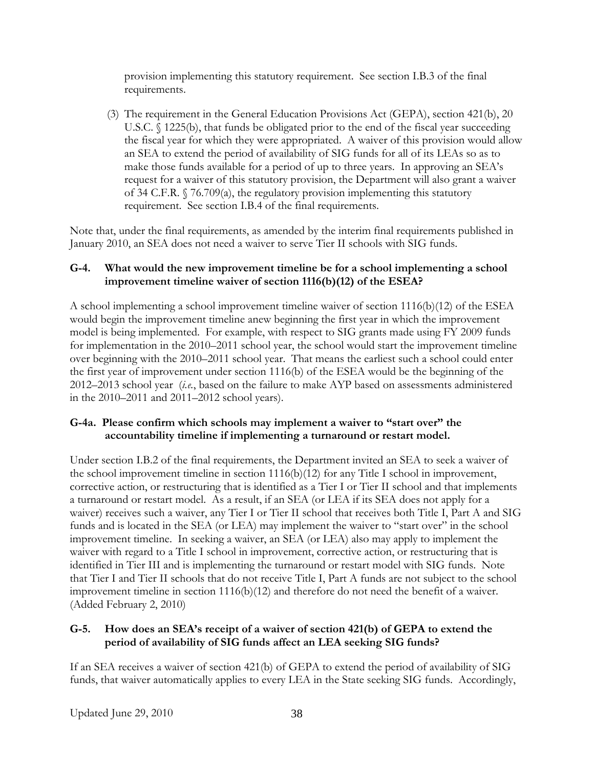provision implementing this statutory requirement. See section I.B.3 of the final requirements.

(3) The requirement in the General Education Provisions Act (GEPA), section 421(b), 20 U.S.C. § 1225(b), that funds be obligated prior to the end of the fiscal year succeeding the fiscal year for which they were appropriated. A waiver of this provision would allow an SEA to extend the period of availability of SIG funds for all of its LEAs so as to make those funds available for a period of up to three years. In approving an SEA's request for a waiver of this statutory provision, the Department will also grant a waiver of 34 C.F.R. § 76.709(a), the regulatory provision implementing this statutory requirement. See section I.B.4 of the final requirements.

Note that, under the final requirements, as amended by the interim final requirements published in January 2010, an SEA does not need a waiver to serve Tier II schools with SIG funds.

**G-4. What would the new improvement timeline be for a school implementing a school improvement timeline waiver of section 1116(b)(12) of the ESEA?**

A school implementing a school improvement timeline waiver of section 1116(b)(12) of the ESEA would begin the improvement timeline anew beginning the first year in which the improvement model is being implemented. For example, with respect to SIG grants made using FY 2009 funds for implementation in the 2010–2011 school year, the school would start the improvement timeline over beginning with the 2010–2011 school year. That means the earliest such a school could enter the first year of improvement under section 1116(b) of the ESEA would be the beginning of the 2012–2013 school year (*i.e.*, based on the failure to make AYP based on assessments administered in the 2010–2011 and 2011–2012 school years).

**G-4a. Please confirm which schools may implement a waiver to "start over" the accountability timeline if implementing a turnaround or restart model.**

Under section I.B.2 of the final requirements, the Department invited an SEA to seek a waiver of the school improvement timeline in section 1116(b)(12) for any Title I school in improvement, corrective action, or restructuring that is identified as a Tier I or Tier II school and that implements a turnaround or restart model. As a result, if an SEA (or LEA if its SEA does not apply for a waiver) receives such a waiver, any Tier I or Tier II school that receives both Title I, Part A and SIG funds and is located in the SEA (or LEA) may implement the waiver to "start over" in the school improvement timeline. In seeking a waiver, an SEA (or LEA) also may apply to implement the waiver with regard to a Title I school in improvement, corrective action, or restructuring that is identified in Tier III and is implementing the turnaround or restart model with SIG funds. Note that Tier I and Tier II schools that do not receive Title I, Part A funds are not subject to the school improvement timeline in section 1116(b)(12) and therefore do not need the benefit of a waiver. (Added February 2, 2010)

**G-5. How does an SEA's receipt of a waiver of section 421(b) of GEPA to extend the period of availability of SIG funds affect an LEA seeking SIG funds?**

If an SEA receives a waiver of section 421(b) of GEPA to extend the period of availability of SIG funds, that waiver automatically applies to every LEA in the State seeking SIG funds. Accordingly,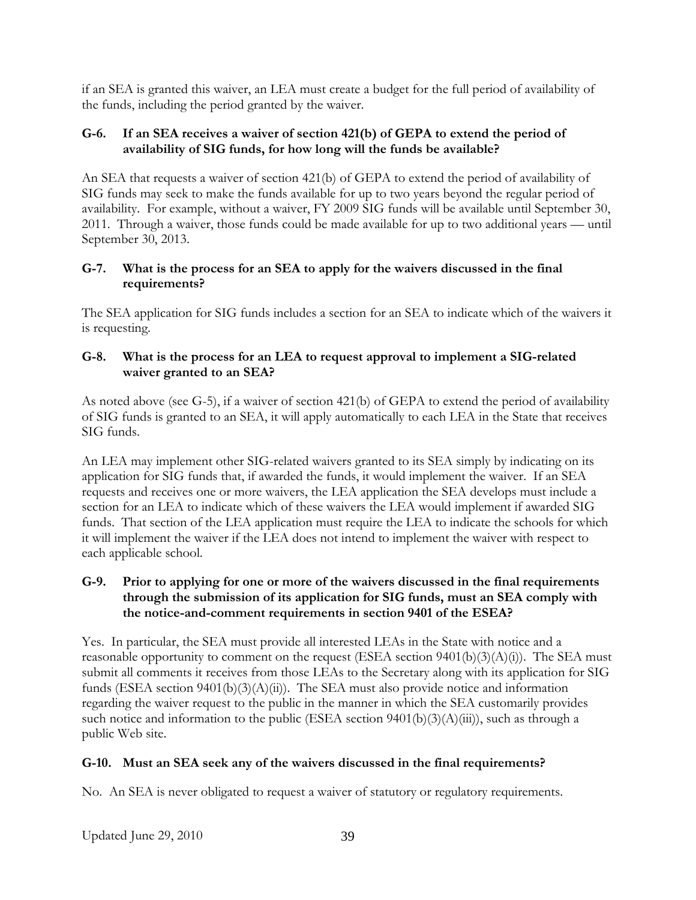if an SEA is granted this waiver, an LEA must create a budget for the full period of availability of the funds, including the period granted by the waiver.

**G-6. If an SEA receives a waiver of section 421(b) of GEPA to extend the period of availability of SIG funds, for how long will the funds be available?**

An SEA that requests a waiver of section 421(b) of GEPA to extend the period of availability of SIG funds may seek to make the funds available for up to two years beyond the regular period of availability. For example, without a waiver, FY 2009 SIG funds will be available until September 30, 2011. Through a waiver, those funds could be made available for up to two additional years — until September 30, 2013.

**G-7. What is the process for an SEA to apply for the waivers discussed in the final requirements?**

The SEA application for SIG funds includes a section for an SEA to indicate which of the waivers it is requesting.

**G-8. What is the process for an LEA to request approval to implement a SIG-related waiver granted to an SEA?**

As noted above (see G-5), if a waiver of section 421(b) of GEPA to extend the period of availability of SIG funds is granted to an SEA, it will apply automatically to each LEA in the State that receives SIG funds.

An LEA may implement other SIG-related waivers granted to its SEA simply by indicating on its application for SIG funds that, if awarded the funds, it would implement the waiver. If an SEA requests and receives one or more waivers, the LEA application the SEA develops must include a section for an LEA to indicate which of these waivers the LEA would implement if awarded SIG funds. That section of the LEA application must require the LEA to indicate the schools for which it will implement the waiver if the LEA does not intend to implement the waiver with respect to each applicable school.

**G-9. Prior to applying for one or more of the waivers discussed in the final requirements through the submission of its application for SIG funds, must an SEA comply with the notice-and-comment requirements in section 9401 of the ESEA?**

Yes. In particular, the SEA must provide all interested LEAs in the State with notice and a reasonable opportunity to comment on the request (ESEA section 9401(b)(3)(A)(i)). The SEA must submit all comments it receives from those LEAs to the Secretary along with its application for SIG funds (ESEA section 9401(b)(3)(A)(ii)). The SEA must also provide notice and information regarding the waiver request to the public in the manner in which the SEA customarily provides such notice and information to the public (ESEA section 9401(b)(3)(A)(iii)), such as through a public Web site.

**G-10. Must an SEA seek any of the waivers discussed in the final requirements?**

No. An SEA is never obligated to request a waiver of statutory or regulatory requirements.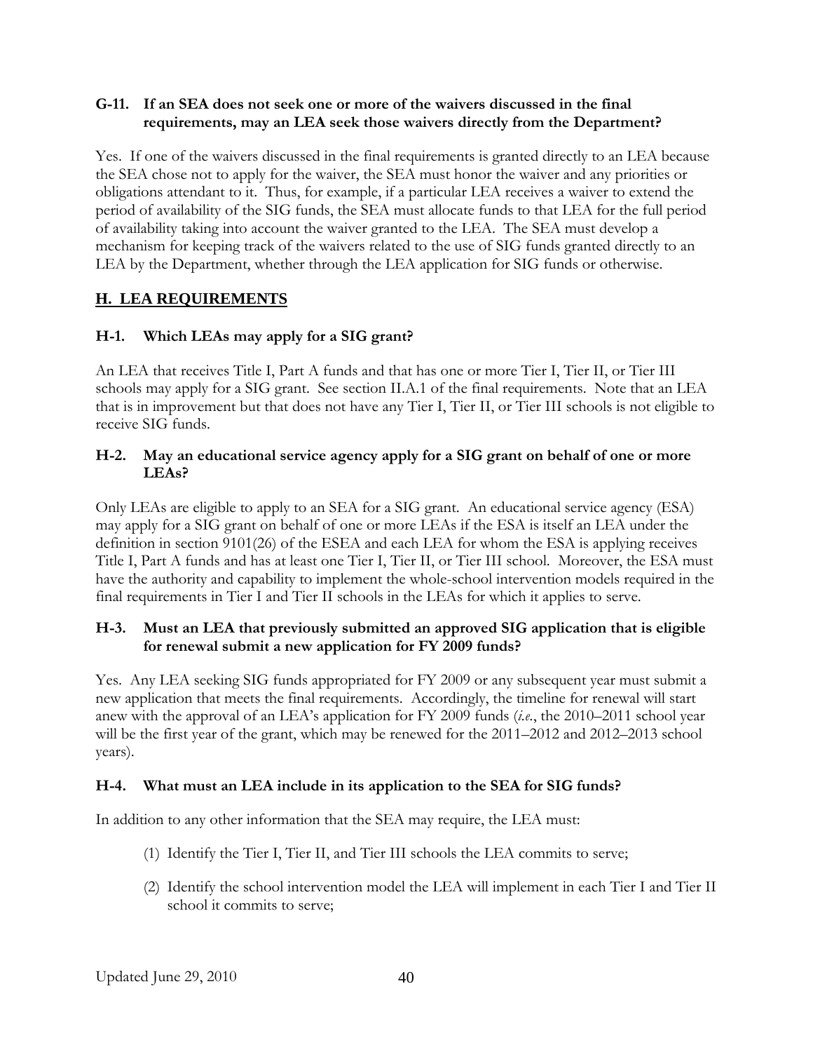**G-11. If an SEA does not seek one or more of the waivers discussed in the final requirements, may an LEA seek those waivers directly from the Department?**

Yes. If one of the waivers discussed in the final requirements is granted directly to an LEA because the SEA chose not to apply for the waiver, the SEA must honor the waiver and any priorities or obligations attendant to it. Thus, for example, if a particular LEA receives a waiver to extend the period of availability of the SIG funds, the SEA must allocate funds to that LEA for the full period of availability taking into account the waiver granted to the LEA. The SEA must develop a mechanism for keeping track of the waivers related to the use of SIG funds granted directly to an LEA by the Department, whether through the LEA application for SIG funds or otherwise.

## H. LEA REQUIREMENTS

**H-1. Which LEAs may apply for a SIG grant?**

An LEA that receives Title I, Part A funds and that has one or more Tier I, Tier II, or Tier III schools may apply for a SIG grant. See section II.A.1 of the final requirements. Note that an LEA that is in improvement but that does not have any Tier I, Tier II, or Tier III schools is not eligible to receive SIG funds.

**H-2. May an educational service agency apply for a SIG grant on behalf of one or more LEAs?**

Only LEAs are eligible to apply to an SEA for a SIG grant. An educational service agency (ESA) may apply for a SIG grant on behalf of one or more LEAs if the ESA is itself an LEA under the definition in section 9101(26) of the ESEA and each LEA for whom the ESA is applying receives Title I, Part A funds and has at least one Tier I, Tier II, or Tier III school. Moreover, the ESA must have the authority and capability to implement the whole-school intervention models required in the final requirements in Tier I and Tier II schools in the LEAs for which it applies to serve.

**H-3. Must an LEA that previously submitted an approved SIG application that is eligible for renewal submit a new application for FY 2009 funds?**

Yes. Any LEA seeking SIG funds appropriated for FY 2009 or any subsequent year must submit a new application that meets the final requirements. Accordingly, the timeline for renewal will start anew with the approval of an LEA's application for FY 2009 funds (*i.e.*, the 2010–2011 school year will be the first year of the grant, which may be renewed for the 2011–2012 and 2012–2013 school years).

**H-4. What must an LEA include in its application to the SEA for SIG funds?**

In addition to any other information that the SEA may require, the LEA must:

(1) Identify the Tier I, Tier II, and Tier III schools the LEA commits to serve;

(2) Identify the school intervention model the LEA will implement in each Tier I and Tier II school it commits to serve;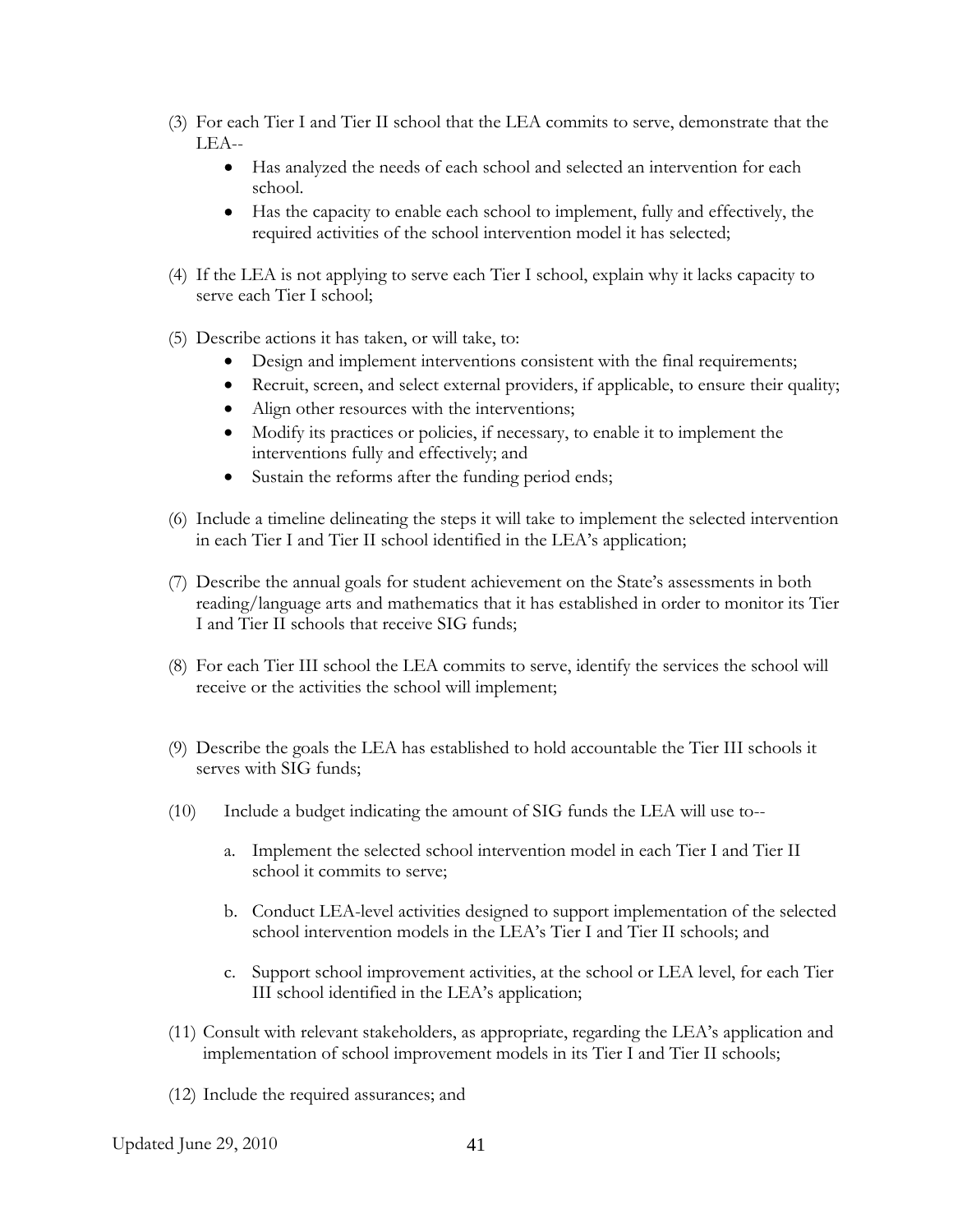(3) For each Tier I and Tier II school that the LEA commits to serve, demonstrate that the LEA--
  - Has analyzed the needs of each school and selected an intervention for each school.
  - Has the capacity to enable each school to implement, fully and effectively, the required activities of the school intervention model it has selected;

(4) If the LEA is not applying to serve each Tier I school, explain why it lacks capacity to serve each Tier I school;

(5) Describe actions it has taken, or will take, to:
  - Design and implement interventions consistent with the final requirements;
  - Recruit, screen, and select external providers, if applicable, to ensure their quality;
  - Align other resources with the interventions;
  - Modify its practices or policies, if necessary, to enable it to implement the interventions fully and effectively; and
  - Sustain the reforms after the funding period ends;

(6) Include a timeline delineating the steps it will take to implement the selected intervention in each Tier I and Tier II school identified in the LEA's application;

(7) Describe the annual goals for student achievement on the State's assessments in both reading/language arts and mathematics that it has established in order to monitor its Tier I and Tier II schools that receive SIG funds;

(8) For each Tier III school the LEA commits to serve, identify the services the school will receive or the activities the school will implement;

(9) Describe the goals the LEA has established to hold accountable the Tier III schools it serves with SIG funds;

(10) Include a budget indicating the amount of SIG funds the LEA will use to--

  a. Implement the selected school intervention model in each Tier I and Tier II school it commits to serve;

  b. Conduct LEA-level activities designed to support implementation of the selected school intervention models in the LEA's Tier I and Tier II schools; and

  c. Support school improvement activities, at the school or LEA level, for each Tier III school identified in the LEA's application;

(11) Consult with relevant stakeholders, as appropriate, regarding the LEA's application and implementation of school improvement models in its Tier I and Tier II schools;

(12) Include the required assurances; and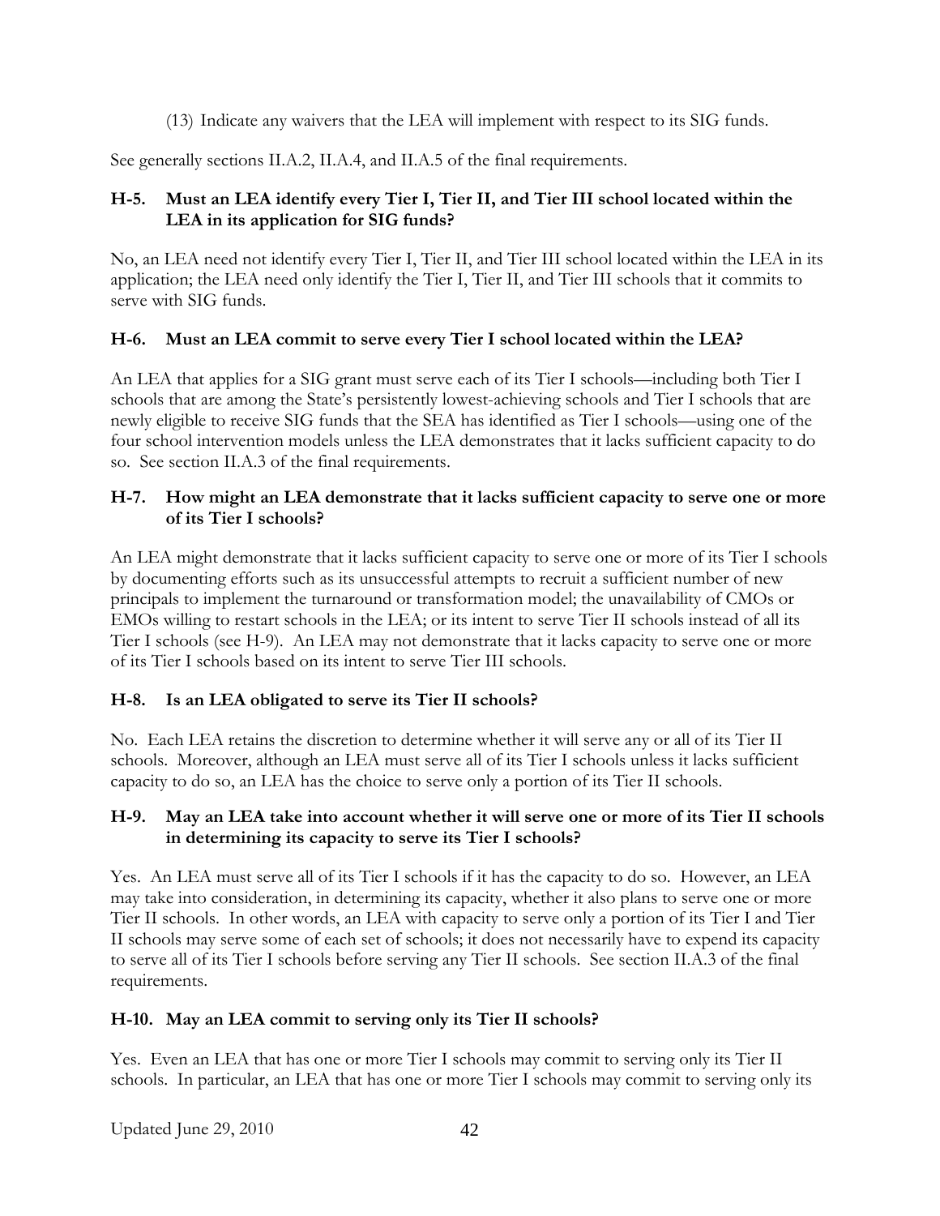(13) Indicate any waivers that the LEA will implement with respect to its SIG funds.

See generally sections II.A.2, II.A.4, and II.A.5 of the final requirements.

**H-5. Must an LEA identify every Tier I, Tier II, and Tier III school located within the LEA in its application for SIG funds?**

No, an LEA need not identify every Tier I, Tier II, and Tier III school located within the LEA in its application; the LEA need only identify the Tier I, Tier II, and Tier III schools that it commits to serve with SIG funds.

**H-6. Must an LEA commit to serve every Tier I school located within the LEA?**

An LEA that applies for a SIG grant must serve each of its Tier I schools—including both Tier I schools that are among the State's persistently lowest-achieving schools and Tier I schools that are newly eligible to receive SIG funds that the SEA has identified as Tier I schools—using one of the four school intervention models unless the LEA demonstrates that it lacks sufficient capacity to do so. See section II.A.3 of the final requirements.

**H-7. How might an LEA demonstrate that it lacks sufficient capacity to serve one or more of its Tier I schools?**

An LEA might demonstrate that it lacks sufficient capacity to serve one or more of its Tier I schools by documenting efforts such as its unsuccessful attempts to recruit a sufficient number of new principals to implement the turnaround or transformation model; the unavailability of CMOs or EMOs willing to restart schools in the LEA; or its intent to serve Tier II schools instead of all its Tier I schools (see H-9). An LEA may not demonstrate that it lacks capacity to serve one or more of its Tier I schools based on its intent to serve Tier III schools.

**H-8. Is an LEA obligated to serve its Tier II schools?**

No. Each LEA retains the discretion to determine whether it will serve any or all of its Tier II schools. Moreover, although an LEA must serve all of its Tier I schools unless it lacks sufficient capacity to do so, an LEA has the choice to serve only a portion of its Tier II schools.

**H-9. May an LEA take into account whether it will serve one or more of its Tier II schools in determining its capacity to serve its Tier I schools?**

Yes. An LEA must serve all of its Tier I schools if it has the capacity to do so. However, an LEA may take into consideration, in determining its capacity, whether it also plans to serve one or more Tier II schools. In other words, an LEA with capacity to serve only a portion of its Tier I and Tier II schools may serve some of each set of schools; it does not necessarily have to expend its capacity to serve all of its Tier I schools before serving any Tier II schools. See section II.A.3 of the final requirements.

**H-10. May an LEA commit to serving only its Tier II schools?**

Yes. Even an LEA that has one or more Tier I schools may commit to serving only its Tier II schools. In particular, an LEA that has one or more Tier I schools may commit to serving only its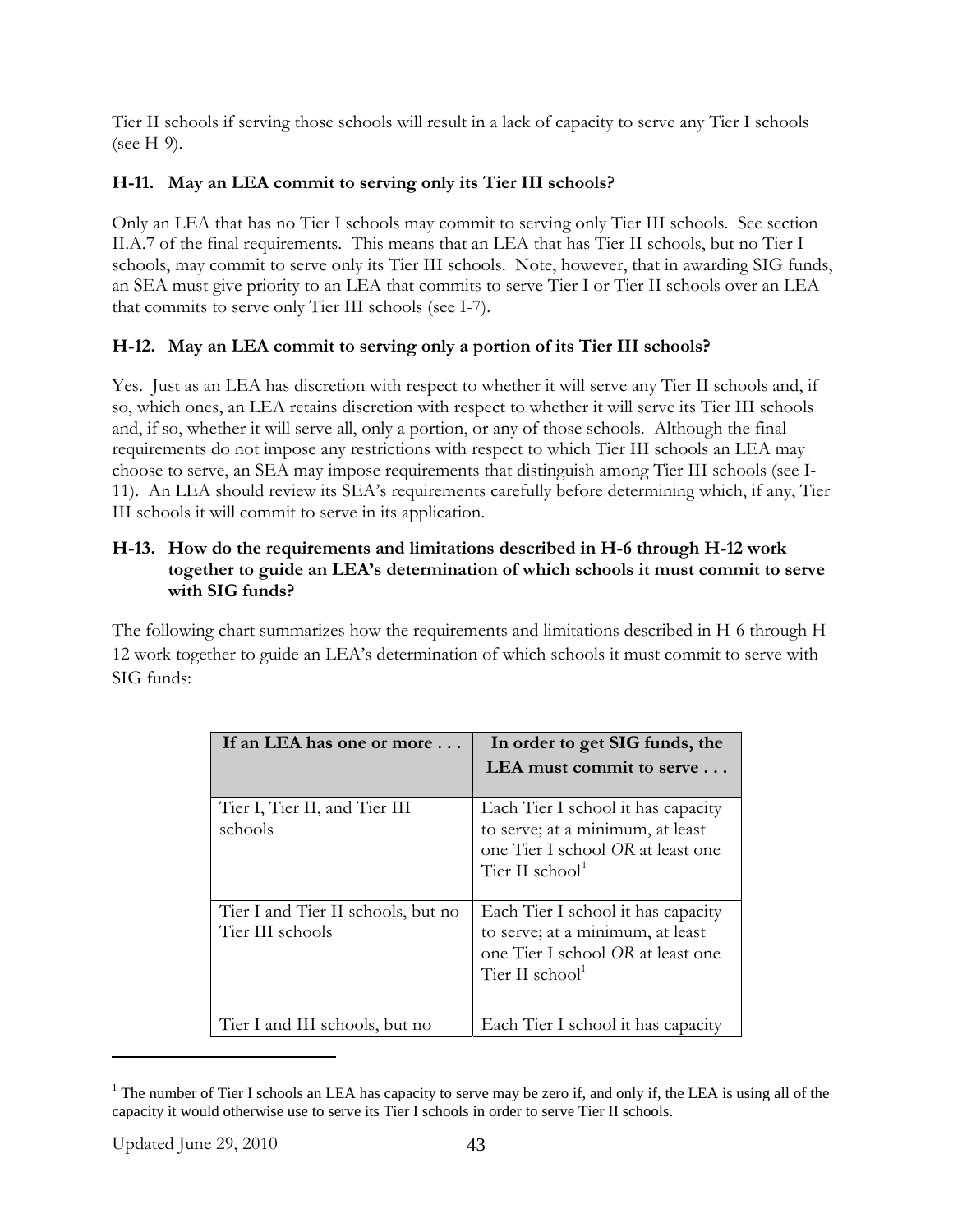Tier II schools if serving those schools will result in a lack of capacity to serve any Tier I schools (see H-9).

**H-11. May an LEA commit to serving only its Tier III schools?**

Only an LEA that has no Tier I schools may commit to serving only Tier III schools. See section II.A.7 of the final requirements. This means that an LEA that has Tier II schools, but no Tier I schools, may commit to serve only its Tier III schools. Note, however, that in awarding SIG funds, an SEA must give priority to an LEA that commits to serve Tier I or Tier II schools over an LEA that commits to serve only Tier III schools (see I-7).

**H-12. May an LEA commit to serving only a portion of its Tier III schools?**

Yes. Just as an LEA has discretion with respect to whether it will serve any Tier II schools and, if so, which ones, an LEA retains discretion with respect to whether it will serve its Tier III schools and, if so, whether it will serve all, only a portion, or any of those schools. Although the final requirements do not impose any restrictions with respect to which Tier III schools an LEA may choose to serve, an SEA may impose requirements that distinguish among Tier III schools (see I-11). An LEA should review its SEA's requirements carefully before determining which, if any, Tier III schools it will commit to serve in its application.

**H-13. How do the requirements and limitations described in H-6 through H-12 work together to guide an LEA's determination of which schools it must commit to serve with SIG funds?**

The following chart summarizes how the requirements and limitations described in H-6 through H-12 work together to guide an LEA's determination of which schools it must commit to serve with SIG funds:

| If an LEA has one or more . . . | In order to get SIG funds, the LEA <u>must</u> commit to serve . . . |
|---|---|
| Tier I, Tier II, and Tier III schools | Each Tier I school it has capacity to serve; at a minimum, at least one Tier I school *OR* at least one Tier II school[1] |
| Tier I and Tier II schools, but no Tier III schools | Each Tier I school it has capacity to serve; at a minimum, at least one Tier I school *OR* at least one Tier II school[1] |
| Tier I and III schools, but no | Each Tier I school it has capacity |

[1] The number of Tier I schools an LEA has capacity to serve may be zero if, and only if, the LEA is using all of the capacity it would otherwise use to serve its Tier I schools in order to serve Tier II schools.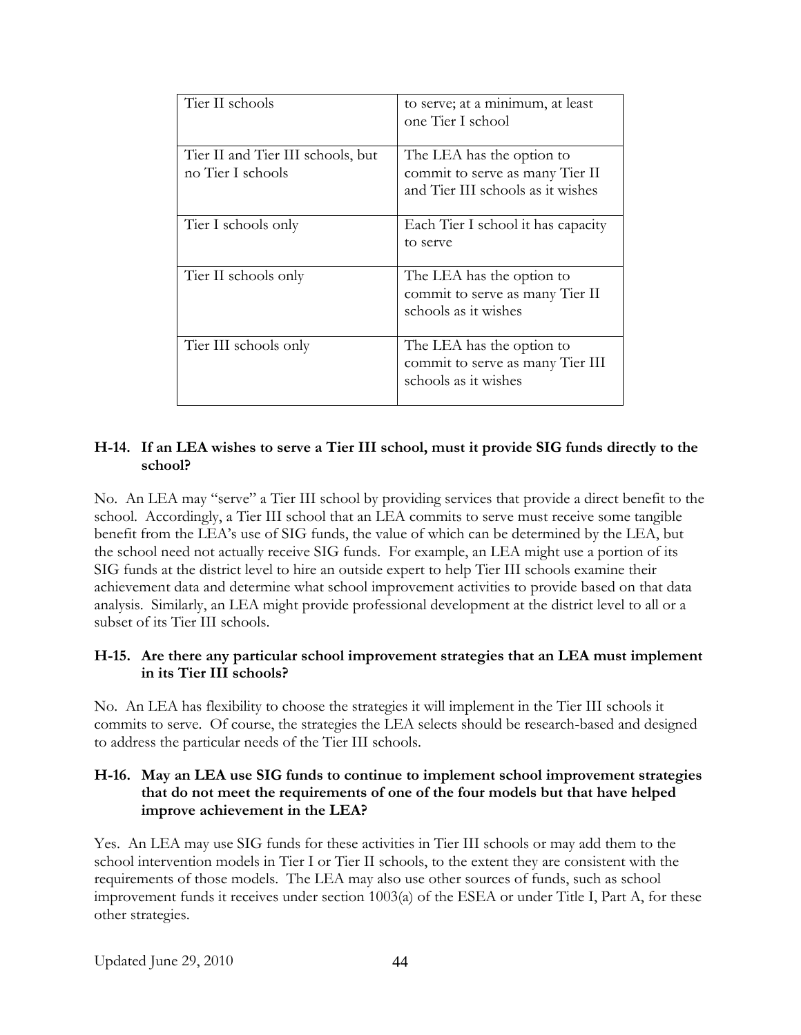| | |
|---|---|
| Tier II schools | to serve; at a minimum, at least one Tier I school |
| Tier II and Tier III schools, but no Tier I schools | The LEA has the option to commit to serve as many Tier II and Tier III schools as it wishes |
| Tier I schools only | Each Tier I school it has capacity to serve |
| Tier II schools only | The LEA has the option to commit to serve as many Tier II schools as it wishes |
| Tier III schools only | The LEA has the option to commit to serve as many Tier III schools as it wishes |

**H-14. If an LEA wishes to serve a Tier III school, must it provide SIG funds directly to the school?**

No. An LEA may "serve" a Tier III school by providing services that provide a direct benefit to the school. Accordingly, a Tier III school that an LEA commits to serve must receive some tangible benefit from the LEA's use of SIG funds, the value of which can be determined by the LEA, but the school need not actually receive SIG funds. For example, an LEA might use a portion of its SIG funds at the district level to hire an outside expert to help Tier III schools examine their achievement data and determine what school improvement activities to provide based on that data analysis. Similarly, an LEA might provide professional development at the district level to all or a subset of its Tier III schools.

**H-15. Are there any particular school improvement strategies that an LEA must implement in its Tier III schools?**

No. An LEA has flexibility to choose the strategies it will implement in the Tier III schools it commits to serve. Of course, the strategies the LEA selects should be research-based and designed to address the particular needs of the Tier III schools.

**H-16. May an LEA use SIG funds to continue to implement school improvement strategies that do not meet the requirements of one of the four models but that have helped improve achievement in the LEA?**

Yes. An LEA may use SIG funds for these activities in Tier III schools or may add them to the school intervention models in Tier I or Tier II schools, to the extent they are consistent with the requirements of those models. The LEA may also use other sources of funds, such as school improvement funds it receives under section 1003(a) of the ESEA or under Title I, Part A, for these other strategies.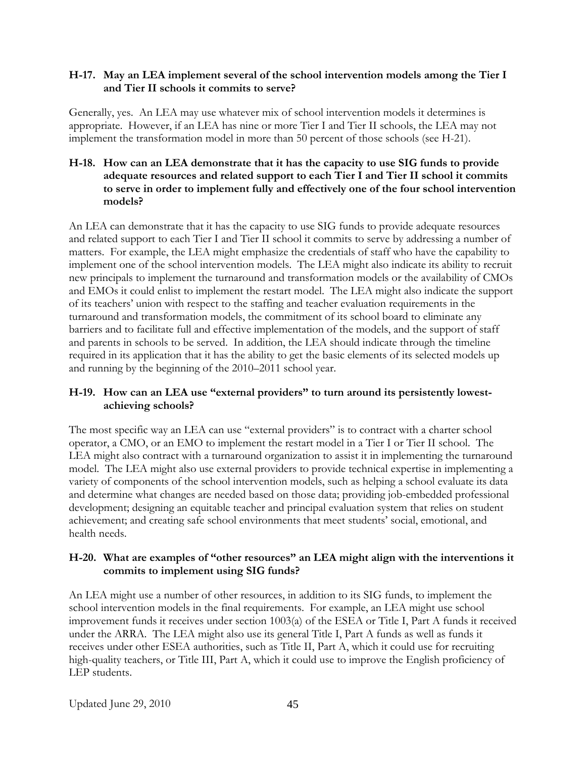**H-17. May an LEA implement several of the school intervention models among the Tier I and Tier II schools it commits to serve?**

Generally, yes. An LEA may use whatever mix of school intervention models it determines is appropriate. However, if an LEA has nine or more Tier I and Tier II schools, the LEA may not implement the transformation model in more than 50 percent of those schools (see H-21).

**H-18. How can an LEA demonstrate that it has the capacity to use SIG funds to provide adequate resources and related support to each Tier I and Tier II school it commits to serve in order to implement fully and effectively one of the four school intervention models?**

An LEA can demonstrate that it has the capacity to use SIG funds to provide adequate resources and related support to each Tier I and Tier II school it commits to serve by addressing a number of matters. For example, the LEA might emphasize the credentials of staff who have the capability to implement one of the school intervention models. The LEA might also indicate its ability to recruit new principals to implement the turnaround and transformation models or the availability of CMOs and EMOs it could enlist to implement the restart model. The LEA might also indicate the support of its teachers' union with respect to the staffing and teacher evaluation requirements in the turnaround and transformation models, the commitment of its school board to eliminate any barriers and to facilitate full and effective implementation of the models, and the support of staff and parents in schools to be served. In addition, the LEA should indicate through the timeline required in its application that it has the ability to get the basic elements of its selected models up and running by the beginning of the 2010–2011 school year.

**H-19. How can an LEA use "external providers" to turn around its persistently lowest-achieving schools?**

The most specific way an LEA can use "external providers" is to contract with a charter school operator, a CMO, or an EMO to implement the restart model in a Tier I or Tier II school. The LEA might also contract with a turnaround organization to assist it in implementing the turnaround model. The LEA might also use external providers to provide technical expertise in implementing a variety of components of the school intervention models, such as helping a school evaluate its data and determine what changes are needed based on those data; providing job-embedded professional development; designing an equitable teacher and principal evaluation system that relies on student achievement; and creating safe school environments that meet students' social, emotional, and health needs.

**H-20. What are examples of "other resources" an LEA might align with the interventions it commits to implement using SIG funds?**

An LEA might use a number of other resources, in addition to its SIG funds, to implement the school intervention models in the final requirements. For example, an LEA might use school improvement funds it receives under section 1003(a) of the ESEA or Title I, Part A funds it received under the ARRA. The LEA might also use its general Title I, Part A funds as well as funds it receives under other ESEA authorities, such as Title II, Part A, which it could use for recruiting high-quality teachers, or Title III, Part A, which it could use to improve the English proficiency of LEP students.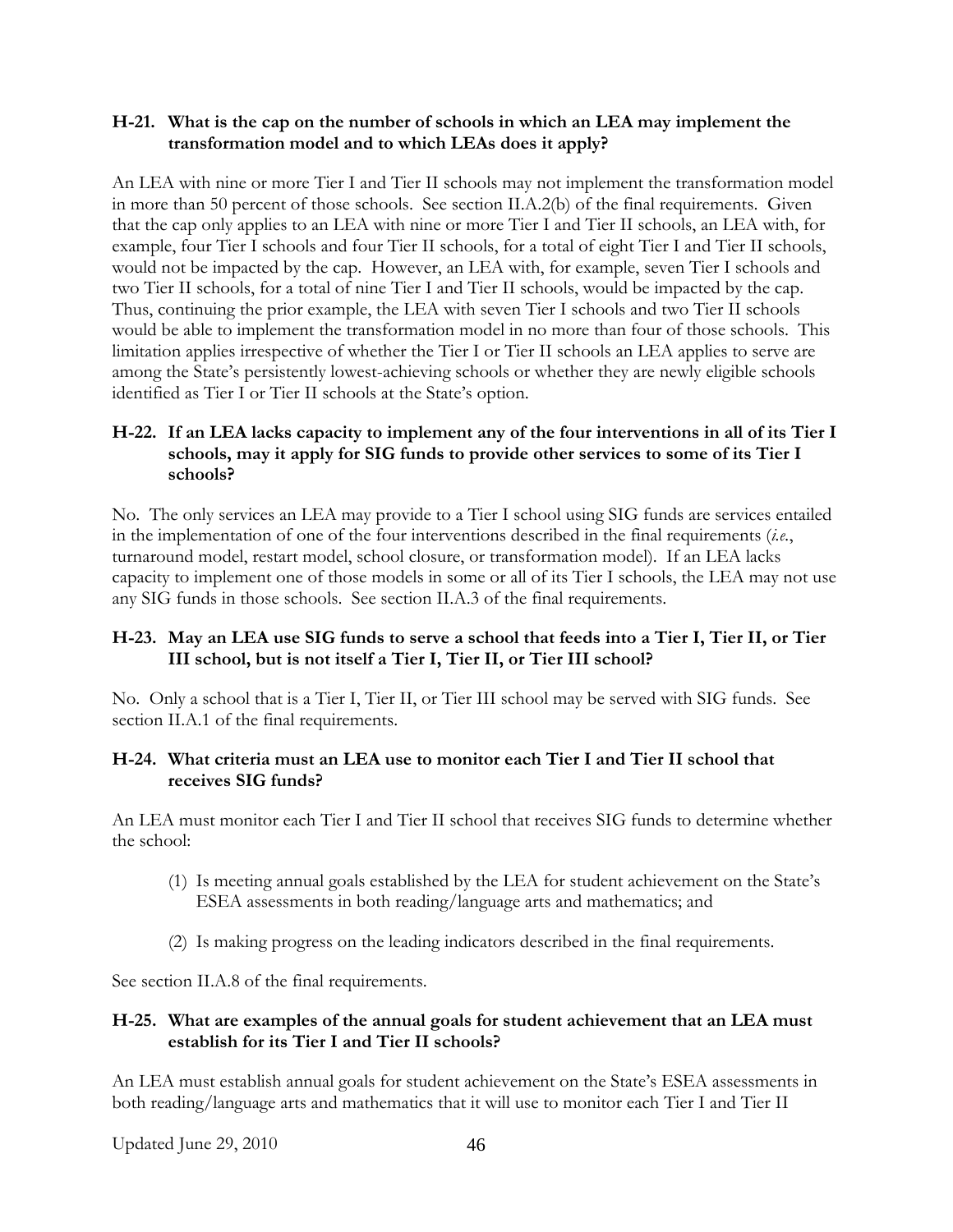**H-21. What is the cap on the number of schools in which an LEA may implement the transformation model and to which LEAs does it apply?**

An LEA with nine or more Tier I and Tier II schools may not implement the transformation model in more than 50 percent of those schools. See section II.A.2(b) of the final requirements. Given that the cap only applies to an LEA with nine or more Tier I and Tier II schools, an LEA with, for example, four Tier I schools and four Tier II schools, for a total of eight Tier I and Tier II schools, would not be impacted by the cap. However, an LEA with, for example, seven Tier I schools and two Tier II schools, for a total of nine Tier I and Tier II schools, would be impacted by the cap. Thus, continuing the prior example, the LEA with seven Tier I schools and two Tier II schools would be able to implement the transformation model in no more than four of those schools. This limitation applies irrespective of whether the Tier I or Tier II schools an LEA applies to serve are among the State's persistently lowest-achieving schools or whether they are newly eligible schools identified as Tier I or Tier II schools at the State's option.

**H-22. If an LEA lacks capacity to implement any of the four interventions in all of its Tier I schools, may it apply for SIG funds to provide other services to some of its Tier I schools?**

No. The only services an LEA may provide to a Tier I school using SIG funds are services entailed in the implementation of one of the four interventions described in the final requirements (*i.e.*, turnaround model, restart model, school closure, or transformation model). If an LEA lacks capacity to implement one of those models in some or all of its Tier I schools, the LEA may not use any SIG funds in those schools. See section II.A.3 of the final requirements.

**H-23. May an LEA use SIG funds to serve a school that feeds into a Tier I, Tier II, or Tier III school, but is not itself a Tier I, Tier II, or Tier III school?**

No. Only a school that is a Tier I, Tier II, or Tier III school may be served with SIG funds. See section II.A.1 of the final requirements.

**H-24. What criteria must an LEA use to monitor each Tier I and Tier II school that receives SIG funds?**

An LEA must monitor each Tier I and Tier II school that receives SIG funds to determine whether the school:

(1) Is meeting annual goals established by the LEA for student achievement on the State's ESEA assessments in both reading/language arts and mathematics; and

(2) Is making progress on the leading indicators described in the final requirements.

See section II.A.8 of the final requirements.

**H-25. What are examples of the annual goals for student achievement that an LEA must establish for its Tier I and Tier II schools?**

An LEA must establish annual goals for student achievement on the State's ESEA assessments in both reading/language arts and mathematics that it will use to monitor each Tier I and Tier II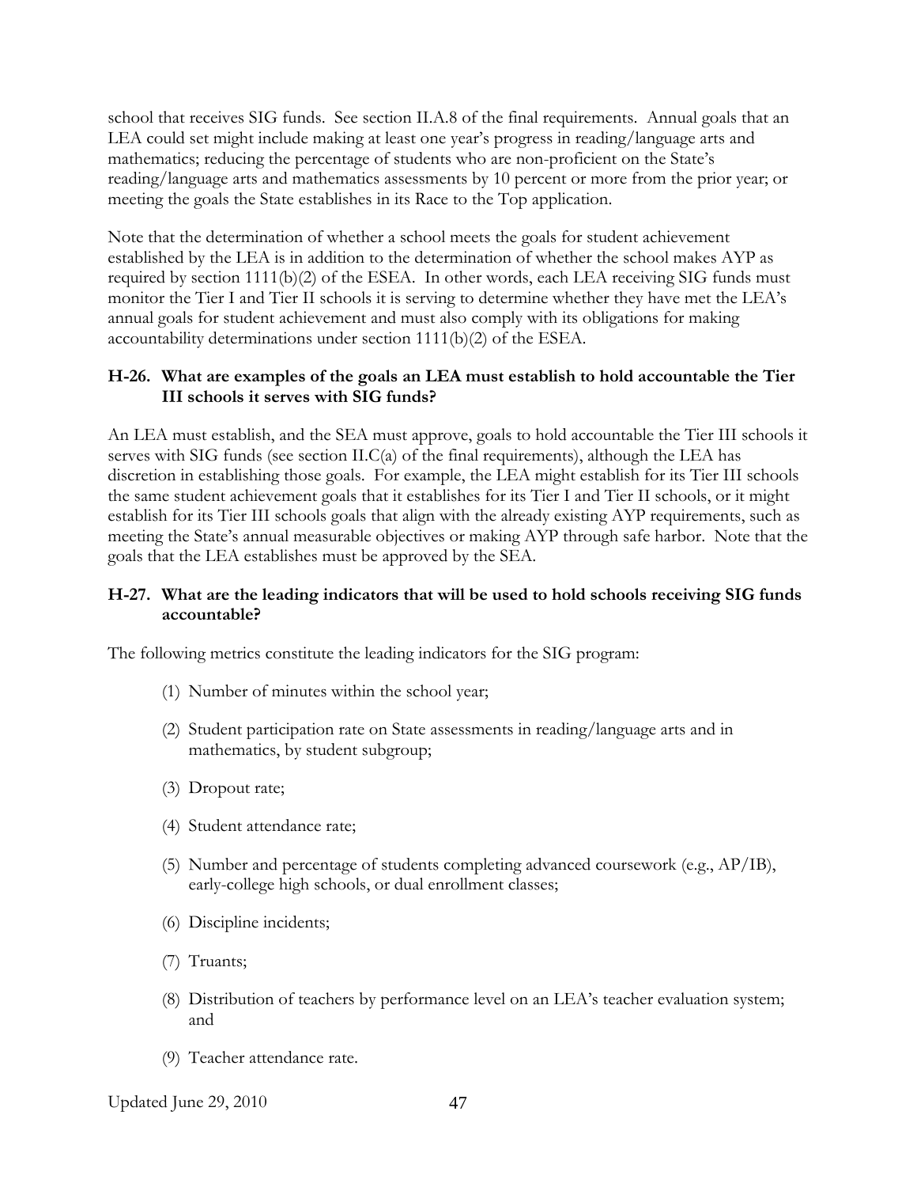school that receives SIG funds. See section II.A.8 of the final requirements. Annual goals that an LEA could set might include making at least one year's progress in reading/language arts and mathematics; reducing the percentage of students who are non-proficient on the State's reading/language arts and mathematics assessments by 10 percent or more from the prior year; or meeting the goals the State establishes in its Race to the Top application.

Note that the determination of whether a school meets the goals for student achievement established by the LEA is in addition to the determination of whether the school makes AYP as required by section 1111(b)(2) of the ESEA. In other words, each LEA receiving SIG funds must monitor the Tier I and Tier II schools it is serving to determine whether they have met the LEA's annual goals for student achievement and must also comply with its obligations for making accountability determinations under section 1111(b)(2) of the ESEA.

### H-26. What are examples of the goals an LEA must establish to hold accountable the Tier III schools it serves with SIG funds?

An LEA must establish, and the SEA must approve, goals to hold accountable the Tier III schools it serves with SIG funds (see section II.C(a) of the final requirements), although the LEA has discretion in establishing those goals. For example, the LEA might establish for its Tier III schools the same student achievement goals that it establishes for its Tier I and Tier II schools, or it might establish for its Tier III schools goals that align with the already existing AYP requirements, such as meeting the State's annual measurable objectives or making AYP through safe harbor. Note that the goals that the LEA establishes must be approved by the SEA.

### H-27. What are the leading indicators that will be used to hold schools receiving SIG funds accountable?

The following metrics constitute the leading indicators for the SIG program:

(1) Number of minutes within the school year;

(2) Student participation rate on State assessments in reading/language arts and in mathematics, by student subgroup;

(3) Dropout rate;

(4) Student attendance rate;

(5) Number and percentage of students completing advanced coursework (e.g., AP/IB), early-college high schools, or dual enrollment classes;

(6) Discipline incidents;

(7) Truants;

(8) Distribution of teachers by performance level on an LEA's teacher evaluation system; and

(9) Teacher attendance rate.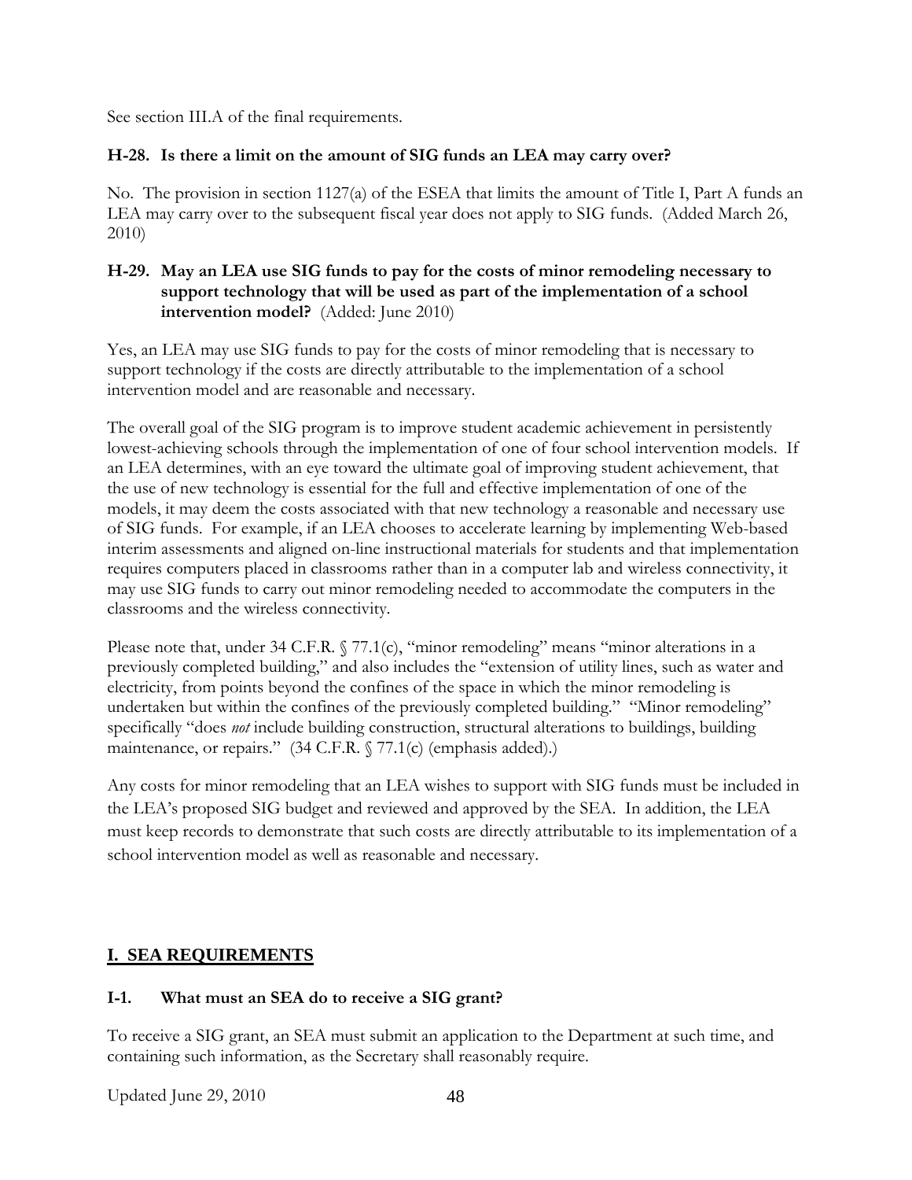See section III.A of the final requirements.

**H-28. Is there a limit on the amount of SIG funds an LEA may carry over?**

No. The provision in section 1127(a) of the ESEA that limits the amount of Title I, Part A funds an LEA may carry over to the subsequent fiscal year does not apply to SIG funds. (Added March 26, 2010)

**H-29. May an LEA use SIG funds to pay for the costs of minor remodeling necessary to support technology that will be used as part of the implementation of a school intervention model?** (Added: June 2010)

Yes, an LEA may use SIG funds to pay for the costs of minor remodeling that is necessary to support technology if the costs are directly attributable to the implementation of a school intervention model and are reasonable and necessary.

The overall goal of the SIG program is to improve student academic achievement in persistently lowest-achieving schools through the implementation of one of four school intervention models. If an LEA determines, with an eye toward the ultimate goal of improving student achievement, that the use of new technology is essential for the full and effective implementation of one of the models, it may deem the costs associated with that new technology a reasonable and necessary use of SIG funds. For example, if an LEA chooses to accelerate learning by implementing Web-based interim assessments and aligned on-line instructional materials for students and that implementation requires computers placed in classrooms rather than in a computer lab and wireless connectivity, it may use SIG funds to carry out minor remodeling needed to accommodate the computers in the classrooms and the wireless connectivity.

Please note that, under 34 C.F.R. § 77.1(c), "minor remodeling" means "minor alterations in a previously completed building," and also includes the "extension of utility lines, such as water and electricity, from points beyond the confines of the space in which the minor remodeling is undertaken but within the confines of the previously completed building." "Minor remodeling" specifically "does *not* include building construction, structural alterations to buildings, building maintenance, or repairs." (34 C.F.R. § 77.1(c) (emphasis added).)

Any costs for minor remodeling that an LEA wishes to support with SIG funds must be included in the LEA's proposed SIG budget and reviewed and approved by the SEA. In addition, the LEA must keep records to demonstrate that such costs are directly attributable to its implementation of a school intervention model as well as reasonable and necessary.

## I. SEA REQUIREMENTS

**I-1. What must an SEA do to receive a SIG grant?**

To receive a SIG grant, an SEA must submit an application to the Department at such time, and containing such information, as the Secretary shall reasonably require.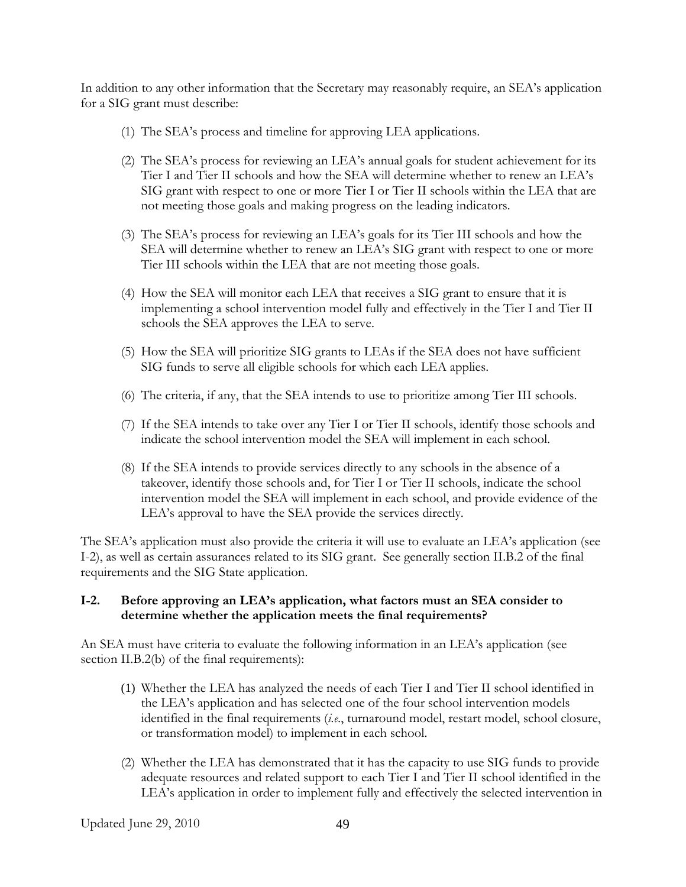In addition to any other information that the Secretary may reasonably require, an SEA's application for a SIG grant must describe:

(1) The SEA's process and timeline for approving LEA applications.

(2) The SEA's process for reviewing an LEA's annual goals for student achievement for its Tier I and Tier II schools and how the SEA will determine whether to renew an LEA's SIG grant with respect to one or more Tier I or Tier II schools within the LEA that are not meeting those goals and making progress on the leading indicators.

(3) The SEA's process for reviewing an LEA's goals for its Tier III schools and how the SEA will determine whether to renew an LEA's SIG grant with respect to one or more Tier III schools within the LEA that are not meeting those goals.

(4) How the SEA will monitor each LEA that receives a SIG grant to ensure that it is implementing a school intervention model fully and effectively in the Tier I and Tier II schools the SEA approves the LEA to serve.

(5) How the SEA will prioritize SIG grants to LEAs if the SEA does not have sufficient SIG funds to serve all eligible schools for which each LEA applies.

(6) The criteria, if any, that the SEA intends to use to prioritize among Tier III schools.

(7) If the SEA intends to take over any Tier I or Tier II schools, identify those schools and indicate the school intervention model the SEA will implement in each school.

(8) If the SEA intends to provide services directly to any schools in the absence of a takeover, identify those schools and, for Tier I or Tier II schools, indicate the school intervention model the SEA will implement in each school, and provide evidence of the LEA's approval to have the SEA provide the services directly.

The SEA's application must also provide the criteria it will use to evaluate an LEA's application (see I-2), as well as certain assurances related to its SIG grant. See generally section II.B.2 of the final requirements and the SIG State application.

**I-2. Before approving an LEA's application, what factors must an SEA consider to determine whether the application meets the final requirements?**

An SEA must have criteria to evaluate the following information in an LEA's application (see section II.B.2(b) of the final requirements):

(1) Whether the LEA has analyzed the needs of each Tier I and Tier II school identified in the LEA's application and has selected one of the four school intervention models identified in the final requirements (*i.e.*, turnaround model, restart model, school closure, or transformation model) to implement in each school.

(2) Whether the LEA has demonstrated that it has the capacity to use SIG funds to provide adequate resources and related support to each Tier I and Tier II school identified in the LEA's application in order to implement fully and effectively the selected intervention in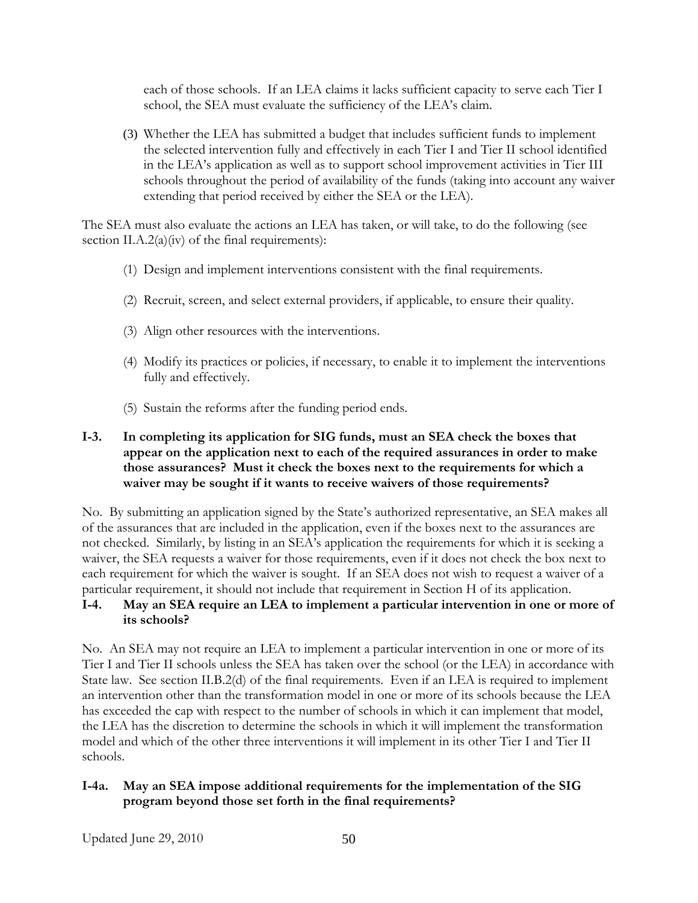each of those schools. If an LEA claims it lacks sufficient capacity to serve each Tier I school, the SEA must evaluate the sufficiency of the LEA's claim.

(3) Whether the LEA has submitted a budget that includes sufficient funds to implement the selected intervention fully and effectively in each Tier I and Tier II school identified in the LEA's application as well as to support school improvement activities in Tier III schools throughout the period of availability of the funds (taking into account any waiver extending that period received by either the SEA or the LEA).

The SEA must also evaluate the actions an LEA has taken, or will take, to do the following (see section II.A.2(a)(iv) of the final requirements):

(1) Design and implement interventions consistent with the final requirements.

(2) Recruit, screen, and select external providers, if applicable, to ensure their quality.

(3) Align other resources with the interventions.

(4) Modify its practices or policies, if necessary, to enable it to implement the interventions fully and effectively.

(5) Sustain the reforms after the funding period ends.

**I-3. In completing its application for SIG funds, must an SEA check the boxes that appear on the application next to each of the required assurances in order to make those assurances? Must it check the boxes next to the requirements for which a waiver may be sought if it wants to receive waivers of those requirements?**

No. By submitting an application signed by the State's authorized representative, an SEA makes all of the assurances that are included in the application, even if the boxes next to the assurances are not checked. Similarly, by listing in an SEA's application the requirements for which it is seeking a waiver, the SEA requests a waiver for those requirements, even if it does not check the box next to each requirement for which the waiver is sought. If an SEA does not wish to request a waiver of a particular requirement, it should not include that requirement in Section H of its application.

**I-4. May an SEA require an LEA to implement a particular intervention in one or more of its schools?**

No. An SEA may not require an LEA to implement a particular intervention in one or more of its Tier I and Tier II schools unless the SEA has taken over the school (or the LEA) in accordance with State law. See section II.B.2(d) of the final requirements. Even if an LEA is required to implement an intervention other than the transformation model in one or more of its schools because the LEA has exceeded the cap with respect to the number of schools in which it can implement that model, the LEA has the discretion to determine the schools in which it will implement the transformation model and which of the other three interventions it will implement in its other Tier I and Tier II schools.

**I-4a. May an SEA impose additional requirements for the implementation of the SIG program beyond those set forth in the final requirements?**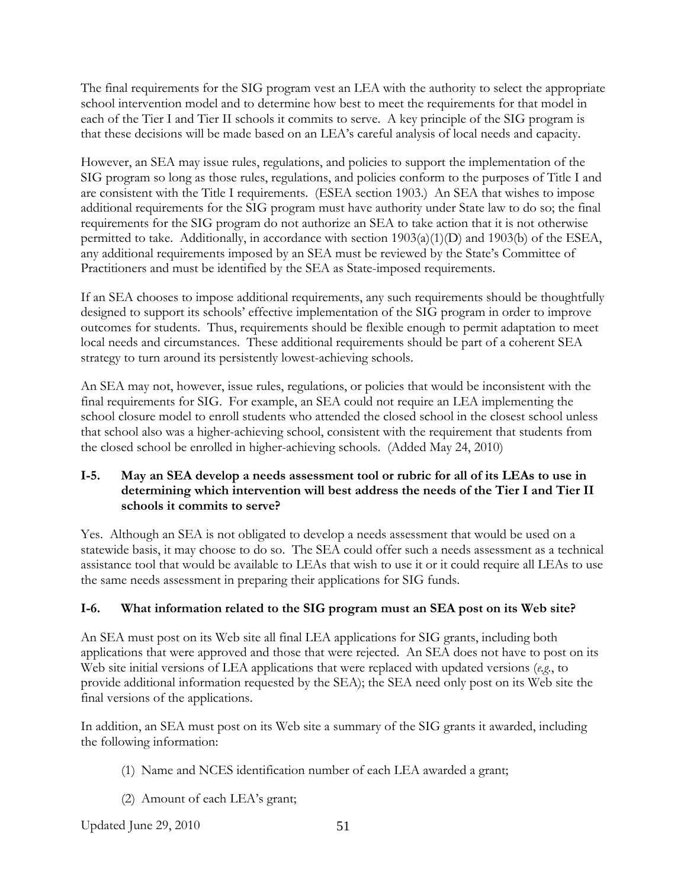The final requirements for the SIG program vest an LEA with the authority to select the appropriate school intervention model and to determine how best to meet the requirements for that model in each of the Tier I and Tier II schools it commits to serve. A key principle of the SIG program is that these decisions will be made based on an LEA's careful analysis of local needs and capacity.

However, an SEA may issue rules, regulations, and policies to support the implementation of the SIG program so long as those rules, regulations, and policies conform to the purposes of Title I and are consistent with the Title I requirements. (ESEA section 1903.) An SEA that wishes to impose additional requirements for the SIG program must have authority under State law to do so; the final requirements for the SIG program do not authorize an SEA to take action that it is not otherwise permitted to take. Additionally, in accordance with section 1903(a)(1)(D) and 1903(b) of the ESEA, any additional requirements imposed by an SEA must be reviewed by the State's Committee of Practitioners and must be identified by the SEA as State-imposed requirements.

If an SEA chooses to impose additional requirements, any such requirements should be thoughtfully designed to support its schools' effective implementation of the SIG program in order to improve outcomes for students. Thus, requirements should be flexible enough to permit adaptation to meet local needs and circumstances. These additional requirements should be part of a coherent SEA strategy to turn around its persistently lowest-achieving schools.

An SEA may not, however, issue rules, regulations, or policies that would be inconsistent with the final requirements for SIG. For example, an SEA could not require an LEA implementing the school closure model to enroll students who attended the closed school in the closest school unless that school also was a higher-achieving school, consistent with the requirement that students from the closed school be enrolled in higher-achieving schools. (Added May 24, 2010)

**I-5. May an SEA develop a needs assessment tool or rubric for all of its LEAs to use in determining which intervention will best address the needs of the Tier I and Tier II schools it commits to serve?**

Yes. Although an SEA is not obligated to develop a needs assessment that would be used on a statewide basis, it may choose to do so. The SEA could offer such a needs assessment as a technical assistance tool that would be available to LEAs that wish to use it or it could require all LEAs to use the same needs assessment in preparing their applications for SIG funds.

**I-6. What information related to the SIG program must an SEA post on its Web site?**

An SEA must post on its Web site all final LEA applications for SIG grants, including both applications that were approved and those that were rejected. An SEA does not have to post on its Web site initial versions of LEA applications that were replaced with updated versions (*e.g.*, to provide additional information requested by the SEA); the SEA need only post on its Web site the final versions of the applications.

In addition, an SEA must post on its Web site a summary of the SIG grants it awarded, including the following information:

(1) Name and NCES identification number of each LEA awarded a grant;

(2) Amount of each LEA's grant;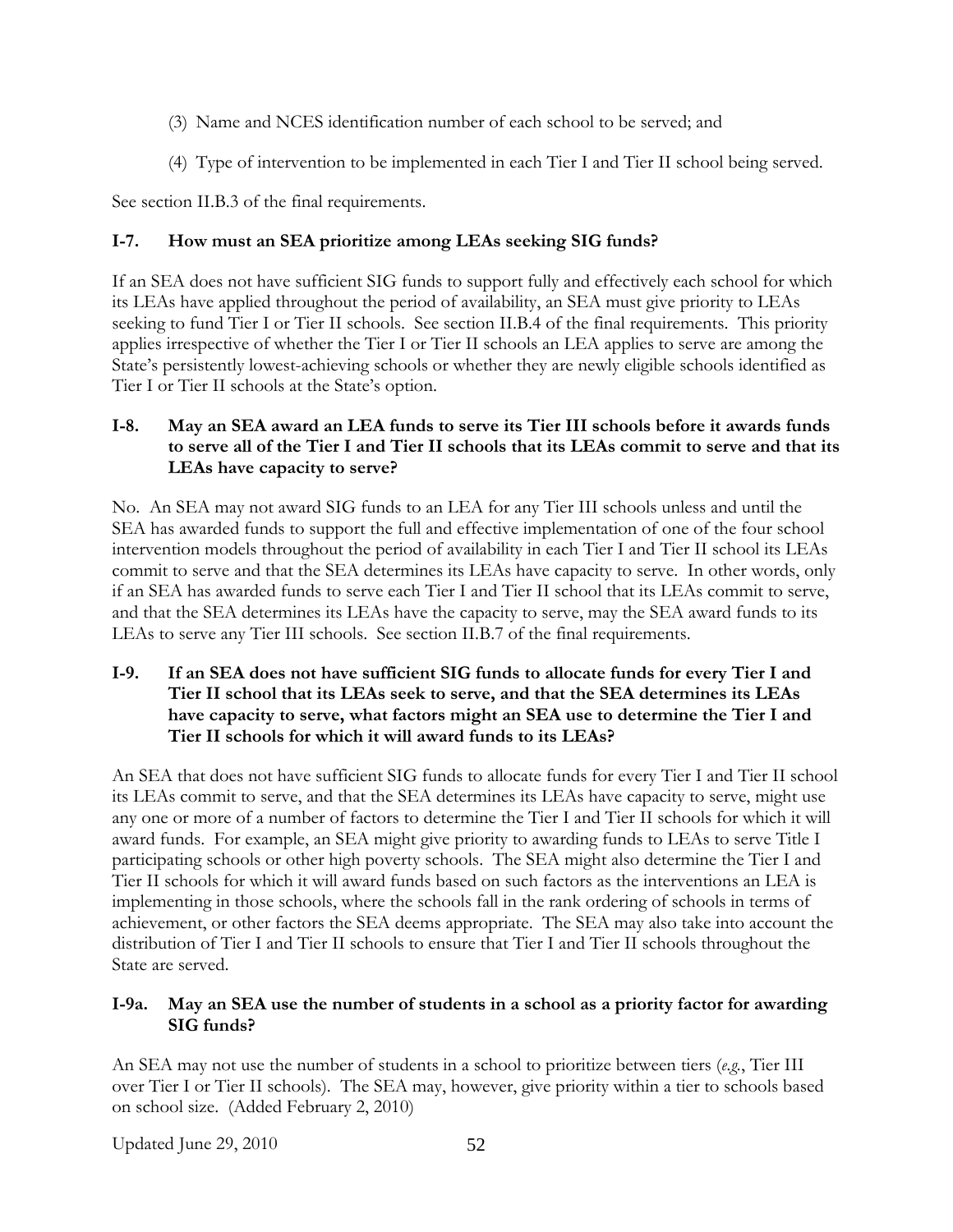(3) Name and NCES identification number of each school to be served; and

(4) Type of intervention to be implemented in each Tier I and Tier II school being served.

See section II.B.3 of the final requirements.

**I-7. How must an SEA prioritize among LEAs seeking SIG funds?**

If an SEA does not have sufficient SIG funds to support fully and effectively each school for which its LEAs have applied throughout the period of availability, an SEA must give priority to LEAs seeking to fund Tier I or Tier II schools. See section II.B.4 of the final requirements. This priority applies irrespective of whether the Tier I or Tier II schools an LEA applies to serve are among the State's persistently lowest-achieving schools or whether they are newly eligible schools identified as Tier I or Tier II schools at the State's option.

**I-8. May an SEA award an LEA funds to serve its Tier III schools before it awards funds to serve all of the Tier I and Tier II schools that its LEAs commit to serve and that its LEAs have capacity to serve?**

No. An SEA may not award SIG funds to an LEA for any Tier III schools unless and until the SEA has awarded funds to support the full and effective implementation of one of the four school intervention models throughout the period of availability in each Tier I and Tier II school its LEAs commit to serve and that the SEA determines its LEAs have capacity to serve. In other words, only if an SEA has awarded funds to serve each Tier I and Tier II school that its LEAs commit to serve, and that the SEA determines its LEAs have the capacity to serve, may the SEA award funds to its LEAs to serve any Tier III schools. See section II.B.7 of the final requirements.

**I-9. If an SEA does not have sufficient SIG funds to allocate funds for every Tier I and Tier II school that its LEAs seek to serve, and that the SEA determines its LEAs have capacity to serve, what factors might an SEA use to determine the Tier I and Tier II schools for which it will award funds to its LEAs?**

An SEA that does not have sufficient SIG funds to allocate funds for every Tier I and Tier II school its LEAs commit to serve, and that the SEA determines its LEAs have capacity to serve, might use any one or more of a number of factors to determine the Tier I and Tier II schools for which it will award funds. For example, an SEA might give priority to awarding funds to LEAs to serve Title I participating schools or other high poverty schools. The SEA might also determine the Tier I and Tier II schools for which it will award funds based on such factors as the interventions an LEA is implementing in those schools, where the schools fall in the rank ordering of schools in terms of achievement, or other factors the SEA deems appropriate. The SEA may also take into account the distribution of Tier I and Tier II schools to ensure that Tier I and Tier II schools throughout the State are served.

**I-9a. May an SEA use the number of students in a school as a priority factor for awarding SIG funds?**

An SEA may not use the number of students in a school to prioritize between tiers (*e.g.*, Tier III over Tier I or Tier II schools). The SEA may, however, give priority within a tier to schools based on school size. (Added February 2, 2010)

Updated June 29, 2010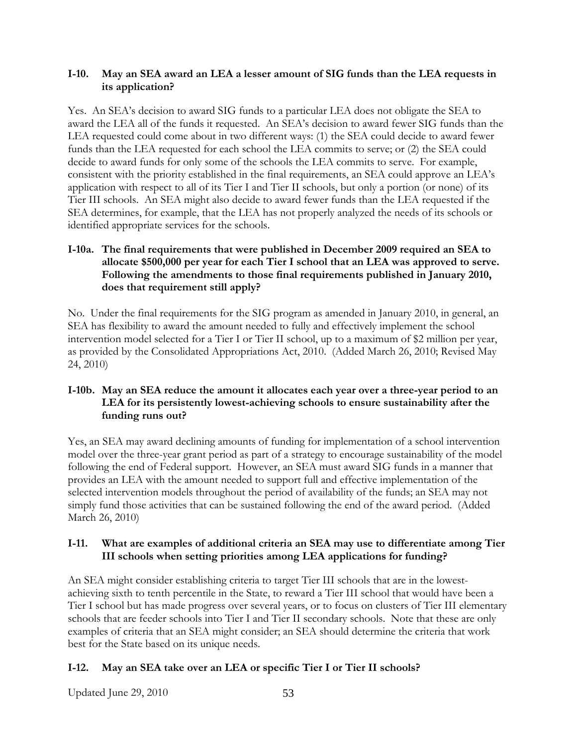### I-10. May an SEA award an LEA a lesser amount of SIG funds than the LEA requests in its application?

Yes. An SEA's decision to award SIG funds to a particular LEA does not obligate the SEA to award the LEA all of the funds it requested. An SEA's decision to award fewer SIG funds than the LEA requested could come about in two different ways: (1) the SEA could decide to award fewer funds than the LEA requested for each school the LEA commits to serve; or (2) the SEA could decide to award funds for only some of the schools the LEA commits to serve. For example, consistent with the priority established in the final requirements, an SEA could approve an LEA's application with respect to all of its Tier I and Tier II schools, but only a portion (or none) of its Tier III schools. An SEA might also decide to award fewer funds than the LEA requested if the SEA determines, for example, that the LEA has not properly analyzed the needs of its schools or identified appropriate services for the schools.

### I-10a. The final requirements that were published in December 2009 required an SEA to allocate $500,000 per year for each Tier I school that an LEA was approved to serve. Following the amendments to those final requirements published in January 2010, does that requirement still apply?

No. Under the final requirements for the SIG program as amended in January 2010, in general, an SEA has flexibility to award the amount needed to fully and effectively implement the school intervention model selected for a Tier I or Tier II school, up to a maximum of $2 million per year, as provided by the Consolidated Appropriations Act, 2010. (Added March 26, 2010; Revised May 24, 2010)

### I-10b. May an SEA reduce the amount it allocates each year over a three-year period to an LEA for its persistently lowest-achieving schools to ensure sustainability after the funding runs out?

Yes, an SEA may award declining amounts of funding for implementation of a school intervention model over the three-year grant period as part of a strategy to encourage sustainability of the model following the end of Federal support. However, an SEA must award SIG funds in a manner that provides an LEA with the amount needed to support full and effective implementation of the selected intervention models throughout the period of availability of the funds; an SEA may not simply fund those activities that can be sustained following the end of the award period. (Added March 26, 2010)

### I-11. What are examples of additional criteria an SEA may use to differentiate among Tier III schools when setting priorities among LEA applications for funding?

An SEA might consider establishing criteria to target Tier III schools that are in the lowest-achieving sixth to tenth percentile in the State, to reward a Tier III school that would have been a Tier I school but has made progress over several years, or to focus on clusters of Tier III elementary schools that are feeder schools into Tier I and Tier II secondary schools. Note that these are only examples of criteria that an SEA might consider; an SEA should determine the criteria that work best for the State based on its unique needs.

### I-12. May an SEA take over an LEA or specific Tier I or Tier II schools?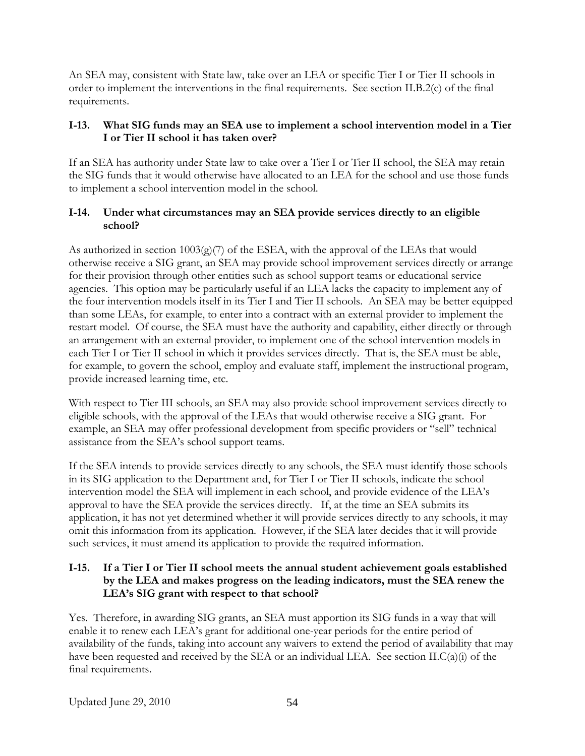An SEA may, consistent with State law, take over an LEA or specific Tier I or Tier II schools in order to implement the interventions in the final requirements. See section II.B.2(c) of the final requirements.

### I-13. What SIG funds may an SEA use to implement a school intervention model in a Tier I or Tier II school it has taken over?

If an SEA has authority under State law to take over a Tier I or Tier II school, the SEA may retain the SIG funds that it would otherwise have allocated to an LEA for the school and use those funds to implement a school intervention model in the school.

### I-14. Under what circumstances may an SEA provide services directly to an eligible school?

As authorized in section 1003(g)(7) of the ESEA, with the approval of the LEAs that would otherwise receive a SIG grant, an SEA may provide school improvement services directly or arrange for their provision through other entities such as school support teams or educational service agencies. This option may be particularly useful if an LEA lacks the capacity to implement any of the four intervention models itself in its Tier I and Tier II schools. An SEA may be better equipped than some LEAs, for example, to enter into a contract with an external provider to implement the restart model. Of course, the SEA must have the authority and capability, either directly or through an arrangement with an external provider, to implement one of the school intervention models in each Tier I or Tier II school in which it provides services directly. That is, the SEA must be able, for example, to govern the school, employ and evaluate staff, implement the instructional program, provide increased learning time, etc.

With respect to Tier III schools, an SEA may also provide school improvement services directly to eligible schools, with the approval of the LEAs that would otherwise receive a SIG grant. For example, an SEA may offer professional development from specific providers or "sell" technical assistance from the SEA's school support teams.

If the SEA intends to provide services directly to any schools, the SEA must identify those schools in its SIG application to the Department and, for Tier I or Tier II schools, indicate the school intervention model the SEA will implement in each school, and provide evidence of the LEA's approval to have the SEA provide the services directly. If, at the time an SEA submits its application, it has not yet determined whether it will provide services directly to any schools, it may omit this information from its application. However, if the SEA later decides that it will provide such services, it must amend its application to provide the required information.

### I-15. If a Tier I or Tier II school meets the annual student achievement goals established by the LEA and makes progress on the leading indicators, must the SEA renew the LEA's SIG grant with respect to that school?

Yes. Therefore, in awarding SIG grants, an SEA must apportion its SIG funds in a way that will enable it to renew each LEA's grant for additional one-year periods for the entire period of availability of the funds, taking into account any waivers to extend the period of availability that may have been requested and received by the SEA or an individual LEA. See section II.C(a)(i) of the final requirements.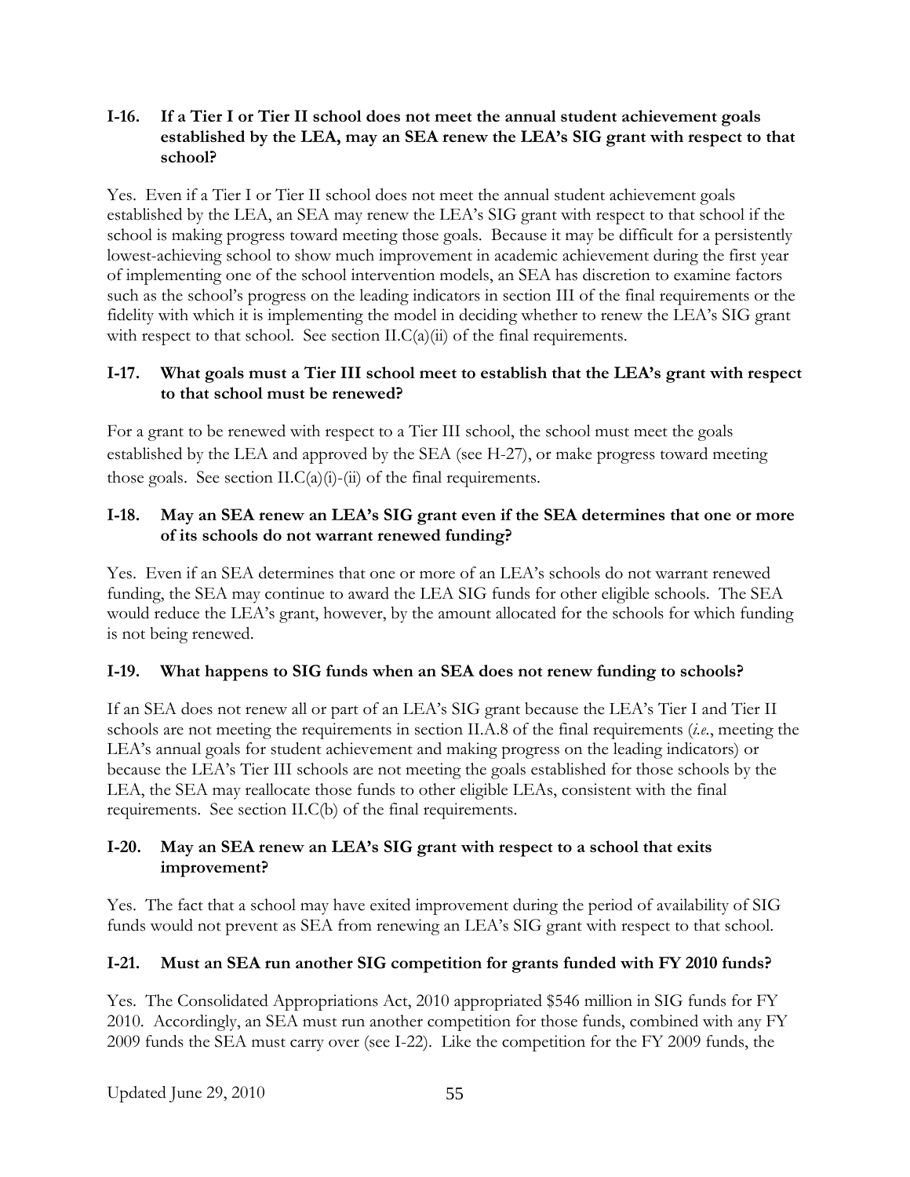**I-16. If a Tier I or Tier II school does not meet the annual student achievement goals established by the LEA, may an SEA renew the LEA's SIG grant with respect to that school?**

Yes. Even if a Tier I or Tier II school does not meet the annual student achievement goals established by the LEA, an SEA may renew the LEA's SIG grant with respect to that school if the school is making progress toward meeting those goals. Because it may be difficult for a persistently lowest-achieving school to show much improvement in academic achievement during the first year of implementing one of the school intervention models, an SEA has discretion to examine factors such as the school's progress on the leading indicators in section III of the final requirements or the fidelity with which it is implementing the model in deciding whether to renew the LEA's SIG grant with respect to that school. See section II.C(a)(ii) of the final requirements.

**I-17. What goals must a Tier III school meet to establish that the LEA's grant with respect to that school must be renewed?**

For a grant to be renewed with respect to a Tier III school, the school must meet the goals established by the LEA and approved by the SEA (see H-27), or make progress toward meeting those goals. See section II.C(a)(i)-(ii) of the final requirements.

**I-18. May an SEA renew an LEA's SIG grant even if the SEA determines that one or more of its schools do not warrant renewed funding?**

Yes. Even if an SEA determines that one or more of an LEA's schools do not warrant renewed funding, the SEA may continue to award the LEA SIG funds for other eligible schools. The SEA would reduce the LEA's grant, however, by the amount allocated for the schools for which funding is not being renewed.

**I-19. What happens to SIG funds when an SEA does not renew funding to schools?**

If an SEA does not renew all or part of an LEA's SIG grant because the LEA's Tier I and Tier II schools are not meeting the requirements in section II.A.8 of the final requirements (*i.e.*, meeting the LEA's annual goals for student achievement and making progress on the leading indicators) or because the LEA's Tier III schools are not meeting the goals established for those schools by the LEA, the SEA may reallocate those funds to other eligible LEAs, consistent with the final requirements. See section II.C(b) of the final requirements.

**I-20. May an SEA renew an LEA's SIG grant with respect to a school that exits improvement?**

Yes. The fact that a school may have exited improvement during the period of availability of SIG funds would not prevent as SEA from renewing an LEA's SIG grant with respect to that school.

**I-21. Must an SEA run another SIG competition for grants funded with FY 2010 funds?**

Yes. The Consolidated Appropriations Act, 2010 appropriated $546 million in SIG funds for FY 2010. Accordingly, an SEA must run another competition for those funds, combined with any FY 2009 funds the SEA must carry over (see I-22). Like the competition for the FY 2009 funds, the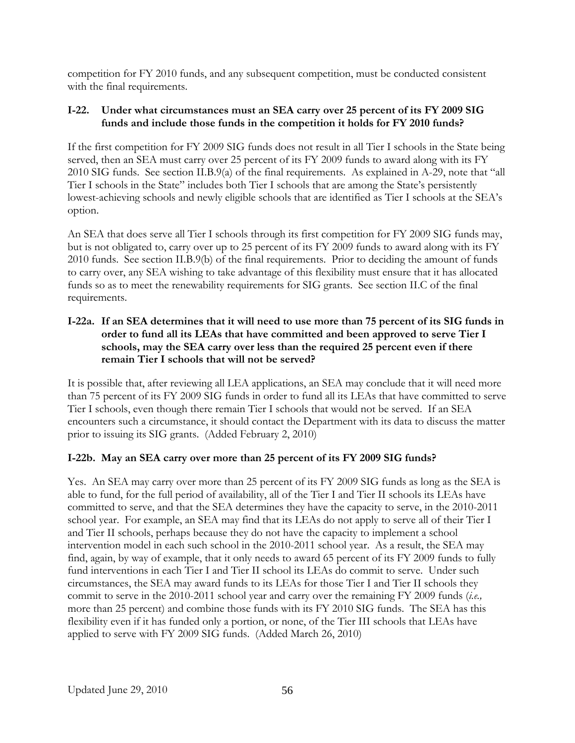competition for FY 2010 funds, and any subsequent competition, must be conducted consistent with the final requirements.

### I-22. Under what circumstances must an SEA carry over 25 percent of its FY 2009 SIG funds and include those funds in the competition it holds for FY 2010 funds?

If the first competition for FY 2009 SIG funds does not result in all Tier I schools in the State being served, then an SEA must carry over 25 percent of its FY 2009 funds to award along with its FY 2010 SIG funds. See section II.B.9(a) of the final requirements. As explained in A-29, note that "all Tier I schools in the State" includes both Tier I schools that are among the State's persistently lowest-achieving schools and newly eligible schools that are identified as Tier I schools at the SEA's option.

An SEA that does serve all Tier I schools through its first competition for FY 2009 SIG funds may, but is not obligated to, carry over up to 25 percent of its FY 2009 funds to award along with its FY 2010 funds. See section II.B.9(b) of the final requirements. Prior to deciding the amount of funds to carry over, any SEA wishing to take advantage of this flexibility must ensure that it has allocated funds so as to meet the renewability requirements for SIG grants. See section II.C of the final requirements.

### I-22a. If an SEA determines that it will need to use more than 75 percent of its SIG funds in order to fund all its LEAs that have committed and been approved to serve Tier I schools, may the SEA carry over less than the required 25 percent even if there remain Tier I schools that will not be served?

It is possible that, after reviewing all LEA applications, an SEA may conclude that it will need more than 75 percent of its FY 2009 SIG funds in order to fund all its LEAs that have committed to serve Tier I schools, even though there remain Tier I schools that would not be served. If an SEA encounters such a circumstance, it should contact the Department with its data to discuss the matter prior to issuing its SIG grants. (Added February 2, 2010)

### I-22b. May an SEA carry over more than 25 percent of its FY 2009 SIG funds?

Yes. An SEA may carry over more than 25 percent of its FY 2009 SIG funds as long as the SEA is able to fund, for the full period of availability, all of the Tier I and Tier II schools its LEAs have committed to serve, and that the SEA determines they have the capacity to serve, in the 2010-2011 school year. For example, an SEA may find that its LEAs do not apply to serve all of their Tier I and Tier II schools, perhaps because they do not have the capacity to implement a school intervention model in each such school in the 2010-2011 school year. As a result, the SEA may find, again, by way of example, that it only needs to award 65 percent of its FY 2009 funds to fully fund interventions in each Tier I and Tier II school its LEAs do commit to serve. Under such circumstances, the SEA may award funds to its LEAs for those Tier I and Tier II schools they commit to serve in the 2010-2011 school year and carry over the remaining FY 2009 funds (*i.e.,* more than 25 percent) and combine those funds with its FY 2010 SIG funds. The SEA has this flexibility even if it has funded only a portion, or none, of the Tier III schools that LEAs have applied to serve with FY 2009 SIG funds. (Added March 26, 2010)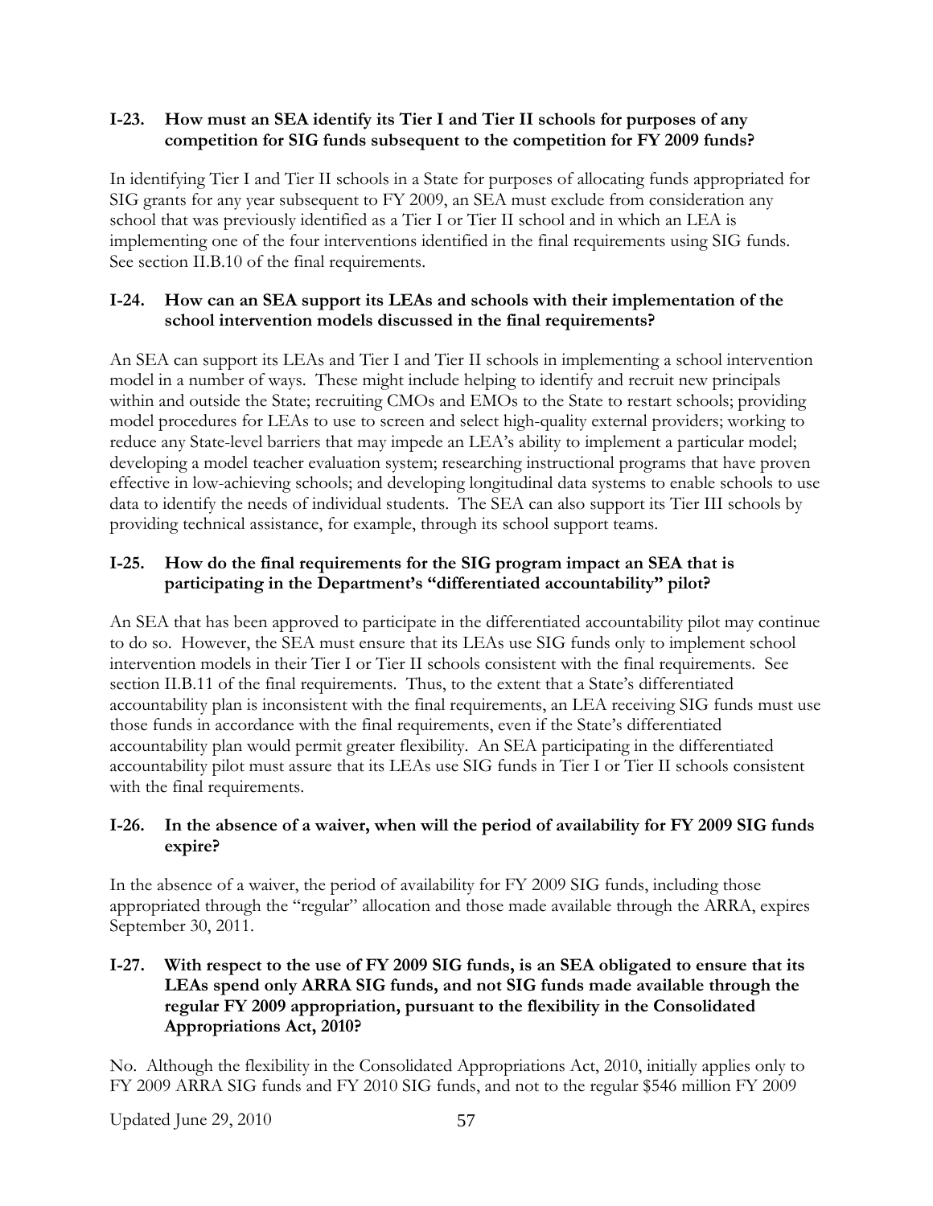**I-23. How must an SEA identify its Tier I and Tier II schools for purposes of any competition for SIG funds subsequent to the competition for FY 2009 funds?**

In identifying Tier I and Tier II schools in a State for purposes of allocating funds appropriated for SIG grants for any year subsequent to FY 2009, an SEA must exclude from consideration any school that was previously identified as a Tier I or Tier II school and in which an LEA is implementing one of the four interventions identified in the final requirements using SIG funds. See section II.B.10 of the final requirements.

**I-24. How can an SEA support its LEAs and schools with their implementation of the school intervention models discussed in the final requirements?**

An SEA can support its LEAs and Tier I and Tier II schools in implementing a school intervention model in a number of ways. These might include helping to identify and recruit new principals within and outside the State; recruiting CMOs and EMOs to the State to restart schools; providing model procedures for LEAs to use to screen and select high-quality external providers; working to reduce any State-level barriers that may impede an LEA's ability to implement a particular model; developing a model teacher evaluation system; researching instructional programs that have proven effective in low-achieving schools; and developing longitudinal data systems to enable schools to use data to identify the needs of individual students. The SEA can also support its Tier III schools by providing technical assistance, for example, through its school support teams.

**I-25. How do the final requirements for the SIG program impact an SEA that is participating in the Department's "differentiated accountability" pilot?**

An SEA that has been approved to participate in the differentiated accountability pilot may continue to do so. However, the SEA must ensure that its LEAs use SIG funds only to implement school intervention models in their Tier I or Tier II schools consistent with the final requirements. See section II.B.11 of the final requirements. Thus, to the extent that a State's differentiated accountability plan is inconsistent with the final requirements, an LEA receiving SIG funds must use those funds in accordance with the final requirements, even if the State's differentiated accountability plan would permit greater flexibility. An SEA participating in the differentiated accountability pilot must assure that its LEAs use SIG funds in Tier I or Tier II schools consistent with the final requirements.

**I-26. In the absence of a waiver, when will the period of availability for FY 2009 SIG funds expire?**

In the absence of a waiver, the period of availability for FY 2009 SIG funds, including those appropriated through the "regular" allocation and those made available through the ARRA, expires September 30, 2011.

**I-27. With respect to the use of FY 2009 SIG funds, is an SEA obligated to ensure that its LEAs spend only ARRA SIG funds, and not SIG funds made available through the regular FY 2009 appropriation, pursuant to the flexibility in the Consolidated Appropriations Act, 2010?**

No. Although the flexibility in the Consolidated Appropriations Act, 2010, initially applies only to FY 2009 ARRA SIG funds and FY 2010 SIG funds, and not to the regular $546 million FY 2009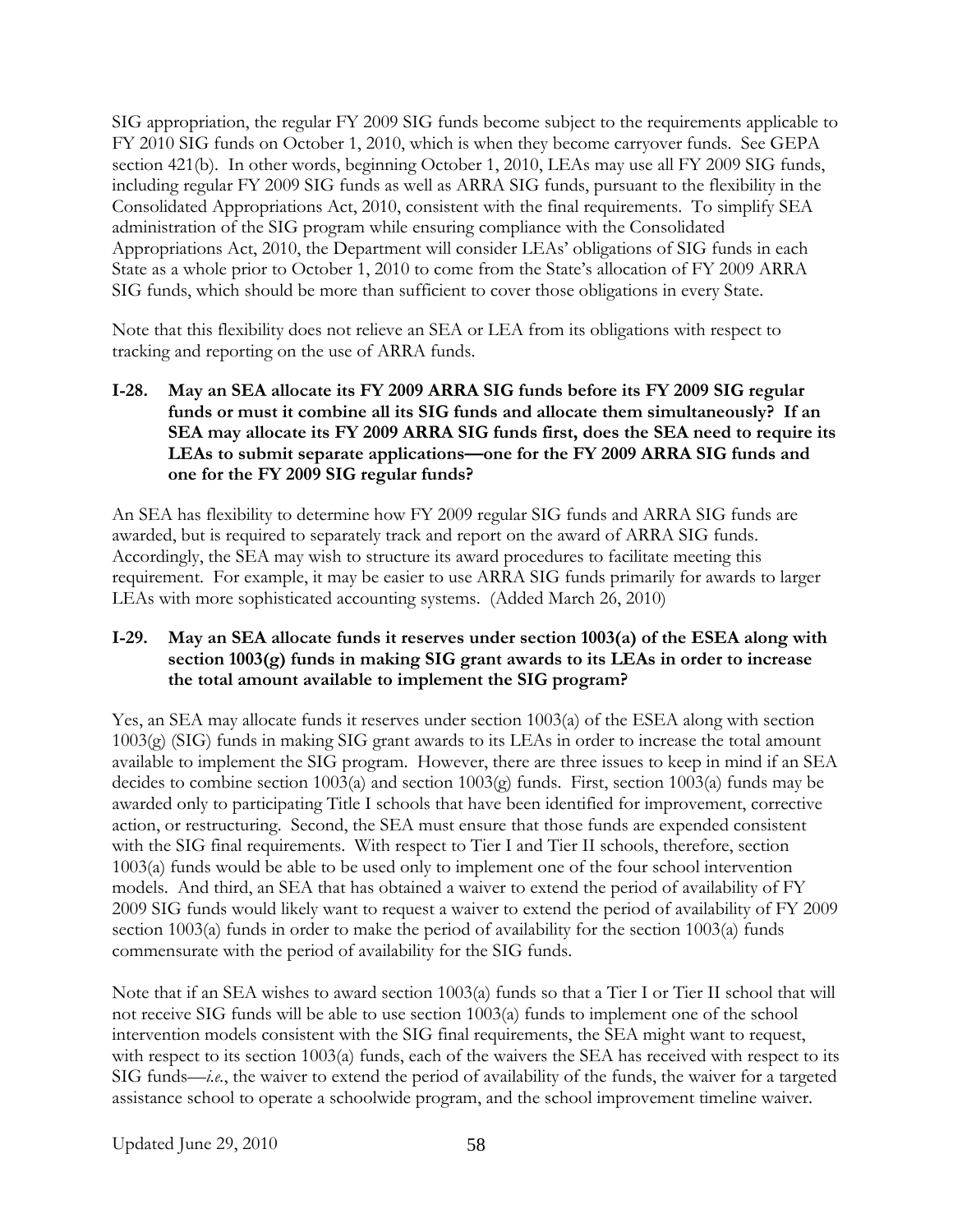SIG appropriation, the regular FY 2009 SIG funds become subject to the requirements applicable to FY 2010 SIG funds on October 1, 2010, which is when they become carryover funds. See GEPA section 421(b). In other words, beginning October 1, 2010, LEAs may use all FY 2009 SIG funds, including regular FY 2009 SIG funds as well as ARRA SIG funds, pursuant to the flexibility in the Consolidated Appropriations Act, 2010, consistent with the final requirements. To simplify SEA administration of the SIG program while ensuring compliance with the Consolidated Appropriations Act, 2010, the Department will consider LEAs' obligations of SIG funds in each State as a whole prior to October 1, 2010 to come from the State's allocation of FY 2009 ARRA SIG funds, which should be more than sufficient to cover those obligations in every State.

Note that this flexibility does not relieve an SEA or LEA from its obligations with respect to tracking and reporting on the use of ARRA funds.

**I-28. May an SEA allocate its FY 2009 ARRA SIG funds before its FY 2009 SIG regular funds or must it combine all its SIG funds and allocate them simultaneously? If an SEA may allocate its FY 2009 ARRA SIG funds first, does the SEA need to require its LEAs to submit separate applications—one for the FY 2009 ARRA SIG funds and one for the FY 2009 SIG regular funds?**

An SEA has flexibility to determine how FY 2009 regular SIG funds and ARRA SIG funds are awarded, but is required to separately track and report on the award of ARRA SIG funds. Accordingly, the SEA may wish to structure its award procedures to facilitate meeting this requirement. For example, it may be easier to use ARRA SIG funds primarily for awards to larger LEAs with more sophisticated accounting systems. (Added March 26, 2010)

**I-29. May an SEA allocate funds it reserves under section 1003(a) of the ESEA along with section 1003(g) funds in making SIG grant awards to its LEAs in order to increase the total amount available to implement the SIG program?**

Yes, an SEA may allocate funds it reserves under section 1003(a) of the ESEA along with section 1003(g) (SIG) funds in making SIG grant awards to its LEAs in order to increase the total amount available to implement the SIG program. However, there are three issues to keep in mind if an SEA decides to combine section 1003(a) and section 1003(g) funds. First, section 1003(a) funds may be awarded only to participating Title I schools that have been identified for improvement, corrective action, or restructuring. Second, the SEA must ensure that those funds are expended consistent with the SIG final requirements. With respect to Tier I and Tier II schools, therefore, section 1003(a) funds would be able to be used only to implement one of the four school intervention models. And third, an SEA that has obtained a waiver to extend the period of availability of FY 2009 SIG funds would likely want to request a waiver to extend the period of availability of FY 2009 section 1003(a) funds in order to make the period of availability for the section 1003(a) funds commensurate with the period of availability for the SIG funds.

Note that if an SEA wishes to award section 1003(a) funds so that a Tier I or Tier II school that will not receive SIG funds will be able to use section 1003(a) funds to implement one of the school intervention models consistent with the SIG final requirements, the SEA might want to request, with respect to its section 1003(a) funds, each of the waivers the SEA has received with respect to its SIG funds—*i.e.*, the waiver to extend the period of availability of the funds, the waiver for a targeted assistance school to operate a schoolwide program, and the school improvement timeline waiver.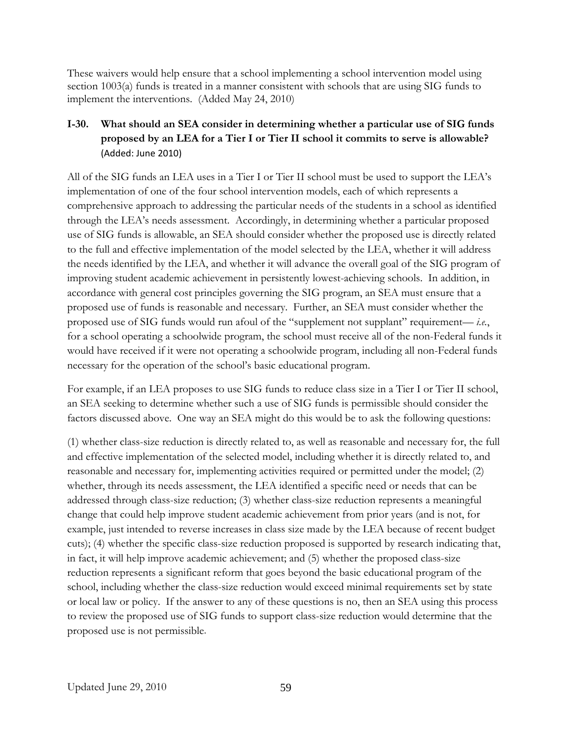These waivers would help ensure that a school implementing a school intervention model using section 1003(a) funds is treated in a manner consistent with schools that are using SIG funds to implement the interventions. (Added May 24, 2010)

### I-30. What should an SEA consider in determining whether a particular use of SIG funds proposed by an LEA for a Tier I or Tier II school it commits to serve is allowable? (Added: June 2010)

All of the SIG funds an LEA uses in a Tier I or Tier II school must be used to support the LEA's implementation of one of the four school intervention models, each of which represents a comprehensive approach to addressing the particular needs of the students in a school as identified through the LEA's needs assessment. Accordingly, in determining whether a particular proposed use of SIG funds is allowable, an SEA should consider whether the proposed use is directly related to the full and effective implementation of the model selected by the LEA, whether it will address the needs identified by the LEA, and whether it will advance the overall goal of the SIG program of improving student academic achievement in persistently lowest-achieving schools. In addition, in accordance with general cost principles governing the SIG program, an SEA must ensure that a proposed use of funds is reasonable and necessary. Further, an SEA must consider whether the proposed use of SIG funds would run afoul of the "supplement not supplant" requirement— *i.e.*, for a school operating a schoolwide program, the school must receive all of the non-Federal funds it would have received if it were not operating a schoolwide program, including all non-Federal funds necessary for the operation of the school's basic educational program.

For example, if an LEA proposes to use SIG funds to reduce class size in a Tier I or Tier II school, an SEA seeking to determine whether such a use of SIG funds is permissible should consider the factors discussed above. One way an SEA might do this would be to ask the following questions:

(1) whether class-size reduction is directly related to, as well as reasonable and necessary for, the full and effective implementation of the selected model, including whether it is directly related to, and reasonable and necessary for, implementing activities required or permitted under the model; (2) whether, through its needs assessment, the LEA identified a specific need or needs that can be addressed through class-size reduction; (3) whether class-size reduction represents a meaningful change that could help improve student academic achievement from prior years (and is not, for example, just intended to reverse increases in class size made by the LEA because of recent budget cuts); (4) whether the specific class-size reduction proposed is supported by research indicating that, in fact, it will help improve academic achievement; and (5) whether the proposed class-size reduction represents a significant reform that goes beyond the basic educational program of the school, including whether the class-size reduction would exceed minimal requirements set by state or local law or policy. If the answer to any of these questions is no, then an SEA using this process to review the proposed use of SIG funds to support class-size reduction would determine that the proposed use is not permissible.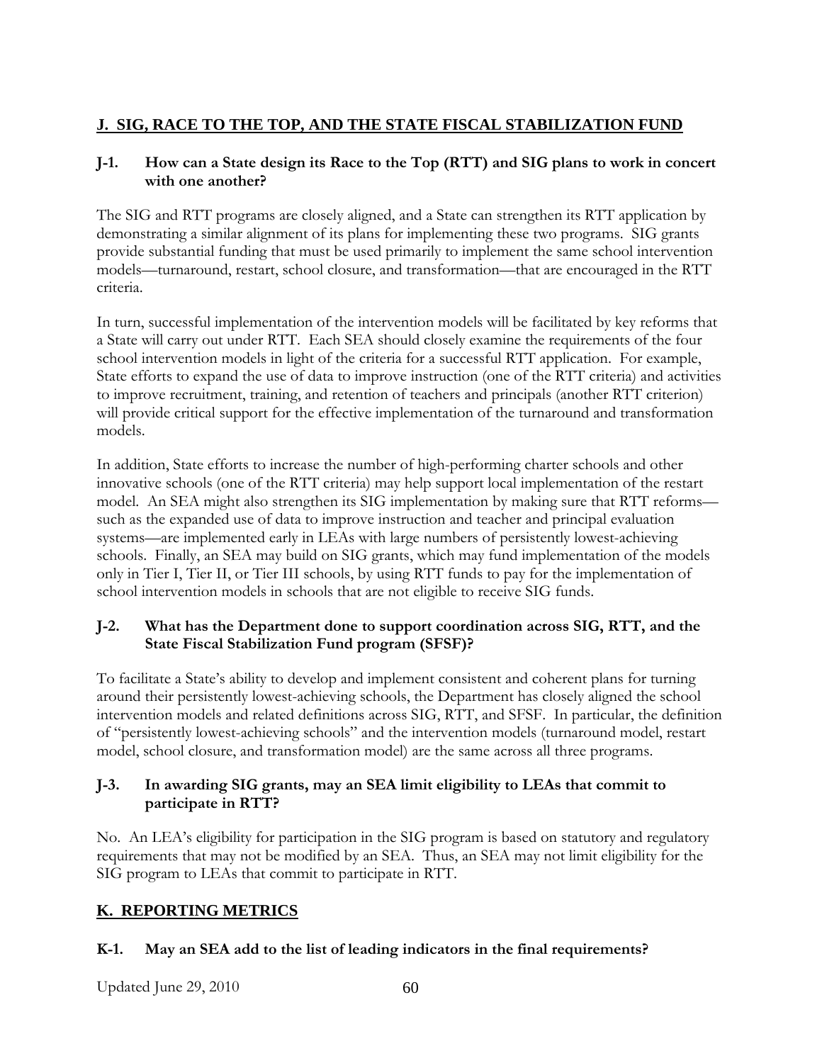## J. SIG, RACE TO THE TOP, AND THE STATE FISCAL STABILIZATION FUND

**J-1. How can a State design its Race to the Top (RTT) and SIG plans to work in concert with one another?**

The SIG and RTT programs are closely aligned, and a State can strengthen its RTT application by demonstrating a similar alignment of its plans for implementing these two programs. SIG grants provide substantial funding that must be used primarily to implement the same school intervention models—turnaround, restart, school closure, and transformation—that are encouraged in the RTT criteria.

In turn, successful implementation of the intervention models will be facilitated by key reforms that a State will carry out under RTT. Each SEA should closely examine the requirements of the four school intervention models in light of the criteria for a successful RTT application. For example, State efforts to expand the use of data to improve instruction (one of the RTT criteria) and activities to improve recruitment, training, and retention of teachers and principals (another RTT criterion) will provide critical support for the effective implementation of the turnaround and transformation models.

In addition, State efforts to increase the number of high-performing charter schools and other innovative schools (one of the RTT criteria) may help support local implementation of the restart model. An SEA might also strengthen its SIG implementation by making sure that RTT reforms—such as the expanded use of data to improve instruction and teacher and principal evaluation systems—are implemented early in LEAs with large numbers of persistently lowest-achieving schools. Finally, an SEA may build on SIG grants, which may fund implementation of the models only in Tier I, Tier II, or Tier III schools, by using RTT funds to pay for the implementation of school intervention models in schools that are not eligible to receive SIG funds.

**J-2. What has the Department done to support coordination across SIG, RTT, and the State Fiscal Stabilization Fund program (SFSF)?**

To facilitate a State's ability to develop and implement consistent and coherent plans for turning around their persistently lowest-achieving schools, the Department has closely aligned the school intervention models and related definitions across SIG, RTT, and SFSF. In particular, the definition of "persistently lowest-achieving schools" and the intervention models (turnaround model, restart model, school closure, and transformation model) are the same across all three programs.

**J-3. In awarding SIG grants, may an SEA limit eligibility to LEAs that commit to participate in RTT?**

No. An LEA's eligibility for participation in the SIG program is based on statutory and regulatory requirements that may not be modified by an SEA. Thus, an SEA may not limit eligibility for the SIG program to LEAs that commit to participate in RTT.

## K. REPORTING METRICS

**K-1. May an SEA add to the list of leading indicators in the final requirements?**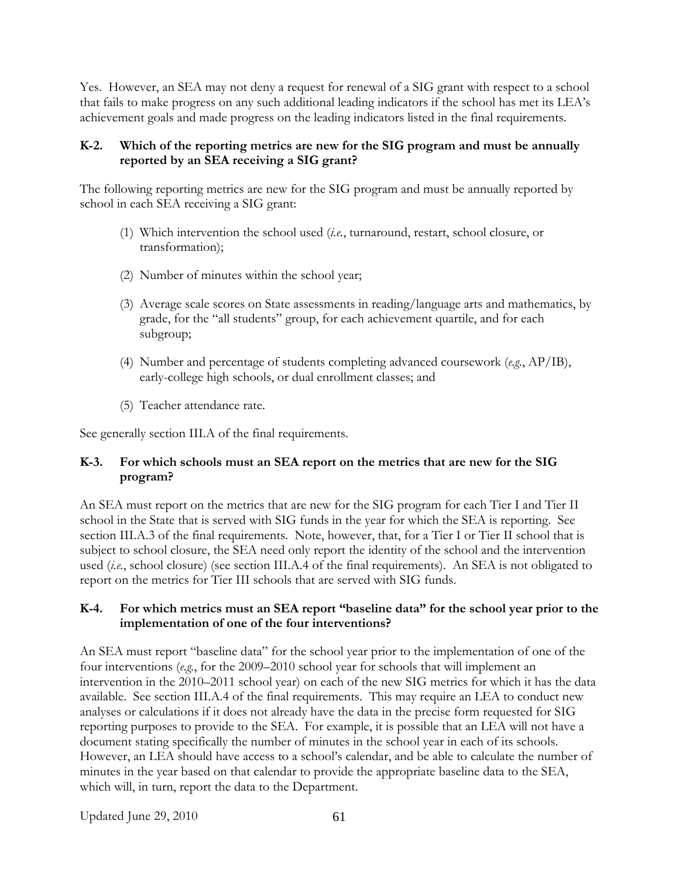Yes. However, an SEA may not deny a request for renewal of a SIG grant with respect to a school that fails to make progress on any such additional leading indicators if the school has met its LEA's achievement goals and made progress on the leading indicators listed in the final requirements.

### K-2. Which of the reporting metrics are new for the SIG program and must be annually reported by an SEA receiving a SIG grant?

The following reporting metrics are new for the SIG program and must be annually reported by school in each SEA receiving a SIG grant:

(1) Which intervention the school used (*i.e.*, turnaround, restart, school closure, or transformation);

(2) Number of minutes within the school year;

(3) Average scale scores on State assessments in reading/language arts and mathematics, by grade, for the "all students" group, for each achievement quartile, and for each subgroup;

(4) Number and percentage of students completing advanced coursework (*e.g.*, AP/IB), early-college high schools, or dual enrollment classes; and

(5) Teacher attendance rate.

See generally section III.A of the final requirements.

### K-3. For which schools must an SEA report on the metrics that are new for the SIG program?

An SEA must report on the metrics that are new for the SIG program for each Tier I and Tier II school in the State that is served with SIG funds in the year for which the SEA is reporting. See section III.A.3 of the final requirements. Note, however, that, for a Tier I or Tier II school that is subject to school closure, the SEA need only report the identity of the school and the intervention used (*i.e.*, school closure) (see section III.A.4 of the final requirements). An SEA is not obligated to report on the metrics for Tier III schools that are served with SIG funds.

### K-4. For which metrics must an SEA report "baseline data" for the school year prior to the implementation of one of the four interventions?

An SEA must report "baseline data" for the school year prior to the implementation of one of the four interventions (*e.g.*, for the 2009–2010 school year for schools that will implement an intervention in the 2010–2011 school year) on each of the new SIG metrics for which it has the data available. See section III.A.4 of the final requirements. This may require an LEA to conduct new analyses or calculations if it does not already have the data in the precise form requested for SIG reporting purposes to provide to the SEA. For example, it is possible that an LEA will not have a document stating specifically the number of minutes in the school year in each of its schools. However, an LEA should have access to a school's calendar, and be able to calculate the number of minutes in the year based on that calendar to provide the appropriate baseline data to the SEA, which will, in turn, report the data to the Department.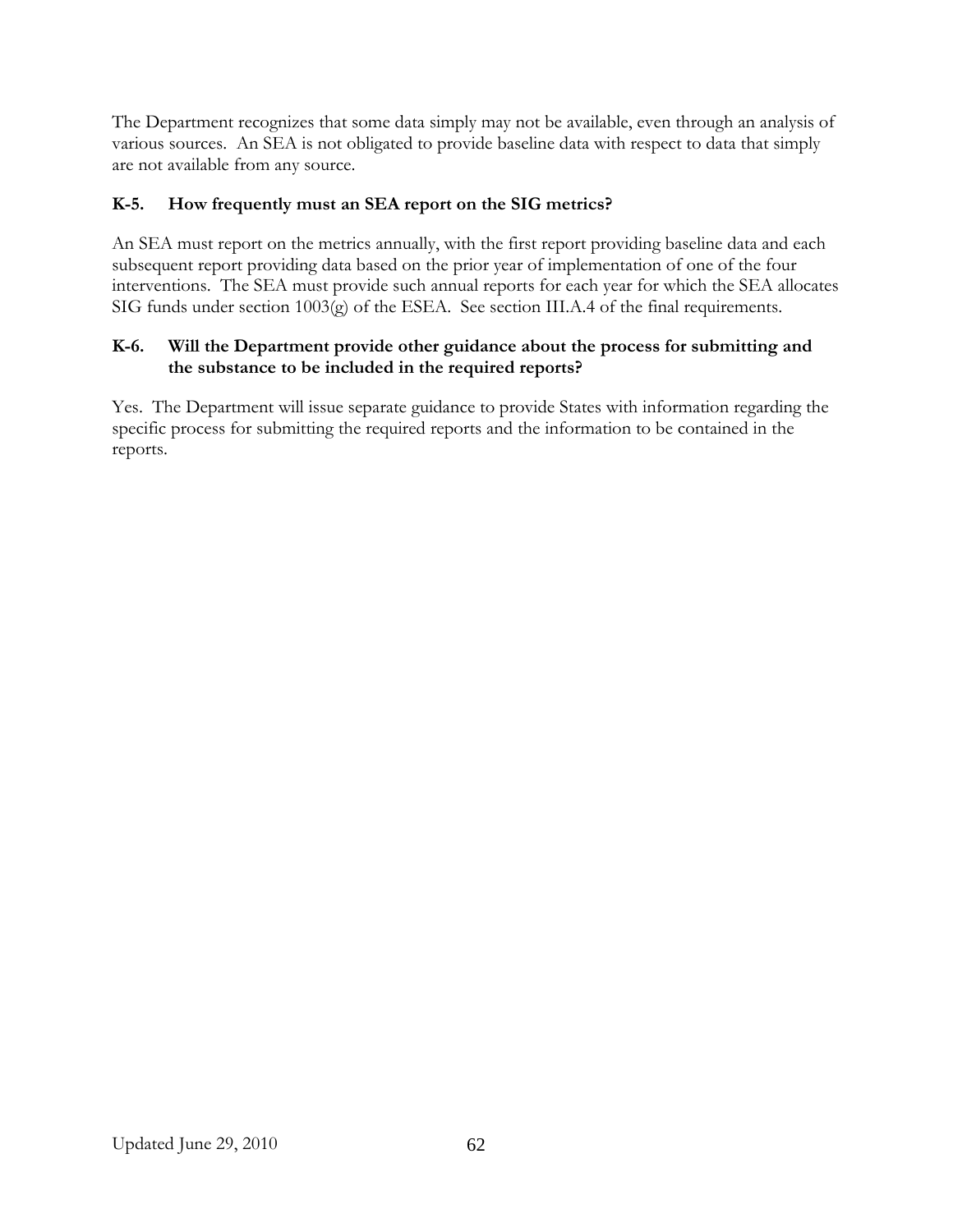The Department recognizes that some data simply may not be available, even through an analysis of various sources. An SEA is not obligated to provide baseline data with respect to data that simply are not available from any source.

**K-5. How frequently must an SEA report on the SIG metrics?**

An SEA must report on the metrics annually, with the first report providing baseline data and each subsequent report providing data based on the prior year of implementation of one of the four interventions. The SEA must provide such annual reports for each year for which the SEA allocates SIG funds under section 1003(g) of the ESEA. See section III.A.4 of the final requirements.

**K-6. Will the Department provide other guidance about the process for submitting and the substance to be included in the required reports?**

Yes. The Department will issue separate guidance to provide States with information regarding the specific process for submitting the required reports and the information to be contained in the reports.